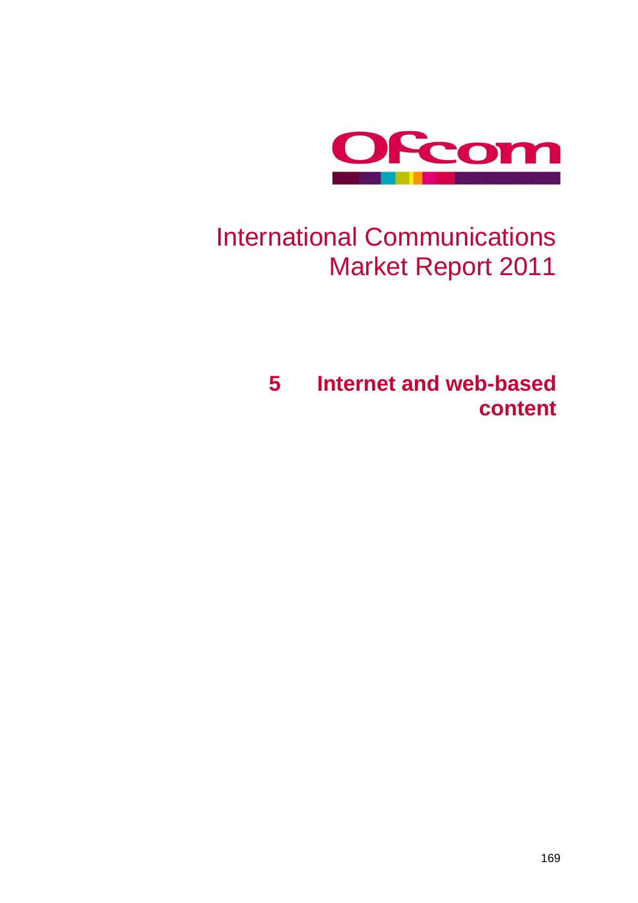Ofcom

# International Communications Market Report 2011

## 5 Internet and web-based content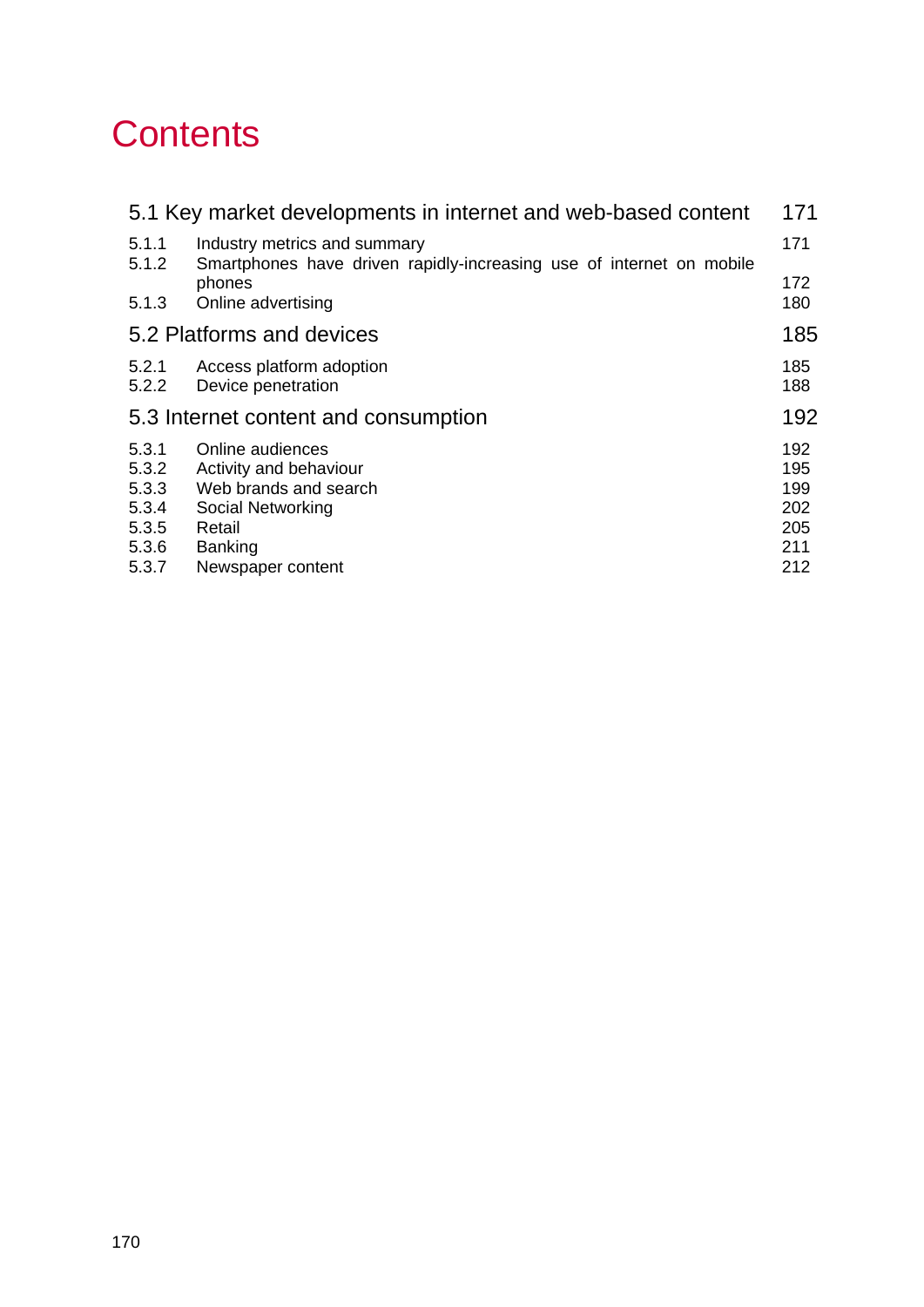# Contents

| | | |
|---|---|---|
| **5.1 Key market developments in internet and web-based content** | | **171** |
| 5.1.1 | Industry metrics and summary | 171 |
| 5.1.2 | Smartphones have driven rapidly-increasing use of internet on mobile phones | 172 |
| 5.1.3 | Online advertising | 180 |
| **5.2 Platforms and devices** | | **185** |
| 5.2.1 | Access platform adoption | 185 |
| 5.2.2 | Device penetration | 188 |
| **5.3 Internet content and consumption** | | **192** |
| 5.3.1 | Online audiences | 192 |
| 5.3.2 | Activity and behaviour | 195 |
| 5.3.3 | Web brands and search | 199 |
| 5.3.4 | Social Networking | 202 |
| 5.3.5 | Retail | 205 |
| 5.3.6 | Banking | 211 |
| 5.3.7 | Newspaper content | 212 |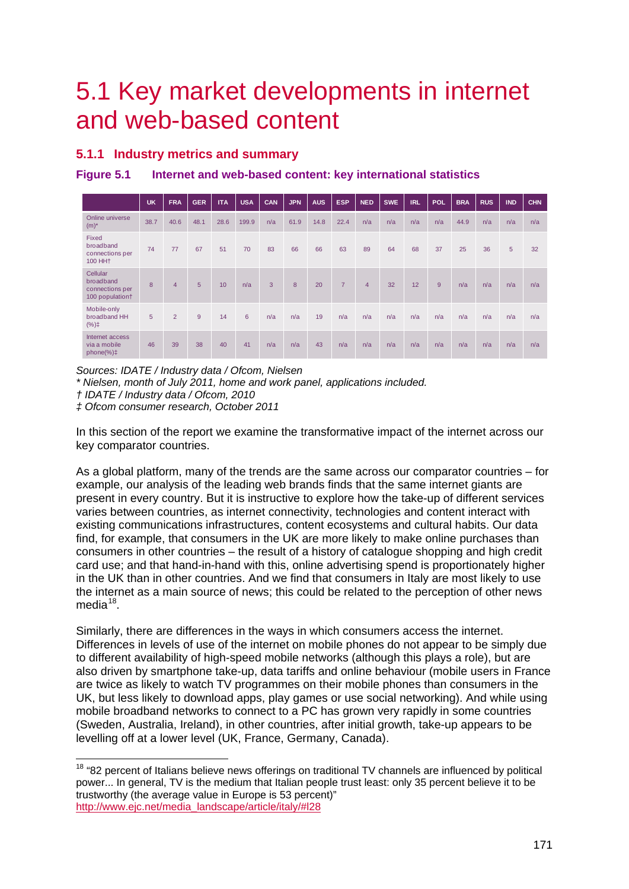# 5.1 Key market developments in internet and web-based content

### 5.1.1 Industry metrics and summary

**Figure 5.1 Internet and web-based content: key international statistics**

| | UK | FRA | GER | ITA | USA | CAN | JPN | AUS | ESP | NED | SWE | IRL | POL | BRA | RUS | IND | CHN |
|---|---|---|---|---|---|---|---|---|---|---|---|---|---|---|---|---|---|
| Online universe (m)* | 38.7 | 40.6 | 48.1 | 28.6 | 199.9 | n/a | 61.9 | 14.8 | 22.4 | n/a | n/a | n/a | n/a | 44.9 | n/a | n/a | n/a |
| Fixed broadband connections per 100 HH† | 74 | 77 | 67 | 51 | 70 | 83 | 66 | 66 | 63 | 89 | 64 | 68 | 37 | 25 | 36 | 5 | 32 |
| Cellular broadband connections per 100 population† | 8 | 4 | 5 | 10 | n/a | 3 | 8 | 20 | 7 | 4 | 32 | 12 | 9 | n/a | n/a | n/a | n/a |
| Mobile-only broadband HH (%)‡ | 5 | 2 | 9 | 14 | 6 | n/a | n/a | 19 | n/a | n/a | n/a | n/a | n/a | n/a | n/a | n/a | n/a |
| Internet access via a mobile phone(%)‡ | 46 | 39 | 38 | 40 | 41 | n/a | n/a | 43 | n/a | n/a | n/a | n/a | n/a | n/a | n/a | n/a | n/a |

*Sources: IDATE / Industry data / Ofcom, Nielsen*

*\* Nielsen, month of July 2011, home and work panel, applications included.*

*† IDATE / Industry data / Ofcom, 2010*

*‡ Ofcom consumer research, October 2011*

In this section of the report we examine the transformative impact of the internet across our key comparator countries.

As a global platform, many of the trends are the same across our comparator countries – for example, our analysis of the leading web brands finds that the same internet giants are present in every country. But it is instructive to explore how the take-up of different services varies between countries, as internet connectivity, technologies and content interact with existing communications infrastructures, content ecosystems and cultural habits. Our data find, for example, that consumers in the UK are more likely to make online purchases than consumers in other countries – the result of a history of catalogue shopping and high credit card use; and that hand-in-hand with this, online advertising spend is proportionately higher in the UK than in other countries. And we find that consumers in Italy are most likely to use the internet as a main source of news; this could be related to the perception of other news media[18].

Similarly, there are differences in the ways in which consumers access the internet. Differences in levels of use of the internet on mobile phones do not appear to be simply due to different availability of high-speed mobile networks (although this plays a role), but are also driven by smartphone take-up, data tariffs and online behaviour (mobile users in France are twice as likely to watch TV programmes on their mobile phones than consumers in the UK, but less likely to download apps, play games or use social networking). And while using mobile broadband networks to connect to a PC has grown very rapidly in some countries (Sweden, Australia, Ireland), in other countries, after initial growth, take-up appears to be levelling off at a lower level (UK, France, Germany, Canada).

---

[18] "82 percent of Italians believe news offerings on traditional TV channels are influenced by political power... In general, TV is the medium that Italian people trust least: only 35 percent believe it to be trustworthy (the average value in Europe is 53 percent)" http://www.ejc.net/media_landscape/article/italy/#l28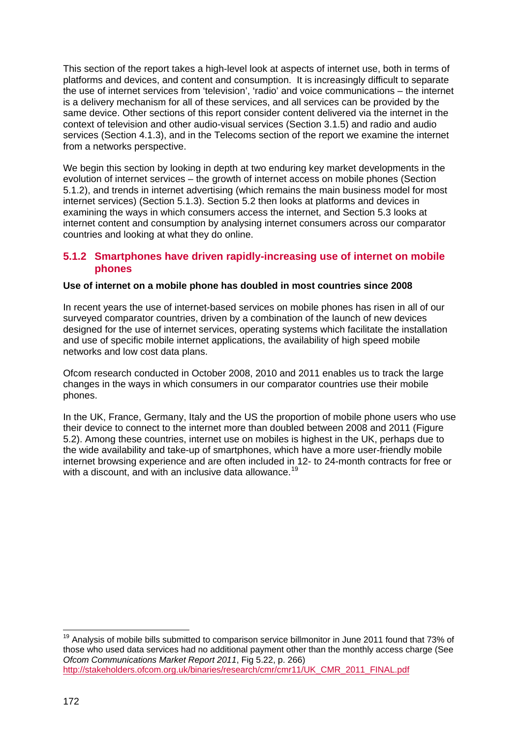This section of the report takes a high-level look at aspects of internet use, both in terms of platforms and devices, and content and consumption. It is increasingly difficult to separate the use of internet services from 'television', 'radio' and voice communications – the internet is a delivery mechanism for all of these services, and all services can be provided by the same device. Other sections of this report consider content delivered via the internet in the context of television and other audio-visual services (Section 3.1.5) and radio and audio services (Section 4.1.3), and in the Telecoms section of the report we examine the internet from a networks perspective.

We begin this section by looking in depth at two enduring key market developments in the evolution of internet services – the growth of internet access on mobile phones (Section 5.1.2), and trends in internet advertising (which remains the main business model for most internet services) (Section 5.1.3). Section 5.2 then looks at platforms and devices in examining the ways in which consumers access the internet, and Section 5.3 looks at internet content and consumption by analysing internet consumers across our comparator countries and looking at what they do online.

### 5.1.2 Smartphones have driven rapidly-increasing use of internet on mobile phones

**Use of internet on a mobile phone has doubled in most countries since 2008**

In recent years the use of internet-based services on mobile phones has risen in all of our surveyed comparator countries, driven by a combination of the launch of new devices designed for the use of internet services, operating systems which facilitate the installation and use of specific mobile internet applications, the availability of high speed mobile networks and low cost data plans.

Ofcom research conducted in October 2008, 2010 and 2011 enables us to track the large changes in the ways in which consumers in our comparator countries use their mobile phones.

In the UK, France, Germany, Italy and the US the proportion of mobile phone users who use their device to connect to the internet more than doubled between 2008 and 2011 (Figure 5.2). Among these countries, internet use on mobiles is highest in the UK, perhaps due to the wide availability and take-up of smartphones, which have a more user-friendly mobile internet browsing experience and are often included in 12- to 24-month contracts for free or with a discount, and with an inclusive data allowance.[19]

---

[19] Analysis of mobile bills submitted to comparison service billmonitor in June 2011 found that 73% of those who used data services had no additional payment other than the monthly access charge (See *Ofcom Communications Market Report 2011*, Fig 5.22, p. 266) http://stakeholders.ofcom.org.uk/binaries/research/cmr/cmr11/UK_CMR_2011_FINAL.pdf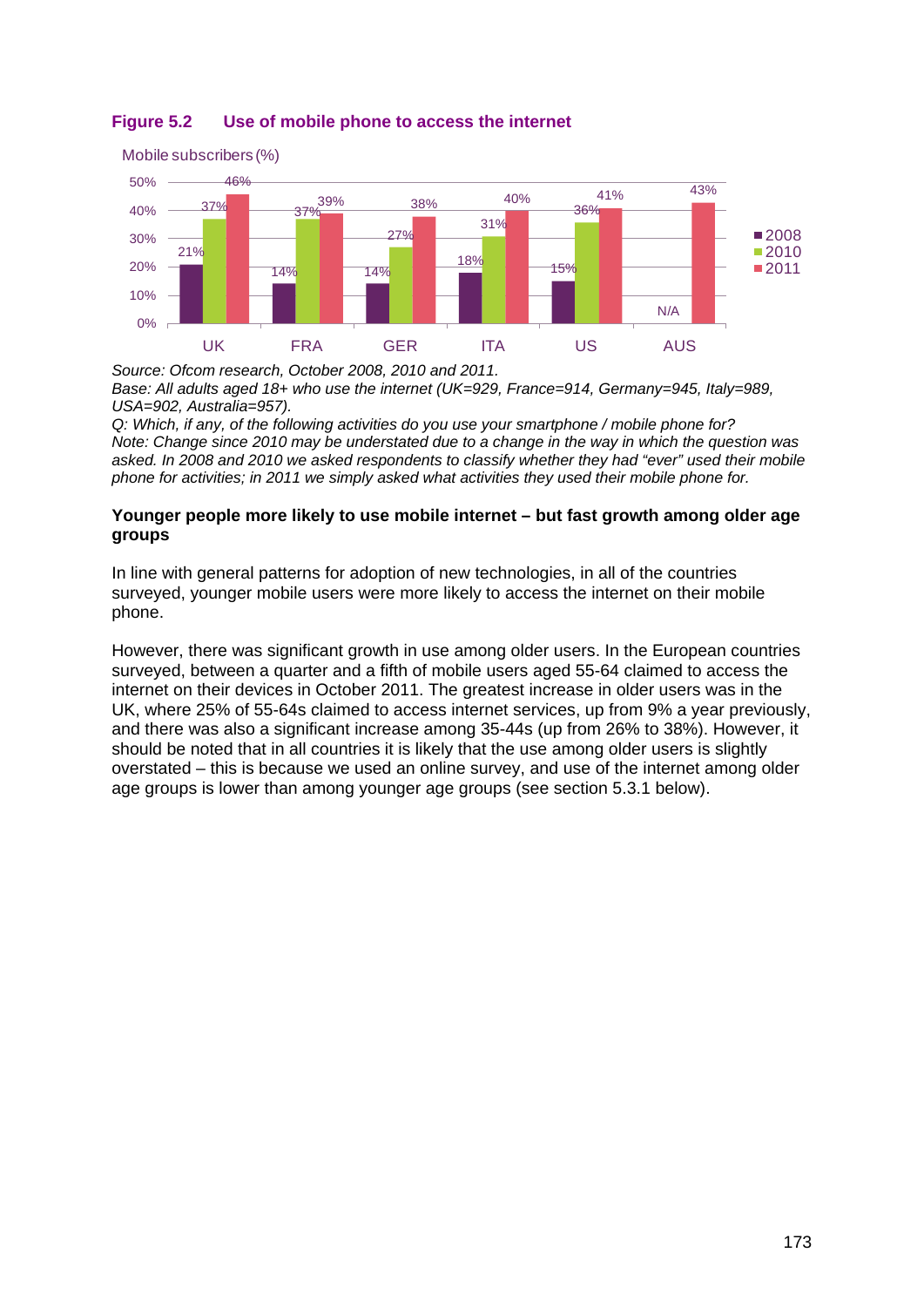**Figure 5.2 Use of mobile phone to access the internet**

Mobile subscribers (%)

| | UK | FRA | GER | ITA | US | AUS |
|---|---|---|---|---|---|---|
| 2008 | 21% | 14% | 14% | 18% | 15% | N/A |
| 2010 | 37% | 37% | 27% | 31% | 36% | |
| 2011 | 46% | 39% | 38% | 40% | 41% | 43% |

*Source: Ofcom research, October 2008, 2010 and 2011.*
*Base: All adults aged 18+ who use the internet (UK=929, France=914, Germany=945, Italy=989, USA=902, Australia=957).*
*Q: Which, if any, of the following activities do you use your smartphone / mobile phone for?*
*Note: Change since 2010 may be understated due to a change in the way in which the question was asked. In 2008 and 2010 we asked respondents to classify whether they had "ever" used their mobile phone for activities; in 2011 we simply asked what activities they used their mobile phone for.*

**Younger people more likely to use mobile internet – but fast growth among older age groups**

In line with general patterns for adoption of new technologies, in all of the countries surveyed, younger mobile users were more likely to access the internet on their mobile phone.

However, there was significant growth in use among older users. In the European countries surveyed, between a quarter and a fifth of mobile users aged 55-64 claimed to access the internet on their devices in October 2011. The greatest increase in older users was in the UK, where 25% of 55-64s claimed to access internet services, up from 9% a year previously, and there was also a significant increase among 35-44s (up from 26% to 38%). However, it should be noted that in all countries it is likely that the use among older users is slightly overstated – this is because we used an online survey, and use of the internet among older age groups is lower than among younger age groups (see section 5.3.1 below).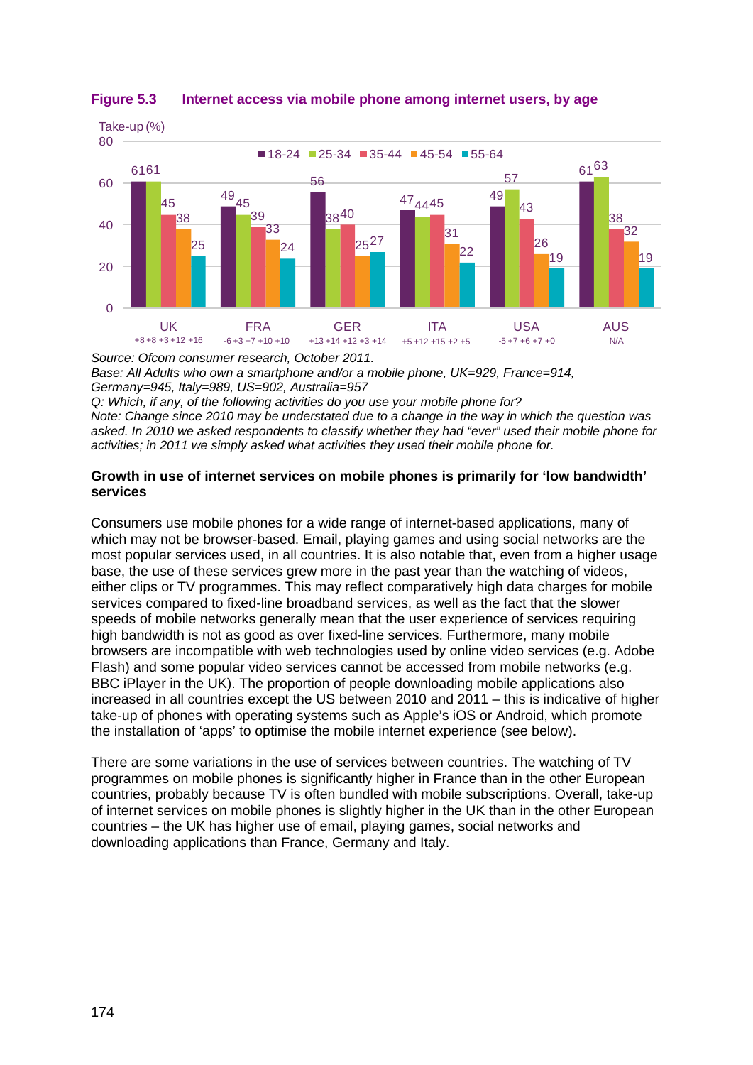**Figure 5.3 Internet access via mobile phone among internet users, by age**

Take-up (%)

| | 18-24 | 25-34 | 35-44 | 45-54 | 55-64 | Change since 2010 |
|---|---|---|---|---|---|---|
| UK | 61 | 61 | 45 | 38 | 25 | +8 +8 +3 +12 +16 |
| FRA | 49 | 45 | 39 | 33 | 24 | -6 +3 +7 +10 +10 |
| GER | 56 | 38 | 40 | 25 | 27 | +13 +14 +12 +3 +14 |
| ITA | 47 | 44 | 45 | 31 | 22 | +5 +12 +15 +2 +5 |
| USA | 49 | 57 | 43 | 26 | 19 | -5 +7 +6 +7 +0 |
| AUS | 61 | 63 | 38 | 32 | 19 | N/A |

*Source: Ofcom consumer research, October 2011.*
*Base: All Adults who own a smartphone and/or a mobile phone, UK=929, France=914, Germany=945, Italy=989, US=902, Australia=957*
*Q: Which, if any, of the following activities do you use your mobile phone for?*
*Note: Change since 2010 may be understated due to a change in the way in which the question was asked. In 2010 we asked respondents to classify whether they had "ever" used their mobile phone for activities; in 2011 we simply asked what activities they used their mobile phone for.*

**Growth in use of internet services on mobile phones is primarily for 'low bandwidth' services**

Consumers use mobile phones for a wide range of internet-based applications, many of which may not be browser-based. Email, playing games and using social networks are the most popular services used, in all countries. It is also notable that, even from a higher usage base, the use of these services grew more in the past year than the watching of videos, either clips or TV programmes. This may reflect comparatively high data charges for mobile services compared to fixed-line broadband services, as well as the fact that the slower speeds of mobile networks generally mean that the user experience of services requiring high bandwidth is not as good as over fixed-line services. Furthermore, many mobile browsers are incompatible with web technologies used by online video services (e.g. Adobe Flash) and some popular video services cannot be accessed from mobile networks (e.g. BBC iPlayer in the UK). The proportion of people downloading mobile applications also increased in all countries except the US between 2010 and 2011 – this is indicative of higher take-up of phones with operating systems such as Apple's iOS or Android, which promote the installation of 'apps' to optimise the mobile internet experience (see below).

There are some variations in the use of services between countries. The watching of TV programmes on mobile phones is significantly higher in France than in the other European countries, probably because TV is often bundled with mobile subscriptions. Overall, take-up of internet services on mobile phones is slightly higher in the UK than in the other European countries – the UK has higher use of email, playing games, social networks and downloading applications than France, Germany and Italy.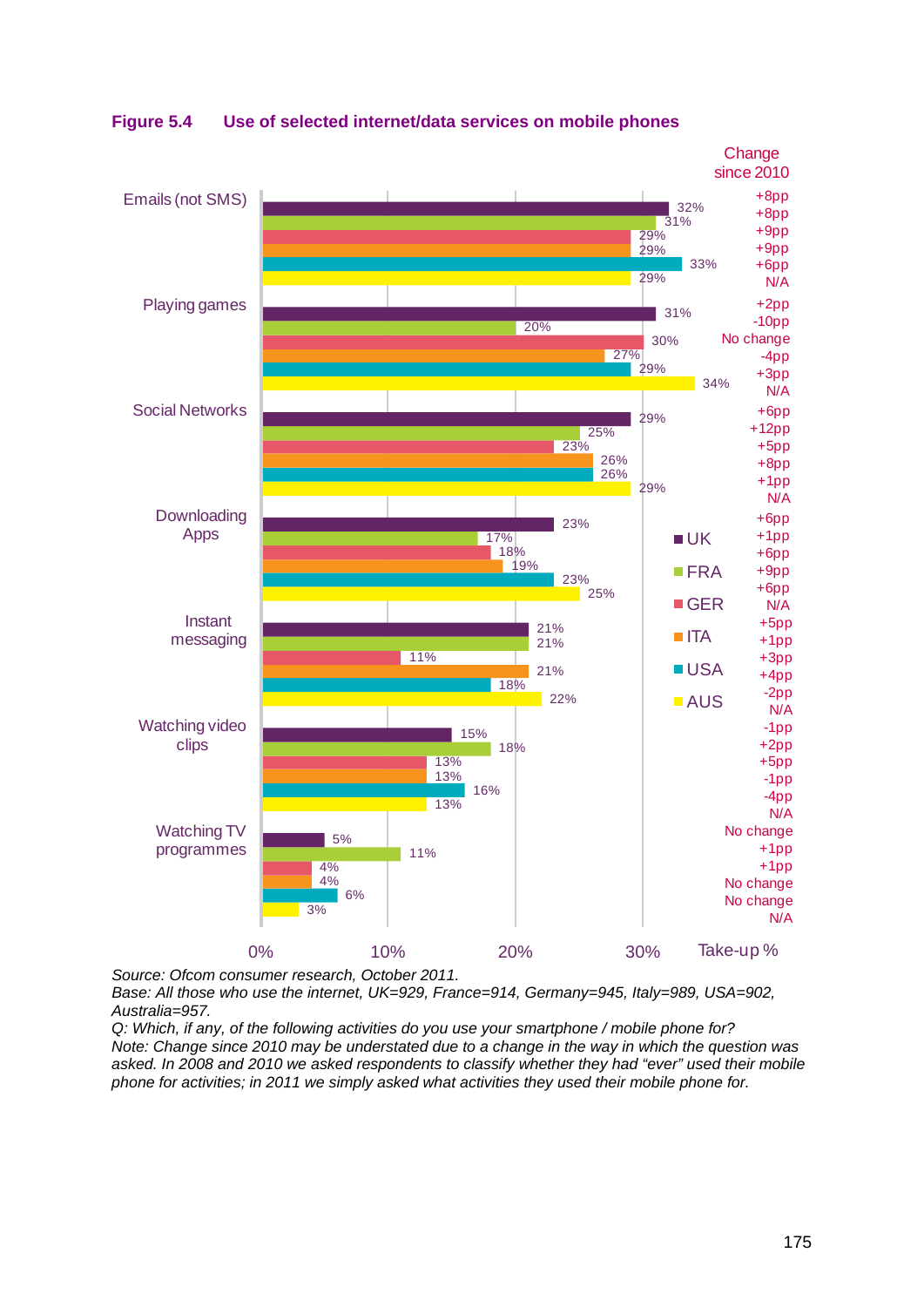**Figure 5.4 Use of selected internet/data services on mobile phones**

| Activity | UK | FRA | GER | ITA | USA | AUS |
|---|---|---|---|---|---|---|
| Emails (not SMS) | 32% | 31% | 29% | 29% | 33% | 29% |
| Change since 2010 | +8pp | +8pp | +9pp | +9pp | +6pp | N/A |
| Playing games | 31% | 20% | 30% | 27% | 29% | 34% |
| Change since 2010 | +2pp | -10pp | No change | -4pp | +3pp | N/A |
| Social Networks | 29% | 25% | 23% | 26% | 26% | 29% |
| Change since 2010 | +6pp | +12pp | +5pp | +8pp | +1pp | N/A |
| Downloading Apps | 23% | 17% | 18% | 19% | 23% | 25% |
| Change since 2010 | +6pp | +1pp | +6pp | +9pp | +6pp | N/A |
| Instant messaging | 21% | 21% | 11% | 21% | 18% | 22% |
| Change since 2010 | +5pp | +1pp | +3pp | +4pp | -2pp | N/A |
| Watching video clips | 15% | 18% | 13% | 13% | 16% | 13% |
| Change since 2010 | -1pp | +2pp | +5pp | -1pp | -4pp | N/A |
| Watching TV programmes | 5% | 11% | 4% | 4% | 6% | 3% |
| Change since 2010 | No change | +1pp | +1pp | No change | No change | N/A |

Take-up %

*Source: Ofcom consumer research, October 2011.*
*Base: All those who use the internet, UK=929, France=914, Germany=945, Italy=989, USA=902, Australia=957.*
*Q: Which, if any, of the following activities do you use your smartphone / mobile phone for?*
*Note: Change since 2010 may be understated due to a change in the way in which the question was asked. In 2008 and 2010 we asked respondents to classify whether they had "ever" used their mobile phone for activities; in 2011 we simply asked what activities they used their mobile phone for.*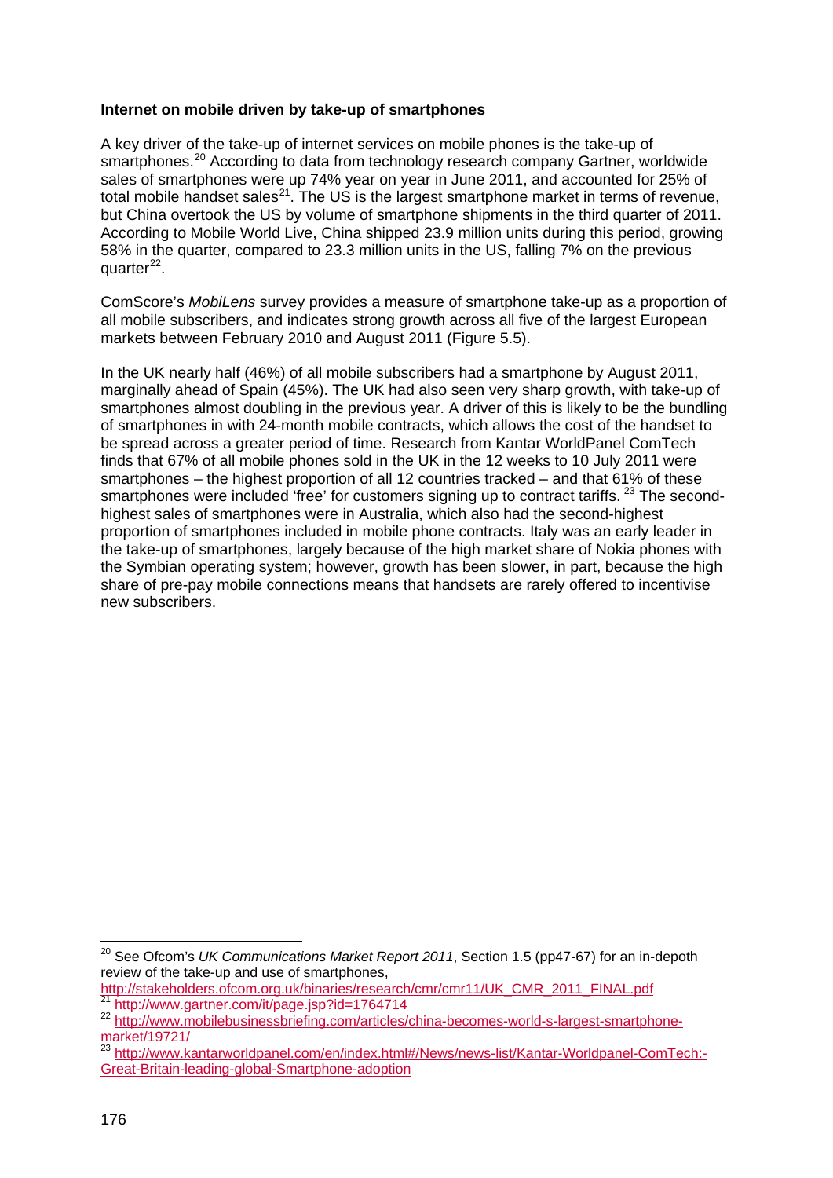**Internet on mobile driven by take-up of smartphones**

A key driver of the take-up of internet services on mobile phones is the take-up of smartphones.[20] According to data from technology research company Gartner, worldwide sales of smartphones were up 74% year on year in June 2011, and accounted for 25% of total mobile handset sales[21]. The US is the largest smartphone market in terms of revenue, but China overtook the US by volume of smartphone shipments in the third quarter of 2011. According to Mobile World Live, China shipped 23.9 million units during this period, growing 58% in the quarter, compared to 23.3 million units in the US, falling 7% on the previous quarter[22].

ComScore's *MobiLens* survey provides a measure of smartphone take-up as a proportion of all mobile subscribers, and indicates strong growth across all five of the largest European markets between February 2010 and August 2011 (Figure 5.5).

In the UK nearly half (46%) of all mobile subscribers had a smartphone by August 2011, marginally ahead of Spain (45%). The UK had also seen very sharp growth, with take-up of smartphones almost doubling in the previous year. A driver of this is likely to be the bundling of smartphones in with 24-month mobile contracts, which allows the cost of the handset to be spread across a greater period of time. Research from Kantar WorldPanel ComTech finds that 67% of all mobile phones sold in the UK in the 12 weeks to 10 July 2011 were smartphones – the highest proportion of all 12 countries tracked – and that 61% of these smartphones were included 'free' for customers signing up to contract tariffs.[23] The second-highest sales of smartphones were in Australia, which also had the second-highest proportion of smartphones included in mobile phone contracts. Italy was an early leader in the take-up of smartphones, largely because of the high market share of Nokia phones with the Symbian operating system; however, growth has been slower, in part, because the high share of pre-pay mobile connections means that handsets are rarely offered to incentivise new subscribers.

---

[20] See Ofcom's *UK Communications Market Report 2011*, Section 1.5 (pp47-67) for an in-depth review of the take-up and use of smartphones, http://stakeholders.ofcom.org.uk/binaries/research/cmr/cmr11/UK_CMR_2011_FINAL.pdf

[21] http://www.gartner.com/it/page.jsp?id=1764714

[22] http://www.mobilebusinessbriefing.com/articles/china-becomes-world-s-largest-smartphone-market/19721/

[23] http://www.kantarworldpanel.com/en/index.html#/News/news-list/Kantar-Worldpanel-ComTech:-Great-Britain-leading-global-Smartphone-adoption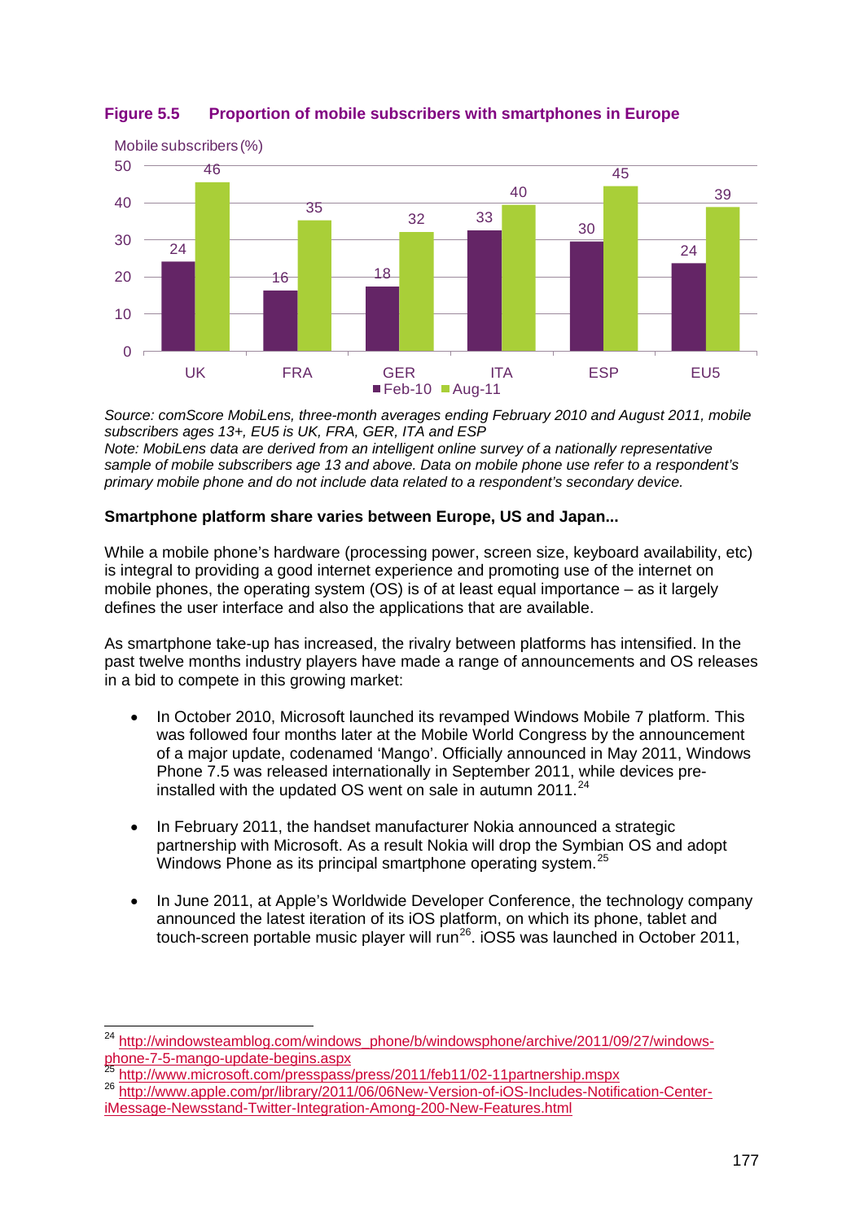**Figure 5.5 Proportion of mobile subscribers with smartphones in Europe**

Mobile subscribers (%)

| | Feb-10 | Aug-11 |
|---|---|---|
| UK | 24 | 46 |
| FRA | 16 | 35 |
| GER | 18 | 32 |
| ITA | 33 | 40 |
| ESP | 30 | 45 |
| EU5 | 24 | 39 |

*Source: comScore MobiLens, three-month averages ending February 2010 and August 2011, mobile subscribers ages 13+, EU5 is UK, FRA, GER, ITA and ESP*
*Note: MobiLens data are derived from an intelligent online survey of a nationally representative sample of mobile subscribers age 13 and above. Data on mobile phone use refer to a respondent's primary mobile phone and do not include data related to a respondent's secondary device.*

**Smartphone platform share varies between Europe, US and Japan...**

While a mobile phone's hardware (processing power, screen size, keyboard availability, etc) is integral to providing a good internet experience and promoting use of the internet on mobile phones, the operating system (OS) is of at least equal importance – as it largely defines the user interface and also the applications that are available.

As smartphone take-up has increased, the rivalry between platforms has intensified. In the past twelve months industry players have made a range of announcements and OS releases in a bid to compete in this growing market:

- In October 2010, Microsoft launched its revamped Windows Mobile 7 platform. This was followed four months later at the Mobile World Congress by the announcement of a major update, codenamed 'Mango'. Officially announced in May 2011, Windows Phone 7.5 was released internationally in September 2011, while devices pre-installed with the updated OS went on sale in autumn 2011.[24]

- In February 2011, the handset manufacturer Nokia announced a strategic partnership with Microsoft. As a result Nokia will drop the Symbian OS and adopt Windows Phone as its principal smartphone operating system.[25]

- In June 2011, at Apple's Worldwide Developer Conference, the technology company announced the latest iteration of its iOS platform, on which its phone, tablet and touch-screen portable music player will run[26]. iOS5 was launched in October 2011,

---

[24] http://windowsteamblog.com/windows_phone/b/windowsphone/archive/2011/09/27/windows-phone-7-5-mango-update-begins.aspx

[25] http://www.microsoft.com/presspass/press/2011/feb11/02-11partnership.mspx

[26] http://www.apple.com/pr/library/2011/06/06New-Version-of-iOS-Includes-Notification-Center-iMessage-Newsstand-Twitter-Integration-Among-200-New-Features.html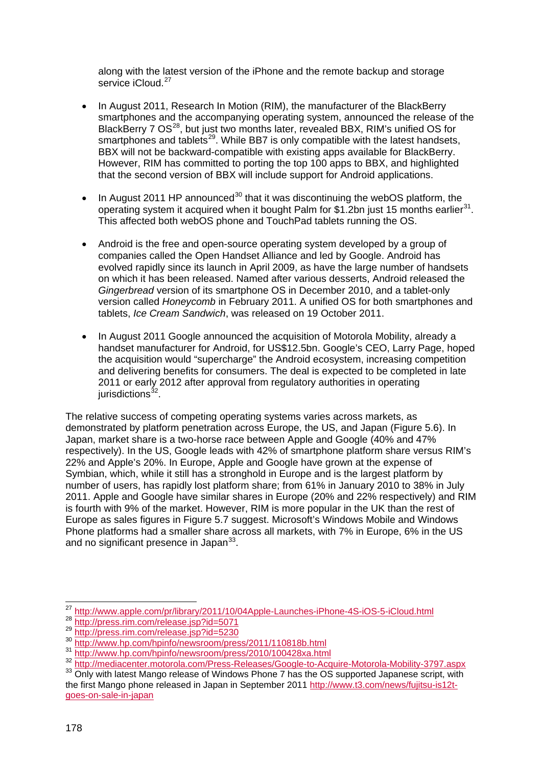along with the latest version of the iPhone and the remote backup and storage service iCloud.[27]

- In August 2011, Research In Motion (RIM), the manufacturer of the BlackBerry smartphones and the accompanying operating system, announced the release of the BlackBerry 7 OS[28], but just two months later, revealed BBX, RIM's unified OS for smartphones and tablets[29]. While BB7 is only compatible with the latest handsets, BBX will not be backward-compatible with existing apps available for BlackBerry. However, RIM has committed to porting the top 100 apps to BBX, and highlighted that the second version of BBX will include support for Android applications.

- In August 2011 HP announced[30] that it was discontinuing the webOS platform, the operating system it acquired when it bought Palm for $1.2bn just 15 months earlier[31]. This affected both webOS phone and TouchPad tablets running the OS.

- Android is the free and open-source operating system developed by a group of companies called the Open Handset Alliance and led by Google. Android has evolved rapidly since its launch in April 2009, as have the large number of handsets on which it has been released. Named after various desserts, Android released the *Gingerbread* version of its smartphone OS in December 2010, and a tablet-only version called *Honeycomb* in February 2011. A unified OS for both smartphones and tablets, *Ice Cream Sandwich*, was released on 19 October 2011.

- In August 2011 Google announced the acquisition of Motorola Mobility, already a handset manufacturer for Android, for US$12.5bn. Google's CEO, Larry Page, hoped the acquisition would "supercharge" the Android ecosystem, increasing competition and delivering benefits for consumers. The deal is expected to be completed in late 2011 or early 2012 after approval from regulatory authorities in operating jurisdictions[32].

The relative success of competing operating systems varies across markets, as demonstrated by platform penetration across Europe, the US, and Japan (Figure 5.6). In Japan, market share is a two-horse race between Apple and Google (40% and 47% respectively). In the US, Google leads with 42% of smartphone platform share versus RIM's 22% and Apple's 20%. In Europe, Apple and Google have grown at the expense of Symbian, which, while it still has a stronghold in Europe and is the largest platform by number of users, has rapidly lost platform share; from 61% in January 2010 to 38% in July 2011. Apple and Google have similar shares in Europe (20% and 22% respectively) and RIM is fourth with 9% of the market. However, RIM is more popular in the UK than the rest of Europe as sales figures in Figure 5.7 suggest. Microsoft's Windows Mobile and Windows Phone platforms had a smaller share across all markets, with 7% in Europe, 6% in the US and no significant presence in Japan[33].

---

[27] http://www.apple.com/pr/library/2011/10/04Apple-Launches-iPhone-4S-iOS-5-iCloud.html

[28] http://press.rim.com/release.jsp?id=5071

[29] http://press.rim.com/release.jsp?id=5230

[30] http://www.hp.com/hpinfo/newsroom/press/2011/110818b.html

[31] http://www.hp.com/hpinfo/newsroom/press/2010/100428xa.html

[32] http://mediacenter.motorola.com/Press-Releases/Google-to-Acquire-Motorola-Mobility-3797.aspx

[33] Only with latest Mango release of Windows Phone 7 has the OS supported Japanese script, with the first Mango phone released in Japan in September 2011 http://www.t3.com/news/fujitsu-is12t-goes-on-sale-in-japan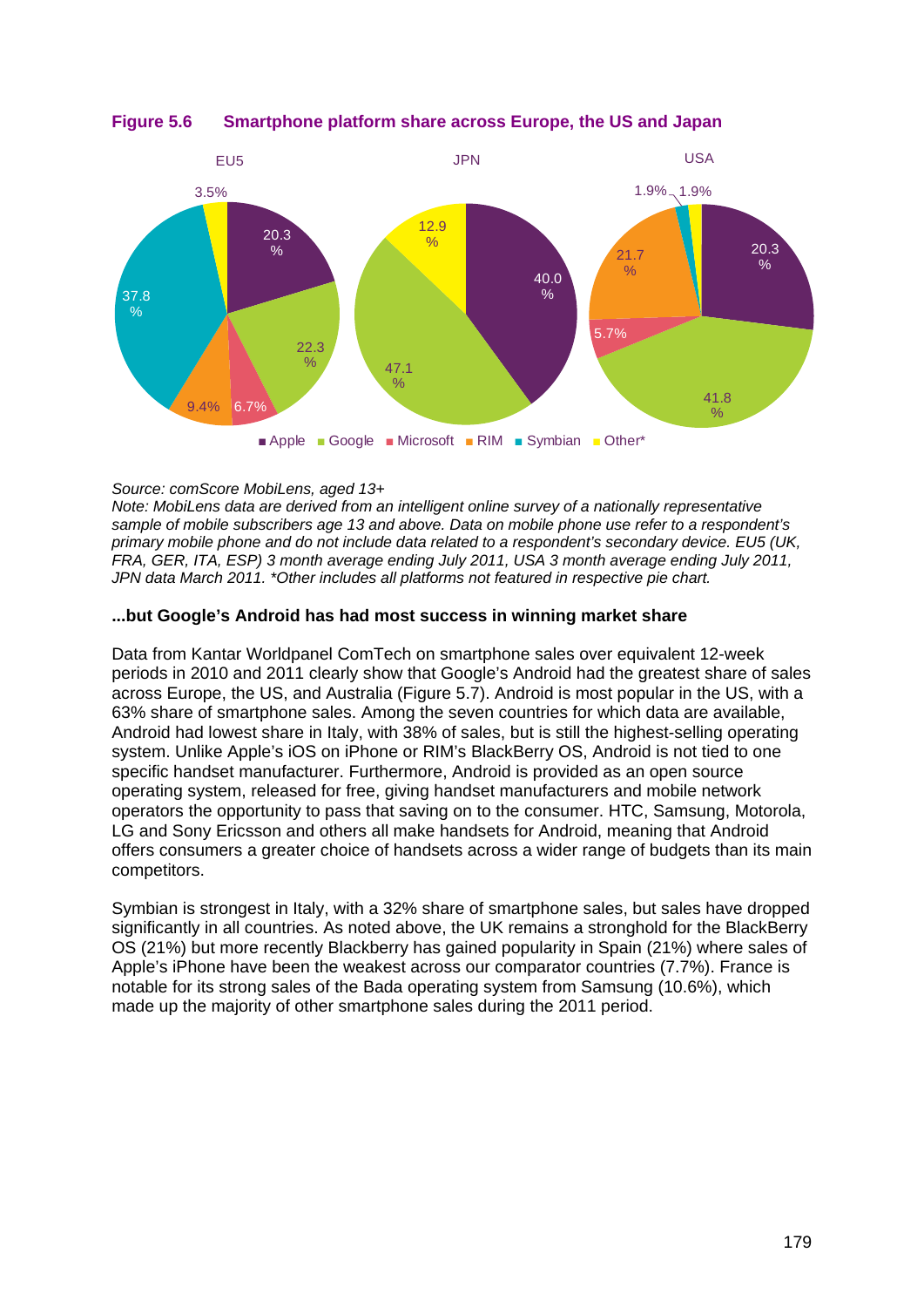**Figure 5.6 Smartphone platform share across Europe, the US and Japan**

| Platform | EU5 | JPN | USA |
|---|---|---|---|
| Apple | 20.3% | 40.0% | 20.3% |
| Google | 22.3% | 47.1% | 41.8% |
| Microsoft | 6.7% | | 5.7% |
| RIM | 9.4% | | 21.7% |
| Symbian | 37.8% | | 1.9% |
| Other* | 3.5% | 12.9% | 1.9% |

*Source: comScore MobiLens, aged 13+*
*Note: MobiLens data are derived from an intelligent online survey of a nationally representative sample of mobile subscribers age 13 and above. Data on mobile phone use refer to a respondent's primary mobile phone and do not include data related to a respondent's secondary device. EU5 (UK, FRA, GER, ITA, ESP) 3 month average ending July 2011, USA 3 month average ending July 2011, JPN data March 2011. *Other includes all platforms not featured in respective pie chart.*

**...but Google's Android has had most success in winning market share**

Data from Kantar Worldpanel ComTech on smartphone sales over equivalent 12-week periods in 2010 and 2011 clearly show that Google's Android had the greatest share of sales across Europe, the US, and Australia (Figure 5.7). Android is most popular in the US, with a 63% share of smartphone sales. Among the seven countries for which data are available, Android had lowest share in Italy, with 38% of sales, but is still the highest-selling operating system. Unlike Apple's iOS on iPhone or RIM's BlackBerry OS, Android is not tied to one specific handset manufacturer. Furthermore, Android is provided as an open source operating system, released for free, giving handset manufacturers and mobile network operators the opportunity to pass that saving on to the consumer. HTC, Samsung, Motorola, LG and Sony Ericsson and others all make handsets for Android, meaning that Android offers consumers a greater choice of handsets across a wider range of budgets than its main competitors.

Symbian is strongest in Italy, with a 32% share of smartphone sales, but sales have dropped significantly in all countries. As noted above, the UK remains a stronghold for the BlackBerry OS (21%) but more recently Blackberry has gained popularity in Spain (21%) where sales of Apple's iPhone have been the weakest across our comparator countries (7.7%). France is notable for its strong sales of the Bada operating system from Samsung (10.6%), which made up the majority of other smartphone sales during the 2011 period.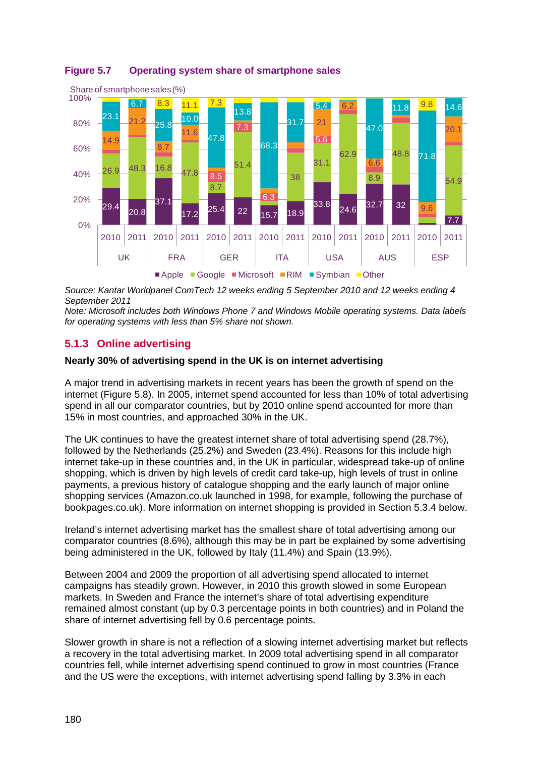**Figure 5.7 Operating system share of smartphone sales**

Share of smartphone sales (%)

| Country | Year | Apple | Google | Microsoft | RIM | Symbian | Other |
|---|---|---|---|---|---|---|---|
| UK | 2010 | 29.4 | 26.9 | | 14.9 | 23.1 | |
| UK | 2011 | 20.8 | 48.3 | | 21.2 | 6.7 | |
| FRA | 2010 | 37.1 | 16.8 | | 8.7 | 25.8 | 8.3 |
| FRA | 2011 | 17.2 | 47.8 | | 11.6 | 10.0 | 11.1 |
| GER | 2010 | 25.4 | 8.7 | 8.5 | | 47.8 | 7.3 |
| GER | 2011 | 22 | 51.4 | 7.3 | | 13.8 | |
| ITA | 2010 | 15.7 | | 6.3 | | 68.3 | |
| ITA | 2011 | 18.9 | 38 | | | 31.7 | |
| USA | 2010 | 33.8 | 31.1 | 5.6 | 21 | 5.4 | |
| USA | 2011 | 24.6 | 62.9 | | 6.2 | | |
| AUS | 2010 | 32.7 | 8.9 | | 6.6 | 47.0 | |
| AUS | 2011 | 32 | 48.8 | | | 11.8 | |
| ESP | 2010 | | | | 9.6 | 71.8 | 9.8 |
| ESP | 2011 | | 54.9 | | 20.1 | 14.6 | |

Note: The 7.7 label in ESP 2011 appears at the bottom of the bar; data labels as shown in the original chart.

*Source: Kantar Worldpanel ComTech 12 weeks ending 5 September 2010 and 12 weeks ending 4 September 2011*
*Note: Microsoft includes both Windows Phone 7 and Windows Mobile operating systems. Data labels for operating systems with less than 5% share not shown.*

### 5.1.3 Online advertising

**Nearly 30% of advertising spend in the UK is on internet advertising**

A major trend in advertising markets in recent years has been the growth of spend on the internet (Figure 5.8). In 2005, internet spend accounted for less than 10% of total advertising spend in all our comparator countries, but by 2010 online spend accounted for more than 15% in most countries, and approached 30% in the UK.

The UK continues to have the greatest internet share of total advertising spend (28.7%), followed by the Netherlands (25.2%) and Sweden (23.4%). Reasons for this include high internet take-up in these countries and, in the UK in particular, widespread take-up of online shopping, which is driven by high levels of credit card take-up, high levels of trust in online payments, a previous history of catalogue shopping and the early launch of major online shopping services (Amazon.co.uk launched in 1998, for example, following the purchase of bookpages.co.uk). More information on internet shopping is provided in Section 5.3.4 below.

Ireland's internet advertising market has the smallest share of total advertising among our comparator countries (8.6%), although this may be in part be explained by some advertising being administered in the UK, followed by Italy (11.4%) and Spain (13.9%).

Between 2004 and 2009 the proportion of all advertising spend allocated to internet campaigns has steadily grown. However, in 2010 this growth slowed in some European markets. In Sweden and France the internet's share of total advertising expenditure remained almost constant (up by 0.3 percentage points in both countries) and in Poland the share of internet advertising fell by 0.6 percentage points.

Slower growth in share is not a reflection of a slowing internet advertising market but reflects a recovery in the total advertising market. In 2009 total advertising spend in all comparator countries fell, while internet advertising spend continued to grow in most countries (France and the US were the exceptions, with internet advertising spend falling by 3.3% in each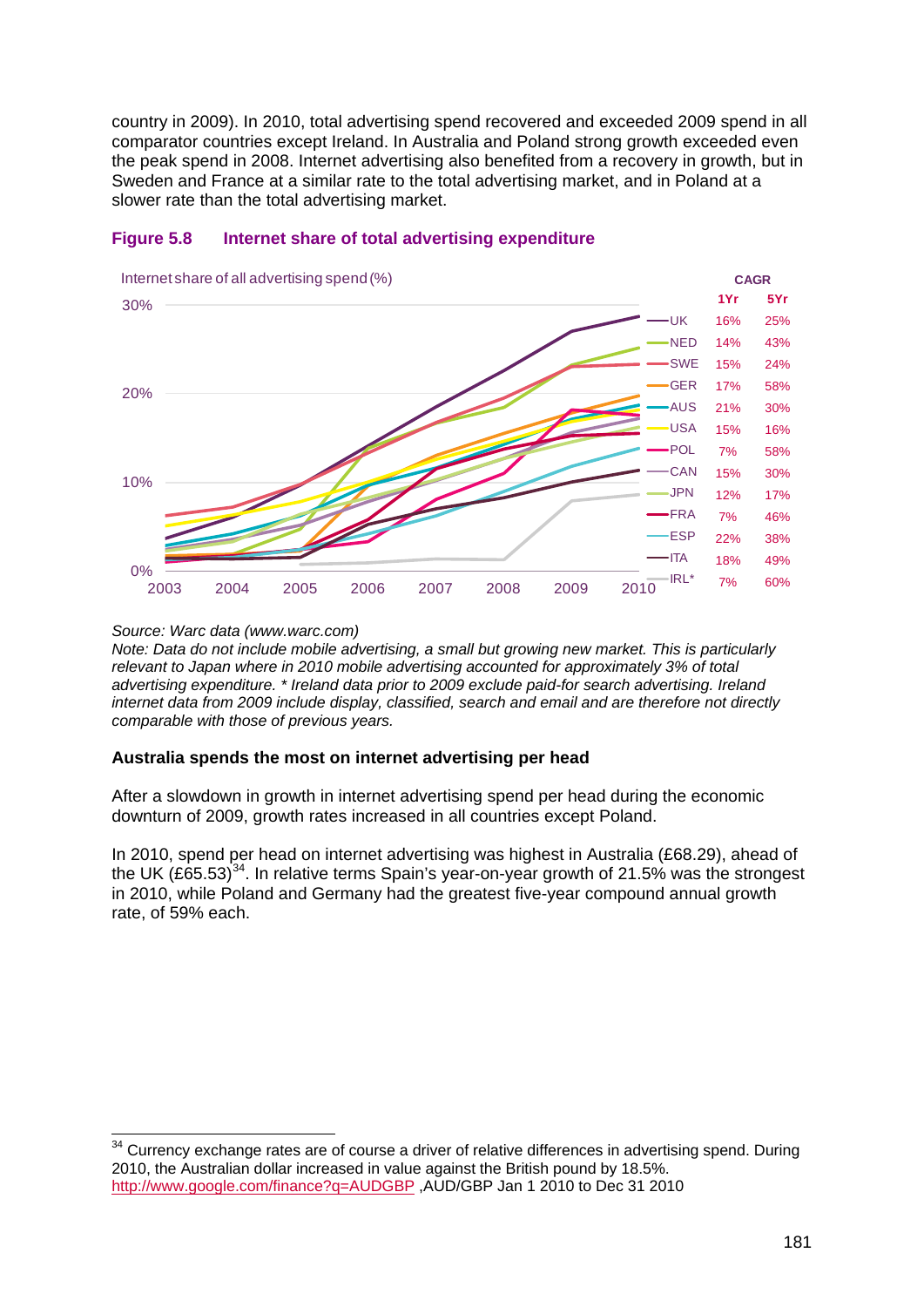country in 2009). In 2010, total advertising spend recovered and exceeded 2009 spend in all comparator countries except Ireland. In Australia and Poland strong growth exceeded even the peak spend in 2008. Internet advertising also benefited from a recovery in growth, but in Sweden and France at a similar rate to the total advertising market, and in Poland at a slower rate than the total advertising market.

**Figure 5.8 Internet share of total advertising expenditure**

Internet share of all advertising spend (%)

| Country | CAGR 1Yr | CAGR 5Yr |
|---|---|---|
| UK | 16% | 25% |
| NED | 14% | 43% |
| SWE | 15% | 24% |
| GER | 17% | 58% |
| AUS | 21% | 30% |
| USA | 15% | 16% |
| POL | 7% | 58% |
| CAN | 15% | 30% |
| JPN | 12% | 17% |
| FRA | 7% | 46% |
| ESP | 22% | 38% |
| ITA | 18% | 49% |
| IRL* | 7% | 60% |

*Source: Warc data (www.warc.com)*
*Note: Data do not include mobile advertising, a small but growing new market. This is particularly relevant to Japan where in 2010 mobile advertising accounted for approximately 3% of total advertising expenditure. * Ireland data prior to 2009 exclude paid-for search advertising. Ireland internet data from 2009 include display, classified, search and email and are therefore not directly comparable with those of previous years.*

**Australia spends the most on internet advertising per head**

After a slowdown in growth in internet advertising spend per head during the economic downturn of 2009, growth rates increased in all countries except Poland.

In 2010, spend per head on internet advertising was highest in Australia (£68.29), ahead of the UK (£65.53)[34]. In relative terms Spain's year-on-year growth of 21.5% was the strongest in 2010, while Poland and Germany had the greatest five-year compound annual growth rate, of 59% each.

[34] Currency exchange rates are of course a driver of relative differences in advertising spend. During 2010, the Australian dollar increased in value against the British pound by 18.5%. http://www.google.com/finance?q=AUDGBP ,AUD/GBP Jan 1 2010 to Dec 31 2010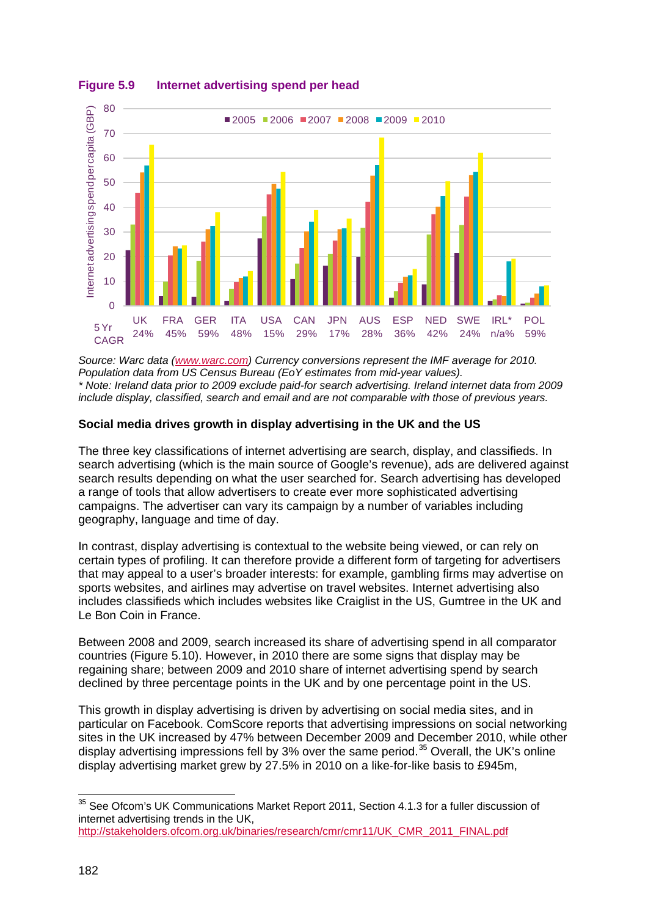**Figure 5.9 Internet advertising spend per head**

Source: Warc data (www.warc.com) Currency conversions represent the IMF average for 2010. Population data from US Census Bureau (EoY estimates from mid-year values).
* Note: Ireland data prior to 2009 exclude paid-for search advertising. Ireland internet data from 2009 include display, classified, search and email and are not comparable with those of previous years.

**Social media drives growth in display advertising in the UK and the US**

The three key classifications of internet advertising are search, display, and classifieds. In search advertising (which is the main source of Google's revenue), ads are delivered against search results depending on what the user searched for. Search advertising has developed a range of tools that allow advertisers to create ever more sophisticated advertising campaigns. The advertiser can vary its campaign by a number of variables including geography, language and time of day.

In contrast, display advertising is contextual to the website being viewed, or can rely on certain types of profiling. It can therefore provide a different form of targeting for advertisers that may appeal to a user's broader interests: for example, gambling firms may advertise on sports websites, and airlines may advertise on travel websites. Internet advertising also includes classifieds which includes websites like Craiglist in the US, Gumtree in the UK and Le Bon Coin in France.

Between 2008 and 2009, search increased its share of advertising spend in all comparator countries (Figure 5.10). However, in 2010 there are some signs that display may be regaining share; between 2009 and 2010 share of internet advertising spend by search declined by three percentage points in the UK and by one percentage point in the US.

This growth in display advertising is driven by advertising on social media sites, and in particular on Facebook. ComScore reports that advertising impressions on social networking sites in the UK increased by 47% between December 2009 and December 2010, while other display advertising impressions fell by 3% over the same period.[35] Overall, the UK's online display advertising market grew by 27.5% in 2010 on a like-for-like basis to £945m,

[35] See Ofcom's UK Communications Market Report 2011, Section 4.1.3 for a fuller discussion of internet advertising trends in the UK, http://stakeholders.ofcom.org.uk/binaries/research/cmr/cmr11/UK_CMR_2011_FINAL.pdf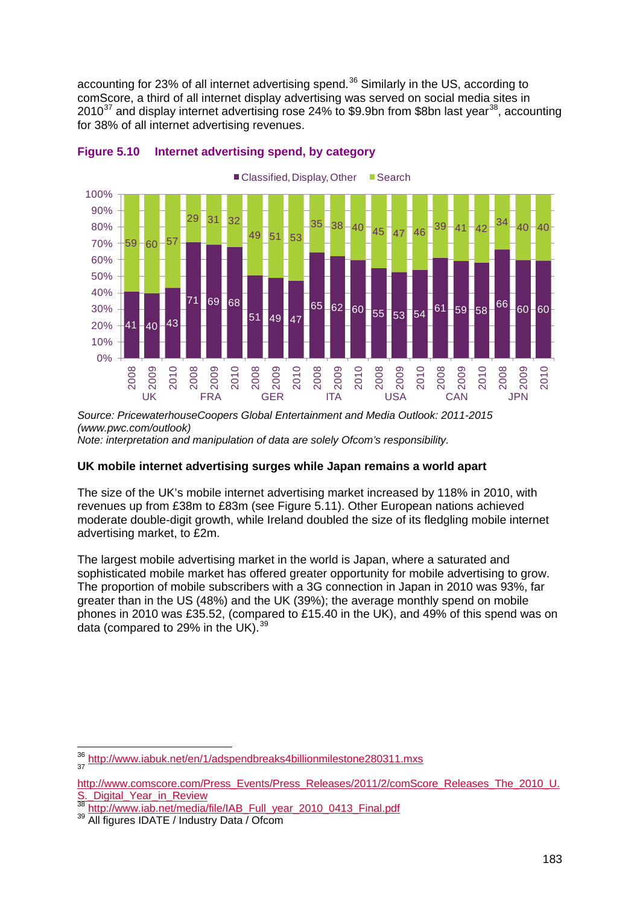accounting for 23% of all internet advertising spend.[36] Similarly in the US, according to comScore, a third of all internet display advertising was served on social media sites in 2010[37] and display internet advertising rose 24% to $9.9bn from $8bn last year[38], accounting for 38% of all internet advertising revenues.

**Figure 5.10 Internet advertising spend, by category**

| Country | Year | Classified, Display, Other | Search |
|---|---|---|---|
| UK | 2008 | 41 | 59 |
| UK | 2009 | 40 | 60 |
| UK | 2010 | 43 | 57 |
| FRA | 2008 | 71 | 29 |
| FRA | 2009 | 69 | 31 |
| FRA | 2010 | 68 | 32 |
| GER | 2008 | 51 | 49 |
| GER | 2009 | 49 | 51 |
| GER | 2010 | 47 | 53 |
| ITA | 2008 | 65 | 35 |
| ITA | 2009 | 62 | 38 |
| ITA | 2010 | 60 | 40 |
| USA | 2008 | 55 | 45 |
| USA | 2009 | 53 | 47 |
| USA | 2010 | 54 | 46 |
| CAN | 2008 | 61 | 39 |
| CAN | 2009 | 59 | 41 |
| CAN | 2010 | 58 | 42 |
| JPN | 2008 | 66 | 34 |
| JPN | 2009 | 60 | 40 |
| JPN | 2010 | 60 | 40 |

*Source: PricewaterhouseCoopers Global Entertainment and Media Outlook: 2011-2015 (www.pwc.com/outlook)*
*Note: interpretation and manipulation of data are solely Ofcom's responsibility.*

### UK mobile internet advertising surges while Japan remains a world apart

The size of the UK's mobile internet advertising market increased by 118% in 2010, with revenues up from £38m to £83m (see Figure 5.11). Other European nations achieved moderate double-digit growth, while Ireland doubled the size of its fledgling mobile internet advertising market, to £2m.

The largest mobile advertising market in the world is Japan, where a saturated and sophisticated mobile market has offered greater opportunity for mobile advertising to grow. The proportion of mobile subscribers with a 3G connection in Japan in 2010 was 93%, far greater than in the US (48%) and the UK (39%); the average monthly spend on mobile phones in 2010 was £35.52, (compared to £15.40 in the UK), and 49% of this spend was on data (compared to 29% in the UK).[39]

---

[36] http://www.iabuk.net/en/1/adspendbreaks4billionmilestone280311.mxs

[37] http://www.comscore.com/Press_Events/Press_Releases/2011/2/comScore_Releases_The_2010_U.S._Digital_Year_in_Review

[38] http://www.iab.net/media/file/IAB_Full_year_2010_0413_Final.pdf

[39] All figures IDATE / Industry Data / Ofcom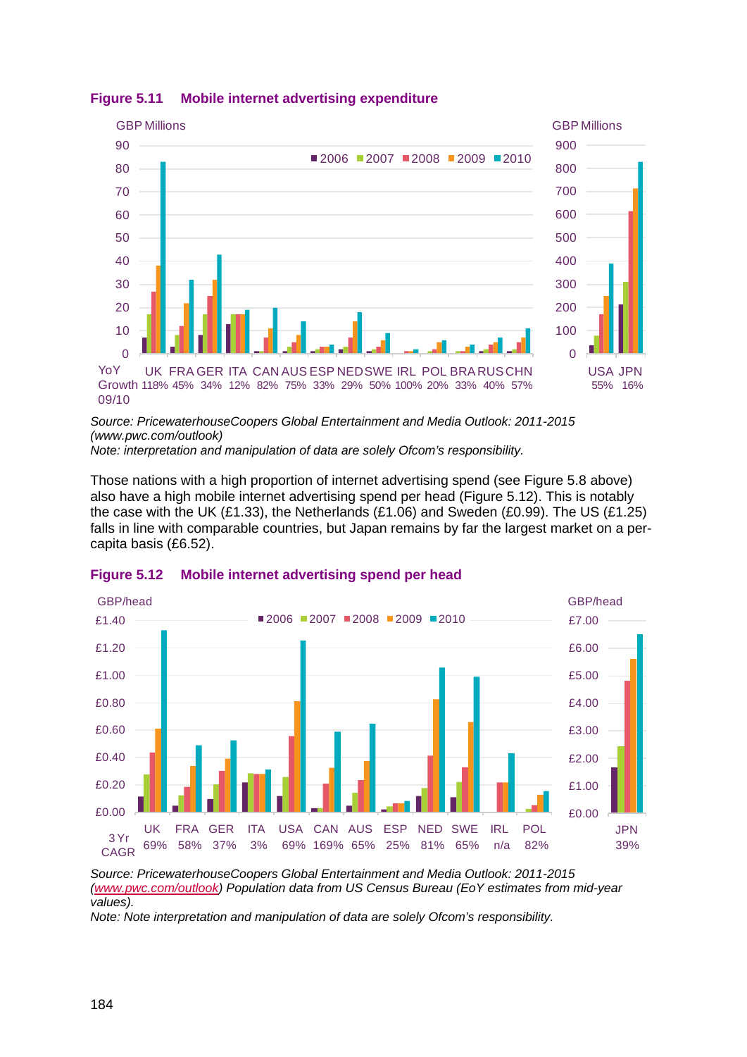**Figure 5.11 Mobile internet advertising expenditure**

GBP Millions

| | UK | FRA | GER | ITA | CAN | AUS | ESP | NED | SWE | IRL | POL | BRA | RUS | CHN | USA | JPN |
|---|---|---|---|---|---|---|---|---|---|---|---|---|---|---|---|---|
| YoY Growth 09/10 | 118% | 45% | 34% | 12% | 82% | 75% | 33% | 29% | 50% | 100% | 20% | 33% | 40% | 57% | 55% | 16% |

*Source: PricewaterhouseCoopers Global Entertainment and Media Outlook: 2011-2015 (www.pwc.com/outlook)*
*Note: interpretation and manipulation of data are solely Ofcom's responsibility.*

Those nations with a high proportion of internet advertising spend (see Figure 5.8 above) also have a high mobile internet advertising spend per head (Figure 5.12). This is notably the case with the UK (£1.33), the Netherlands (£1.06) and Sweden (£0.99). The US (£1.25) falls in line with comparable countries, but Japan remains by far the largest market on a per-capita basis (£6.52).

**Figure 5.12 Mobile internet advertising spend per head**

GBP/head

| | UK | FRA | GER | ITA | USA | CAN | AUS | ESP | NED | SWE | IRL | POL | JPN |
|---|---|---|---|---|---|---|---|---|---|---|---|---|---|
| 3 Yr CAGR | 69% | 58% | 37% | 3% | 69% | 169% | 65% | 25% | 81% | 65% | n/a | 82% | 39% |

*Source: PricewaterhouseCoopers Global Entertainment and Media Outlook: 2011-2015 (www.pwc.com/outlook) Population data from US Census Bureau (EoY estimates from mid-year values).*
*Note: Note interpretation and manipulation of data are solely Ofcom's responsibility.*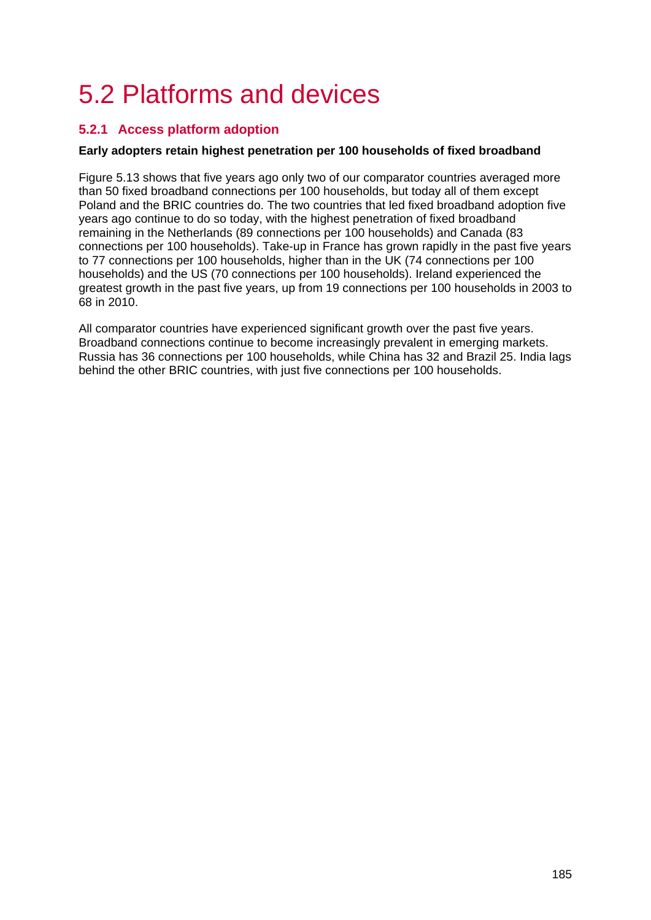# 5.2 Platforms and devices

## 5.2.1 Access platform adoption

**Early adopters retain highest penetration per 100 households of fixed broadband**

Figure 5.13 shows that five years ago only two of our comparator countries averaged more than 50 fixed broadband connections per 100 households, but today all of them except Poland and the BRIC countries do. The two countries that led fixed broadband adoption five years ago continue to do so today, with the highest penetration of fixed broadband remaining in the Netherlands (89 connections per 100 households) and Canada (83 connections per 100 households). Take-up in France has grown rapidly in the past five years to 77 connections per 100 households, higher than in the UK (74 connections per 100 households) and the US (70 connections per 100 households). Ireland experienced the greatest growth in the past five years, up from 19 connections per 100 households in 2003 to 68 in 2010.

All comparator countries have experienced significant growth over the past five years. Broadband connections continue to become increasingly prevalent in emerging markets. Russia has 36 connections per 100 households, while China has 32 and Brazil 25. India lags behind the other BRIC countries, with just five connections per 100 households.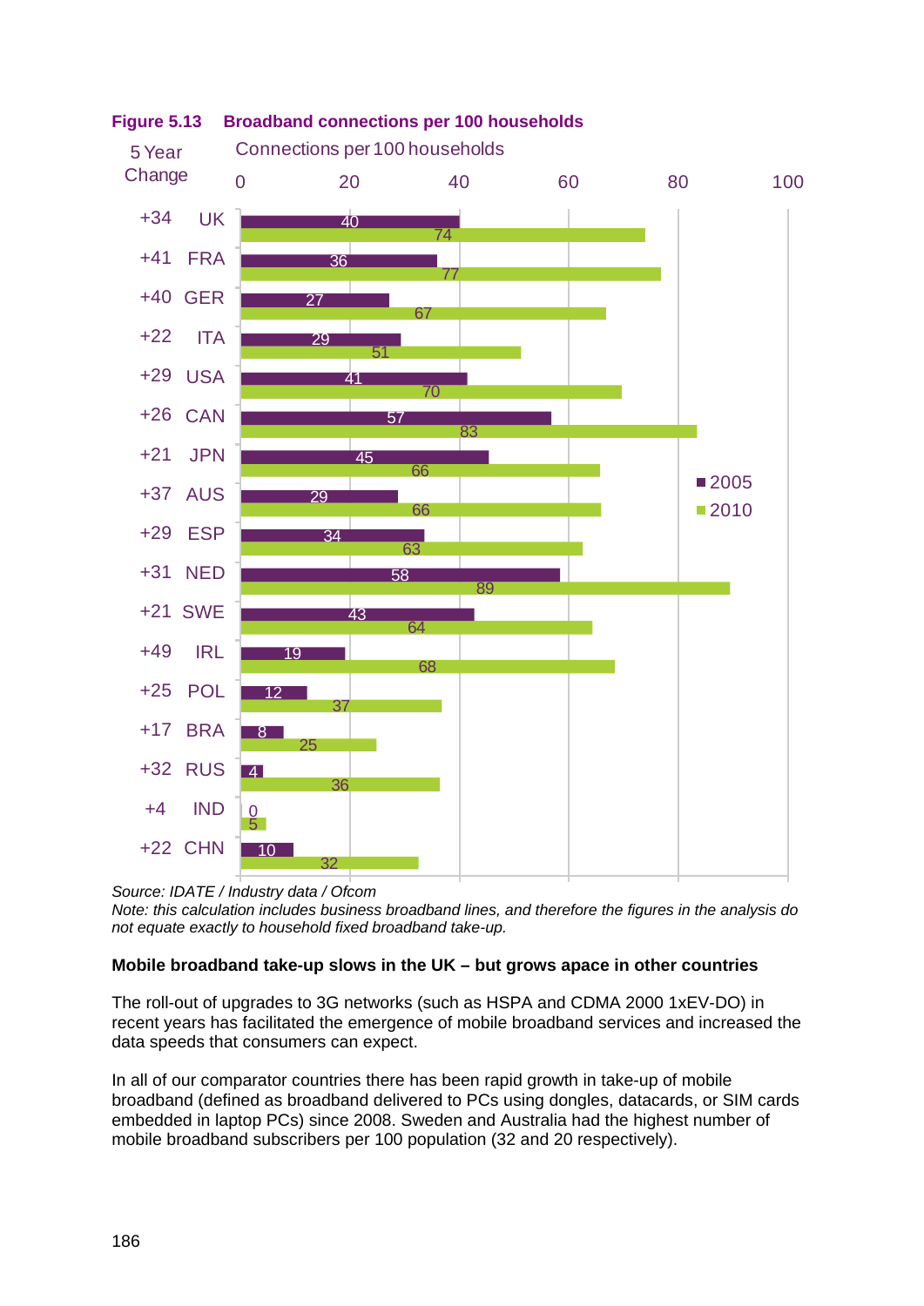**Figure 5.13 Broadband connections per 100 households**

Connections per 100 households

| 5 Year Change | Country | 2005 | 2010 |
|---|---|---|---|
| +34 | UK | 40 | 74 |
| +41 | FRA | 36 | 77 |
| +40 | GER | 27 | 67 |
| +22 | ITA | 29 | 51 |
| +29 | USA | 41 | 70 |
| +26 | CAN | 57 | 83 |
| +21 | JPN | 45 | 66 |
| +37 | AUS | 29 | 66 |
| +29 | ESP | 34 | 63 |
| +31 | NED | 58 | 89 |
| +21 | SWE | 43 | 64 |
| +49 | IRL | 19 | 68 |
| +25 | POL | 12 | 37 |
| +17 | BRA | 8 | 25 |
| +32 | RUS | 4 | 36 |
| +4 | IND | 0 | 5 |
| +22 | CHN | 10 | 32 |

*Source: IDATE / Industry data / Ofcom*
*Note: this calculation includes business broadband lines, and therefore the figures in the analysis do not equate exactly to household fixed broadband take-up.*

**Mobile broadband take-up slows in the UK – but grows apace in other countries**

The roll-out of upgrades to 3G networks (such as HSPA and CDMA 2000 1xEV-DO) in recent years has facilitated the emergence of mobile broadband services and increased the data speeds that consumers can expect.

In all of our comparator countries there has been rapid growth in take-up of mobile broadband (defined as broadband delivered to PCs using dongles, datacards, or SIM cards embedded in laptop PCs) since 2008. Sweden and Australia had the highest number of mobile broadband subscribers per 100 population (32 and 20 respectively).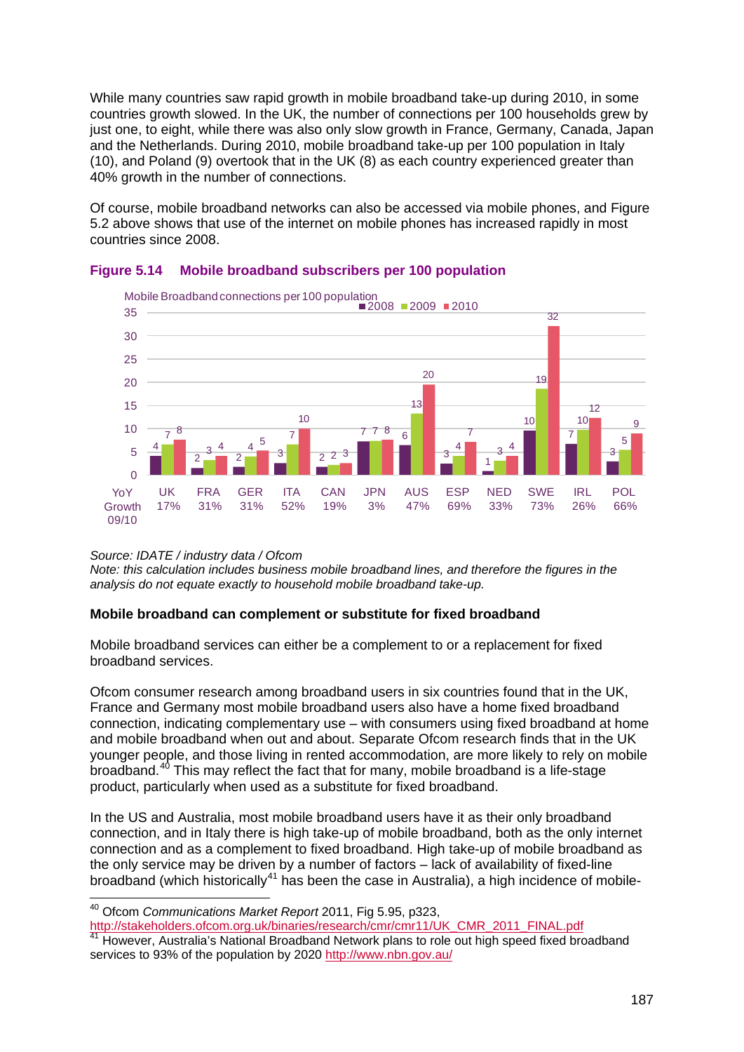While many countries saw rapid growth in mobile broadband take-up during 2010, in some countries growth slowed. In the UK, the number of connections per 100 households grew by just one, to eight, while there was also only slow growth in France, Germany, Canada, Japan and the Netherlands. During 2010, mobile broadband take-up per 100 population in Italy (10), and Poland (9) overtook that in the UK (8) as each country experienced greater than 40% growth in the number of connections.

Of course, mobile broadband networks can also be accessed via mobile phones, and Figure 5.2 above shows that use of the internet on mobile phones has increased rapidly in most countries since 2008.

**Figure 5.14 Mobile broadband subscribers per 100 population**

Mobile Broadband connections per 100 population

| | UK | FRA | GER | ITA | CAN | JPN | AUS | ESP | NED | SWE | IRL | POL |
|---|---|---|---|---|---|---|---|---|---|---|---|---|
| 2008 | 4 | 2 | 2 | 3 | 2 | 7 | 6 | 3 | 1 | 10 | 7 | 3 |
| 2009 | 7 | 3 | 4 | 7 | 2 | 7 | 13 | 4 | 3 | 19 | 10 | 5 |
| 2010 | 8 | 4 | 5 | 10 | 3 | 8 | 20 | 7 | 4 | 32 | 12 | 9 |
| YoY Growth 09/10 | 17% | 31% | 31% | 52% | 19% | 3% | 47% | 69% | 33% | 73% | 26% | 66% |

*Source: IDATE / industry data / Ofcom*
*Note: this calculation includes business mobile broadband lines, and therefore the figures in the analysis do not equate exactly to household mobile broadband take-up.*

**Mobile broadband can complement or substitute for fixed broadband**

Mobile broadband services can either be a complement to or a replacement for fixed broadband services.

Ofcom consumer research among broadband users in six countries found that in the UK, France and Germany most mobile broadband users also have a home fixed broadband connection, indicating complementary use – with consumers using fixed broadband at home and mobile broadband when out and about. Separate Ofcom research finds that in the UK younger people, and those living in rented accommodation, are more likely to rely on mobile broadband.[40] This may reflect the fact that for many, mobile broadband is a life-stage product, particularly when used as a substitute for fixed broadband.

In the US and Australia, most mobile broadband users have it as their only broadband connection, and in Italy there is high take-up of mobile broadband, both as the only internet connection and as a complement to fixed broadband. High take-up of mobile broadband as the only service may be driven by a number of factors – lack of availability of fixed-line broadband (which historically[41] has been the case in Australia), a high incidence of mobile-

[40] Ofcom *Communications Market Report* 2011, Fig 5.95, p323, http://stakeholders.ofcom.org.uk/binaries/research/cmr/cmr11/UK_CMR_2011_FINAL.pdf

[41] However, Australia's National Broadband Network plans to role out high speed fixed broadband services to 93% of the population by 2020 http://www.nbn.gov.au/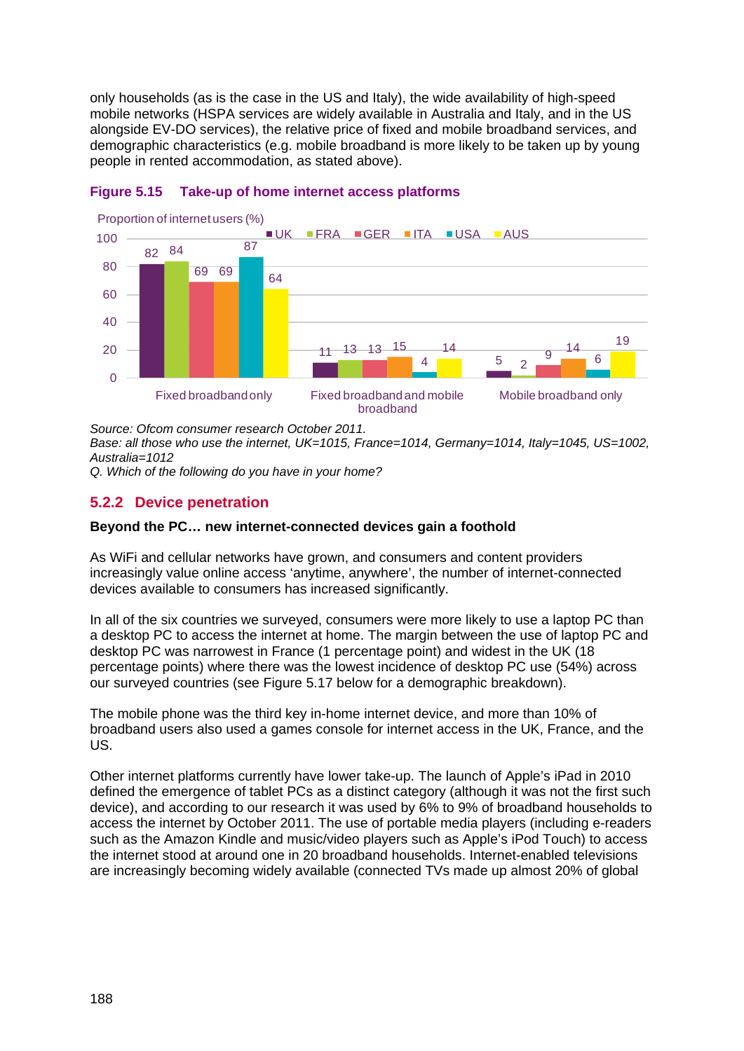only households (as is the case in the US and Italy), the wide availability of high-speed mobile networks (HSPA services are widely available in Australia and Italy, and in the US alongside EV-DO services), the relative price of fixed and mobile broadband services, and demographic characteristics (e.g. mobile broadband is more likely to be taken up by young people in rented accommodation, as stated above).

**Figure 5.15 Take-up of home internet access platforms**

Proportion of internet users (%)

| | UK | FRA | GER | ITA | USA | AUS |
|---|---|---|---|---|---|---|
| Fixed broadband only | 82 | 84 | 69 | 69 | 87 | 64 |
| Fixed broadband and mobile broadband | 11 | 13 | 13 | 15 | 4 | 14 |
| Mobile broadband only | 5 | 2 | 9 | 14 | 6 | 19 |

*Source: Ofcom consumer research October 2011.*
*Base: all those who use the internet, UK=1015, France=1014, Germany=1014, Italy=1045, US=1002, Australia=1012*
*Q. Which of the following do you have in your home?*

### 5.2.2 Device penetration

**Beyond the PC… new internet-connected devices gain a foothold**

As WiFi and cellular networks have grown, and consumers and content providers increasingly value online access 'anytime, anywhere', the number of internet-connected devices available to consumers has increased significantly.

In all of the six countries we surveyed, consumers were more likely to use a laptop PC than a desktop PC to access the internet at home. The margin between the use of laptop PC and desktop PC was narrowest in France (1 percentage point) and widest in the UK (18 percentage points) where there was the lowest incidence of desktop PC use (54%) across our surveyed countries (see Figure 5.17 below for a demographic breakdown).

The mobile phone was the third key in-home internet device, and more than 10% of broadband users also used a games console for internet access in the UK, France, and the US.

Other internet platforms currently have lower take-up. The launch of Apple's iPad in 2010 defined the emergence of tablet PCs as a distinct category (although it was not the first such device), and according to our research it was used by 6% to 9% of broadband households to access the internet by October 2011. The use of portable media players (including e-readers such as the Amazon Kindle and music/video players such as Apple's iPod Touch) to access the internet stood at around one in 20 broadband households. Internet-enabled televisions are increasingly becoming widely available (connected TVs made up almost 20% of global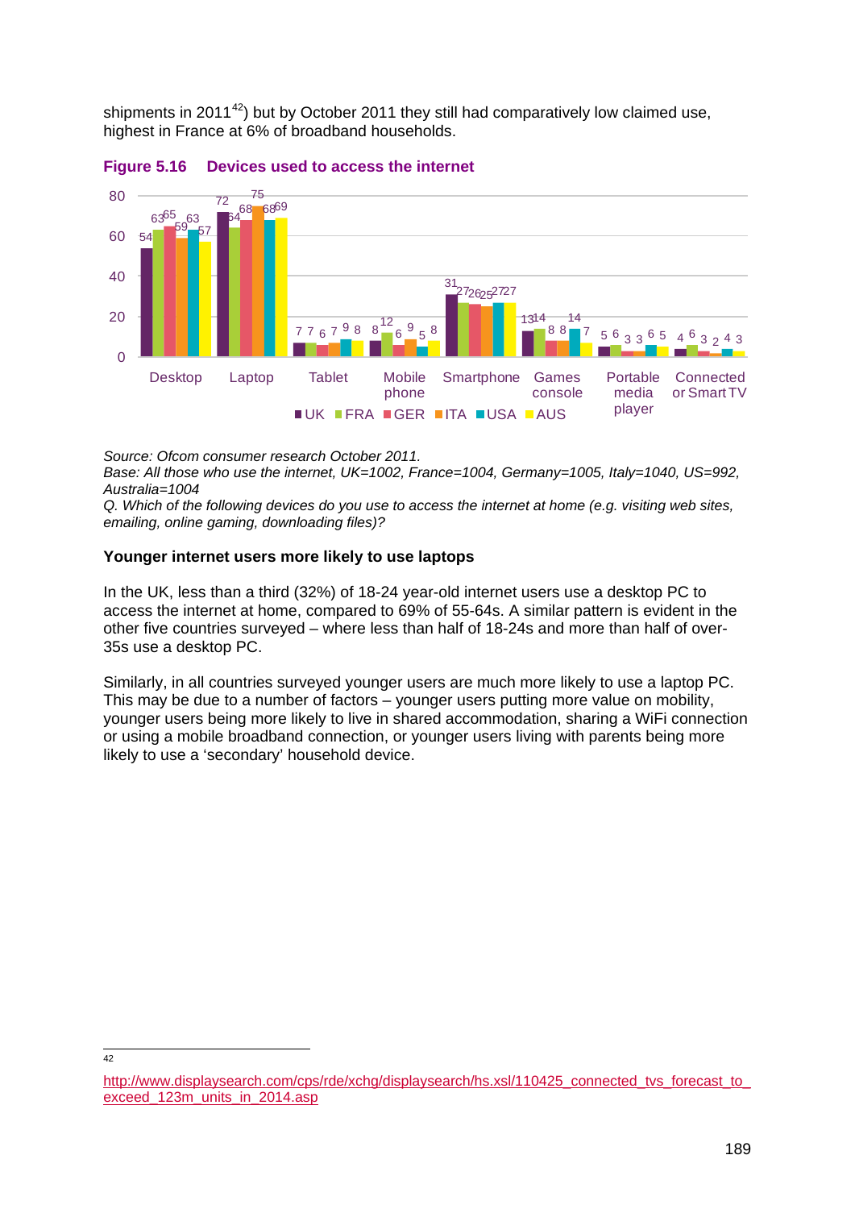shipments in 2011[42]) but by October 2011 they still had comparatively low claimed use, highest in France at 6% of broadband households.

**Figure 5.16 Devices used to access the internet**

| | UK | FRA | GER | ITA | USA | AUS |
|---|---|---|---|---|---|---|
| Desktop | 54 | 63 | 65 | 59 | 63 | 57 |
| Laptop | 72 | 64 | 68 | 75 | 68 | 69 |
| Tablet | 7 | 7 | 6 | 7 | 9 | 8 |
| Mobile phone | 8 | 12 | 6 | 9 | 5 | 8 |
| Smartphone | 31 | 27 | 26 | 25 | 27 | 27 |
| Games console | 13 | 14 | 8 | 8 | 14 | 7 |
| Portable media player | 5 | 6 | 3 | 3 | 6 | 5 |
| Connected or Smart TV | 4 | 6 | 3 | 2 | 4 | 3 |

*Source: Ofcom consumer research October 2011.*
*Base: All those who use the internet, UK=1002, France=1004, Germany=1005, Italy=1040, US=992, Australia=1004*
*Q. Which of the following devices do you use to access the internet at home (e.g. visiting web sites, emailing, online gaming, downloading files)?*

**Younger internet users more likely to use laptops**

In the UK, less than a third (32%) of 18-24 year-old internet users use a desktop PC to access the internet at home, compared to 69% of 55-64s. A similar pattern is evident in the other five countries surveyed – where less than half of 18-24s and more than half of over-35s use a desktop PC.

Similarly, in all countries surveyed younger users are much more likely to use a laptop PC. This may be due to a number of factors – younger users putting more value on mobility, younger users being more likely to live in shared accommodation, sharing a WiFi connection or using a mobile broadband connection, or younger users living with parents being more likely to use a 'secondary' household device.

---

[42] http://www.displaysearch.com/cps/rde/xchg/displaysearch/hs.xsl/110425_connected_tvs_forecast_to_exceed_123m_units_in_2014.asp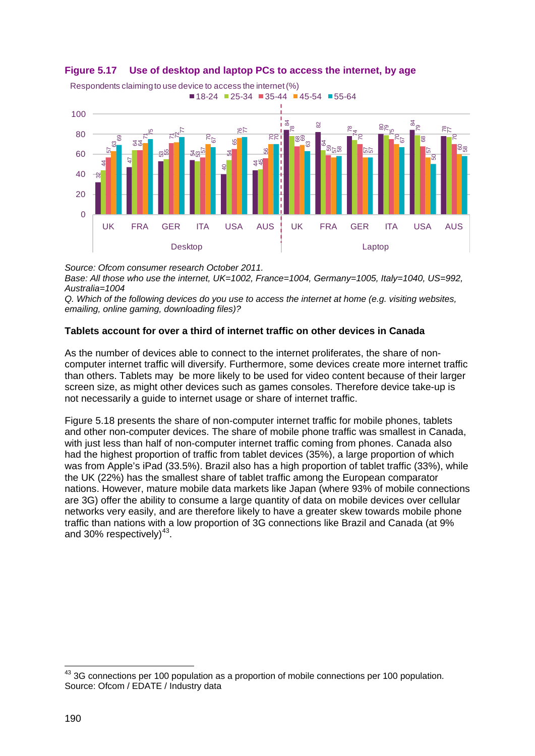**Figure 5.17 Use of desktop and laptop PCs to access the internet, by age**

Respondents claiming to use device to access the internet (%)

| Device | Country | 18-24 | 25-34 | 35-44 | 45-54 | 55-64 |
|---|---|---|---|---|---|---|
| Desktop | UK | 32 | 44 | 57 | 63 | 69 |
| Desktop | FRA | 47 | 64 | 64 | 71 | 75 |
| Desktop | GER | 53 | 55 | 71 | 72 | 77 |
| Desktop | ITA | 54 | 53 | 57 | 70 | 67 |
| Desktop | USA | 40 | 54 | 65 | 76 | 77 |
| Desktop | AUS | 44 | 45 | 56 | 70 | 70 |
| Laptop | UK | 84 | 78 | 68 | 69 | 63 |
| Laptop | FRA | 82 | 64 | 59 | 57 | 58 |
| Laptop | GER | 78 | 74 | 70 | 57 | 57 |
| Laptop | ITA | 80 | 79 | 75 | 70 | 67 |
| Laptop | USA | 84 | 79 | 68 | 57 | 50 |
| Laptop | AUS | 78 | 77 | 70 | 60 | 58 |

*Source: Ofcom consumer research October 2011.*
*Base: All those who use the internet, UK=1002, France=1004, Germany=1005, Italy=1040, US=992, Australia=1004*
*Q. Which of the following devices do you use to access the internet at home (e.g. visiting websites, emailing, online gaming, downloading files)?*

**Tablets account for over a third of internet traffic on other devices in Canada**

As the number of devices able to connect to the internet proliferates, the share of non-computer internet traffic will diversify. Furthermore, some devices create more internet traffic than others. Tablets may be more likely to be used for video content because of their larger screen size, as might other devices such as games consoles. Therefore device take-up is not necessarily a guide to internet usage or share of internet traffic.

Figure 5.18 presents the share of non-computer internet traffic for mobile phones, tablets and other non-computer devices. The share of mobile phone traffic was smallest in Canada, with just less than half of non-computer internet traffic coming from phones. Canada also had the highest proportion of traffic from tablet devices (35%), a large proportion of which was from Apple's iPad (33.5%). Brazil also has a high proportion of tablet traffic (33%), while the UK (22%) has the smallest share of tablet traffic among the European comparator nations. However, mature mobile data markets like Japan (where 93% of mobile connections are 3G) offer the ability to consume a large quantity of data on mobile devices over cellular networks very easily, and are therefore likely to have a greater skew towards mobile phone traffic than nations with a low proportion of 3G connections like Brazil and Canada (at 9% and 30% respectively)[43].

[43] 3G connections per 100 population as a proportion of mobile connections per 100 population. Source: Ofcom / EDATE / Industry data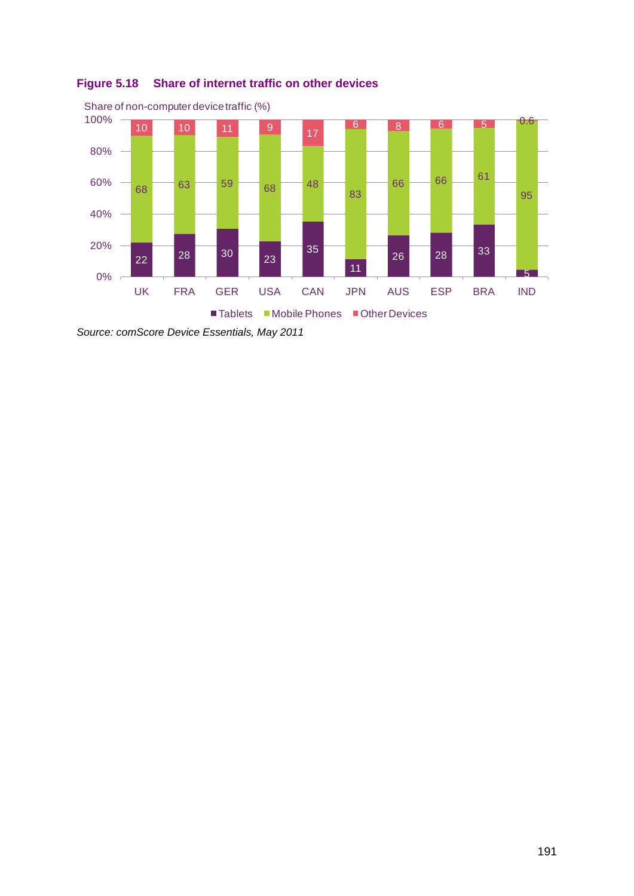**Figure 5.18 Share of internet traffic on other devices**

Share of non-computer device traffic (%)

| | UK | FRA | GER | USA | CAN | JPN | AUS | ESP | BRA | IND |
|---|---|---|---|---|---|---|---|---|---|---|
| Tablets | 22 | 28 | 30 | 23 | 35 | 11 | 26 | 28 | 33 | 5 |
| Mobile Phones | 68 | 63 | 59 | 68 | 48 | 83 | 66 | 66 | 61 | 95 |
| Other Devices | 10 | 10 | 11 | 9 | 17 | 6 | 8 | 6 | 5 | 0.6 |

*Source: comScore Device Essentials, May 2011*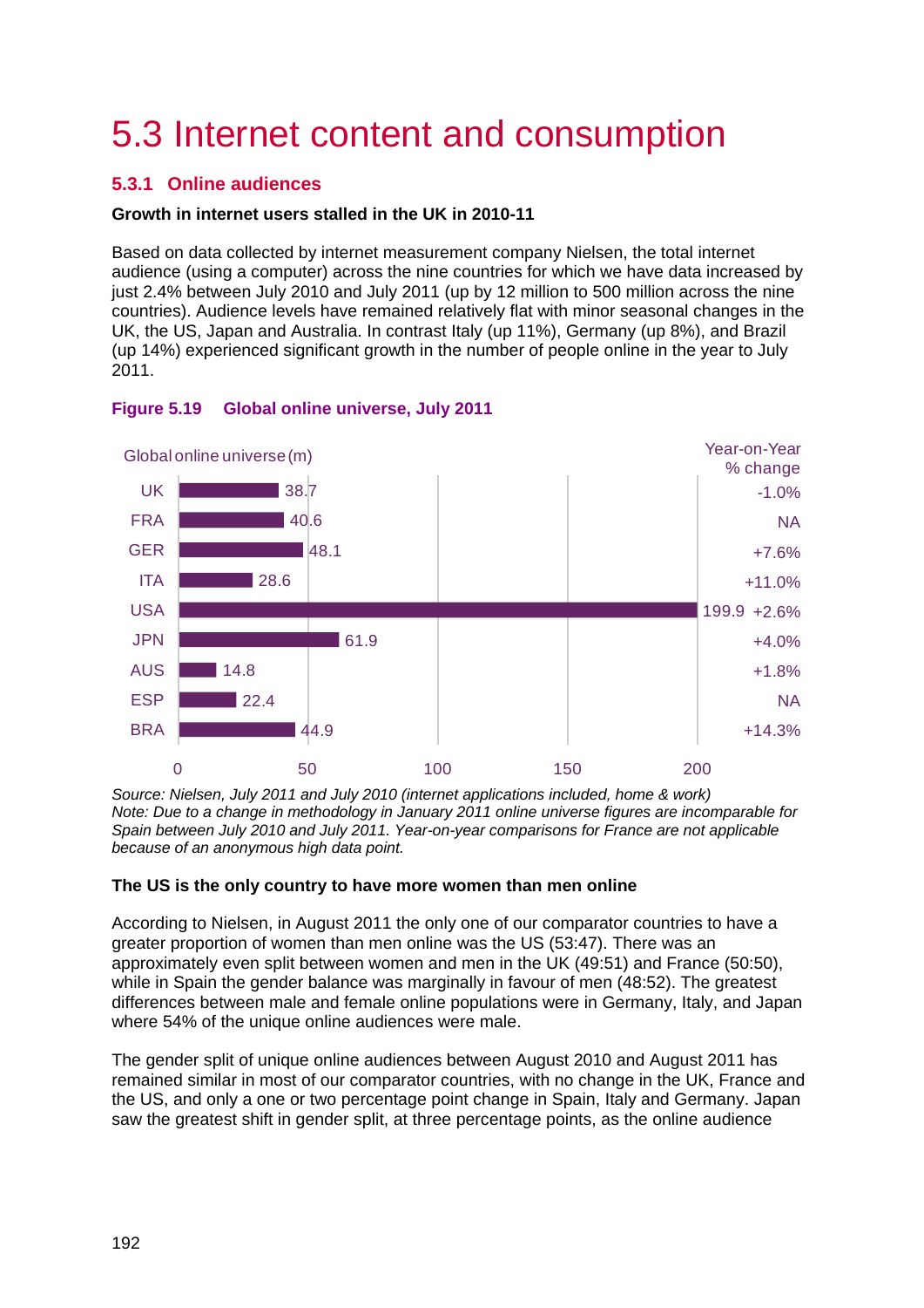# 5.3 Internet content and consumption

## 5.3.1 Online audiences

**Growth in internet users stalled in the UK in 2010-11**

Based on data collected by internet measurement company Nielsen, the total internet audience (using a computer) across the nine countries for which we have data increased by just 2.4% between July 2010 and July 2011 (up by 12 million to 500 million across the nine countries). Audience levels have remained relatively flat with minor seasonal changes in the UK, the US, Japan and Australia. In contrast Italy (up 11%), Germany (up 8%), and Brazil (up 14%) experienced significant growth in the number of people online in the year to July 2011.

**Figure 5.19 Global online universe, July 2011**

| Country | Global online universe (m) | Year-on-Year % change |
|---|---|---|
| UK | 38.7 | -1.0% |
| FRA | 40.6 | NA |
| GER | 48.1 | +7.6% |
| ITA | 28.6 | +11.0% |
| USA | 199.9 | +2.6% |
| JPN | 61.9 | +4.0% |
| AUS | 14.8 | +1.8% |
| ESP | 22.4 | NA |
| BRA | 44.9 | +14.3% |

*Source: Nielsen, July 2011 and July 2010 (internet applications included, home & work)*
*Note: Due to a change in methodology in January 2011 online universe figures are incomparable for Spain between July 2010 and July 2011. Year-on-year comparisons for France are not applicable because of an anonymous high data point.*

**The US is the only country to have more women than men online**

According to Nielsen, in August 2011 the only one of our comparator countries to have a greater proportion of women than men online was the US (53:47). There was an approximately even split between women and men in the UK (49:51) and France (50:50), while in Spain the gender balance was marginally in favour of men (48:52). The greatest differences between male and female online populations were in Germany, Italy, and Japan where 54% of the unique online audiences were male.

The gender split of unique online audiences between August 2010 and August 2011 has remained similar in most of our comparator countries, with no change in the UK, France and the US, and only a one or two percentage point change in Spain, Italy and Germany. Japan saw the greatest shift in gender split, at three percentage points, as the online audience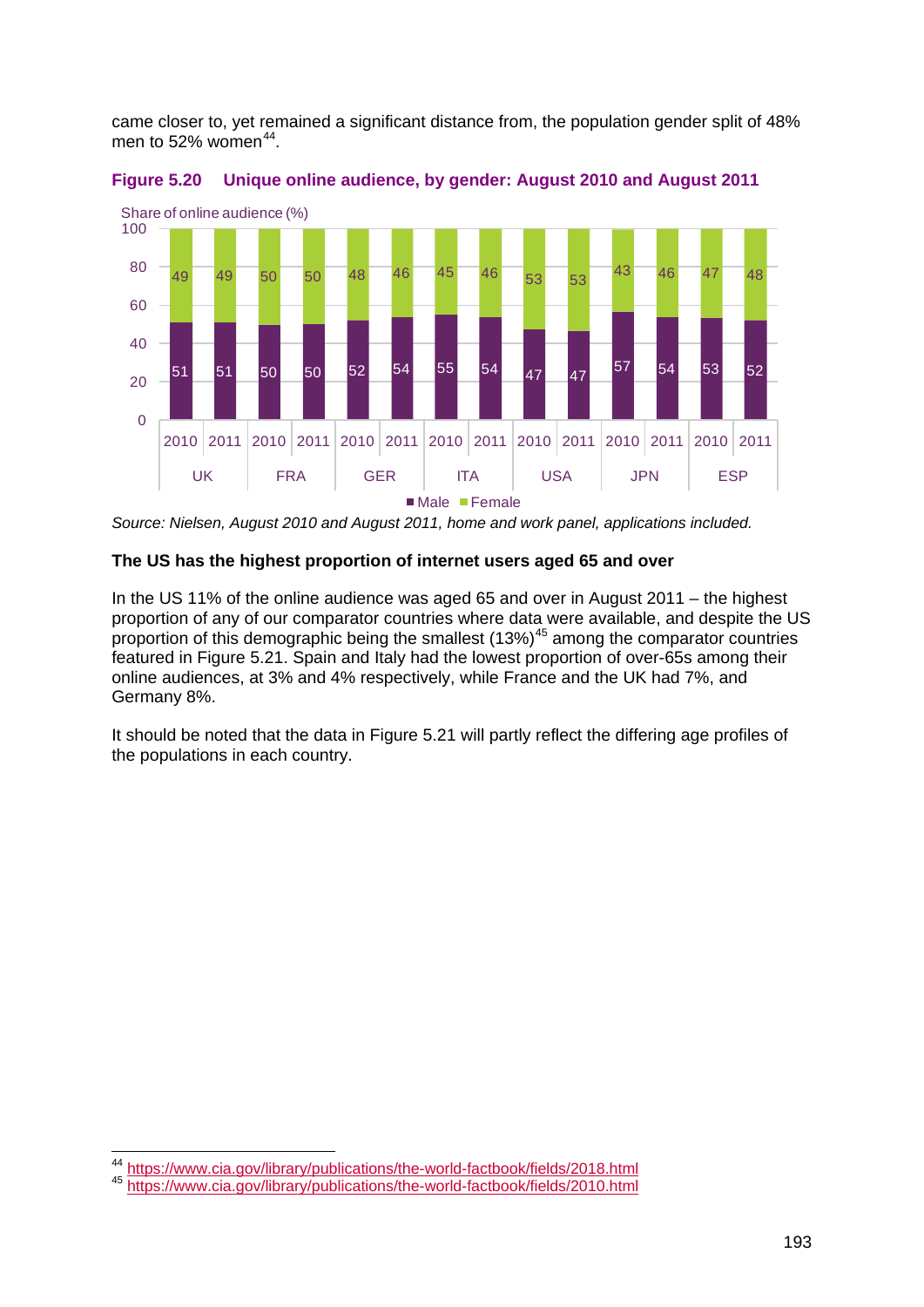came closer to, yet remained a significant distance from, the population gender split of 48% men to 52% women[44].

**Figure 5.20 Unique online audience, by gender: August 2010 and August 2011**

Share of online audience (%)

| Country | Year | Male | Female |
|---|---|---|---|
| UK | 2010 | 51 | 49 |
| UK | 2011 | 51 | 49 |
| FRA | 2010 | 50 | 50 |
| FRA | 2011 | 50 | 50 |
| GER | 2010 | 52 | 48 |
| GER | 2011 | 54 | 46 |
| ITA | 2010 | 55 | 45 |
| ITA | 2011 | 54 | 46 |
| USA | 2010 | 47 | 53 |
| USA | 2011 | 47 | 53 |
| JPN | 2010 | 57 | 43 |
| JPN | 2011 | 54 | 46 |
| ESP | 2010 | 53 | 47 |
| ESP | 2011 | 52 | 48 |

*Source: Nielsen, August 2010 and August 2011, home and work panel, applications included.*

**The US has the highest proportion of internet users aged 65 and over**

In the US 11% of the online audience was aged 65 and over in August 2011 – the highest proportion of any of our comparator countries where data were available, and despite the US proportion of this demographic being the smallest (13%)[45] among the comparator countries featured in Figure 5.21. Spain and Italy had the lowest proportion of over-65s among their online audiences, at 3% and 4% respectively, while France and the UK had 7%, and Germany 8%.

It should be noted that the data in Figure 5.21 will partly reflect the differing age profiles of the populations in each country.

[44] https://www.cia.gov/library/publications/the-world-factbook/fields/2018.html
[45] https://www.cia.gov/library/publications/the-world-factbook/fields/2010.html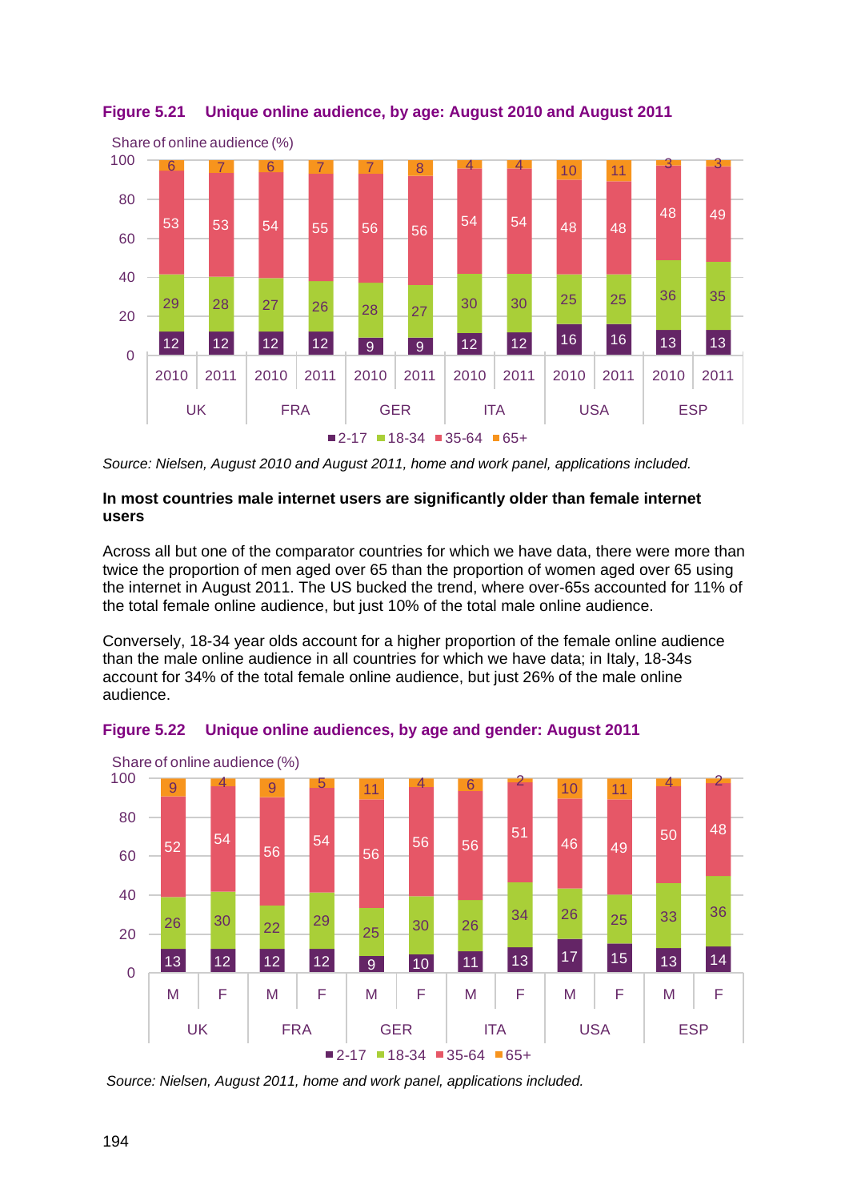**Figure 5.21 Unique online audience, by age: August 2010 and August 2011**

Share of online audience (%)

| Country | Year | 2-17 | 18-34 | 35-64 | 65+ |
|---|---|---|---|---|---|
| UK | 2010 | 12 | 29 | 53 | 6 |
| UK | 2011 | 12 | 28 | 53 | 7 |
| FRA | 2010 | 12 | 27 | 54 | 6 |
| FRA | 2011 | 12 | 26 | 55 | 7 |
| GER | 2010 | 9 | 28 | 56 | 7 |
| GER | 2011 | 9 | 27 | 56 | 8 |
| ITA | 2010 | 12 | 30 | 54 | 4 |
| ITA | 2011 | 12 | 30 | 54 | 4 |
| USA | 2010 | 16 | 25 | 48 | 10 |
| USA | 2011 | 16 | 25 | 48 | 11 |
| ESP | 2010 | 13 | 36 | 48 | 3 |
| ESP | 2011 | 13 | 35 | 49 | 3 |

*Source: Nielsen, August 2010 and August 2011, home and work panel, applications included.*

**In most countries male internet users are significantly older than female internet users**

Across all but one of the comparator countries for which we have data, there were more than twice the proportion of men aged over 65 than the proportion of women aged over 65 using the internet in August 2011. The US bucked the trend, where over-65s accounted for 11% of the total female online audience, but just 10% of the total male online audience.

Conversely, 18-34 year olds account for a higher proportion of the female online audience than the male online audience in all countries for which we have data; in Italy, 18-34s account for 34% of the total female online audience, but just 26% of the male online audience.

**Figure 5.22 Unique online audiences, by age and gender: August 2011**

Share of online audience (%)

| Country | Gender | 2-17 | 18-34 | 35-64 | 65+ |
|---|---|---|---|---|---|
| UK | M | 13 | 26 | 52 | 9 |
| UK | F | 12 | 30 | 54 | 4 |
| FRA | M | 12 | 22 | 56 | 9 |
| FRA | F | 12 | 29 | 54 | 5 |
| GER | M | 9 | 25 | 56 | 11 |
| GER | F | 10 | 30 | 56 | 4 |
| ITA | M | 11 | 26 | 56 | 6 |
| ITA | F | 13 | 34 | 51 | 2 |
| USA | M | 17 | 26 | 46 | 10 |
| USA | F | 15 | 25 | 49 | 11 |
| ESP | M | 13 | 33 | 50 | 4 |
| ESP | F | 14 | 36 | 48 | 2 |

*Source: Nielsen, August 2011, home and work panel, applications included.*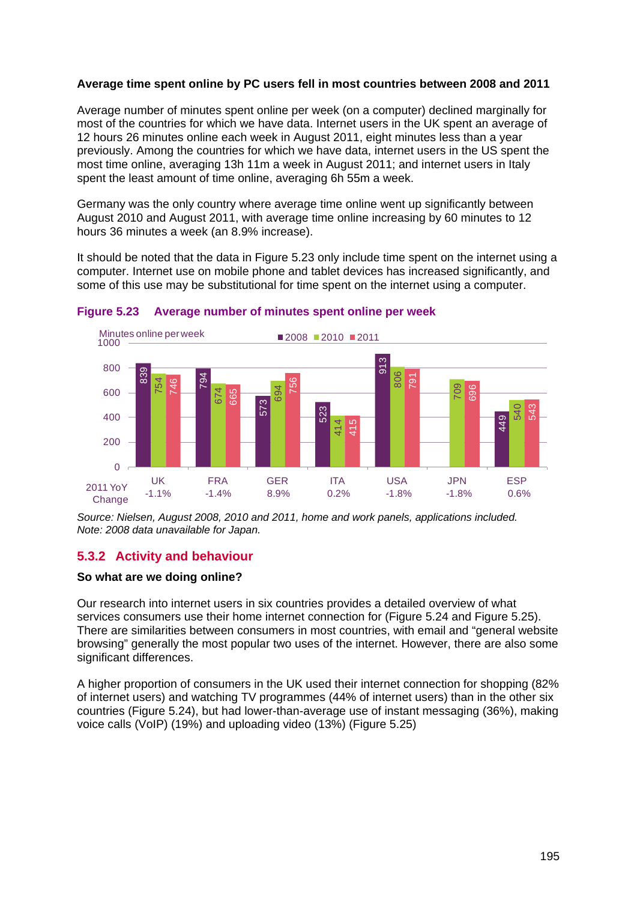**Average time spent online by PC users fell in most countries between 2008 and 2011**

Average number of minutes spent online per week (on a computer) declined marginally for most of the countries for which we have data. Internet users in the UK spent an average of 12 hours 26 minutes online each week in August 2011, eight minutes less than a year previously. Among the countries for which we have data, internet users in the US spent the most time online, averaging 13h 11m a week in August 2011; and internet users in Italy spent the least amount of time online, averaging 6h 55m a week.

Germany was the only country where average time online went up significantly between August 2010 and August 2011, with average time online increasing by 60 minutes to 12 hours 36 minutes a week (an 8.9% increase).

It should be noted that the data in Figure 5.23 only include time spent on the internet using a computer. Internet use on mobile phone and tablet devices has increased significantly, and some of this use may be substitutional for time spent on the internet using a computer.

**Figure 5.23 Average number of minutes spent online per week**

Minutes online per week

| | UK | FRA | GER | ITA | USA | JPN | ESP |
|---|---|---|---|---|---|---|---|
| 2008 | 839 | 794 | 573 | 523 | 913 | | 449 |
| 2010 | 754 | 674 | 694 | 414 | 806 | 709 | 540 |
| 2011 | 746 | 665 | 756 | 415 | 791 | 696 | 543 |
| 2011 YoY Change | -1.1% | -1.4% | 8.9% | 0.2% | -1.8% | -1.8% | 0.6% |

*Source: Nielsen, August 2008, 2010 and 2011, home and work panels, applications included.*
*Note: 2008 data unavailable for Japan.*

## 5.3.2 Activity and behaviour

**So what are we doing online?**

Our research into internet users in six countries provides a detailed overview of what services consumers use their home internet connection for (Figure 5.24 and Figure 5.25). There are similarities between consumers in most countries, with email and "general website browsing" generally the most popular two uses of the internet. However, there are also some significant differences.

A higher proportion of consumers in the UK used their internet connection for shopping (82% of internet users) and watching TV programmes (44% of internet users) than in the other six countries (Figure 5.24), but had lower-than-average use of instant messaging (36%), making voice calls (VoIP) (19%) and uploading video (13%) (Figure 5.25)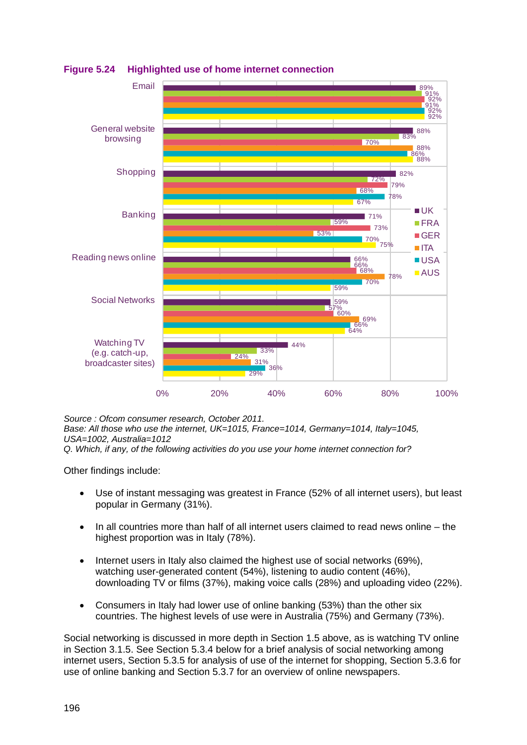**Figure 5.24 Highlighted use of home internet connection**

| | UK | FRA | GER | ITA | USA | AUS |
|---|---|---|---|---|---|---|
| Email | 89% | 91% | 92% | 91% | 92% | 92% |
| General website browsing | 88% | 83% | 70% | 88% | 86% | 88% |
| Shopping | 82% | 72% | 79% | 68% | 78% | 67% |
| Banking | 71% | 59% | 73% | 53% | 70% | 75% |
| Reading news online | 66% | 66% | 68% | 78% | 70% | 59% |
| Social Networks | 59% | 57% | 60% | 69% | 66% | 64% |
| Watching TV (e.g. catch-up, broadcaster sites) | 44% | 33% | 24% | 31% | 36% | 29% |

*Source : Ofcom consumer research, October 2011.*
*Base: All those who use the internet, UK=1015, France=1014, Germany=1014, Italy=1045, USA=1002, Australia=1012*
*Q. Which, if any, of the following activities do you use your home internet connection for?*

Other findings include:

- Use of instant messaging was greatest in France (52% of all internet users), but least popular in Germany (31%).
- In all countries more than half of all internet users claimed to read news online – the highest proportion was in Italy (78%).
- Internet users in Italy also claimed the highest use of social networks (69%), watching user-generated content (54%), listening to audio content (46%), downloading TV or films (37%), making voice calls (28%) and uploading video (22%).
- Consumers in Italy had lower use of online banking (53%) than the other six countries. The highest levels of use were in Australia (75%) and Germany (73%).

Social networking is discussed in more depth in Section 1.5 above, as is watching TV online in Section 3.1.5. See Section 5.3.4 below for a brief analysis of social networking among internet users, Section 5.3.5 for analysis of use of the internet for shopping, Section 5.3.6 for use of online banking and Section 5.3.7 for an overview of online newspapers.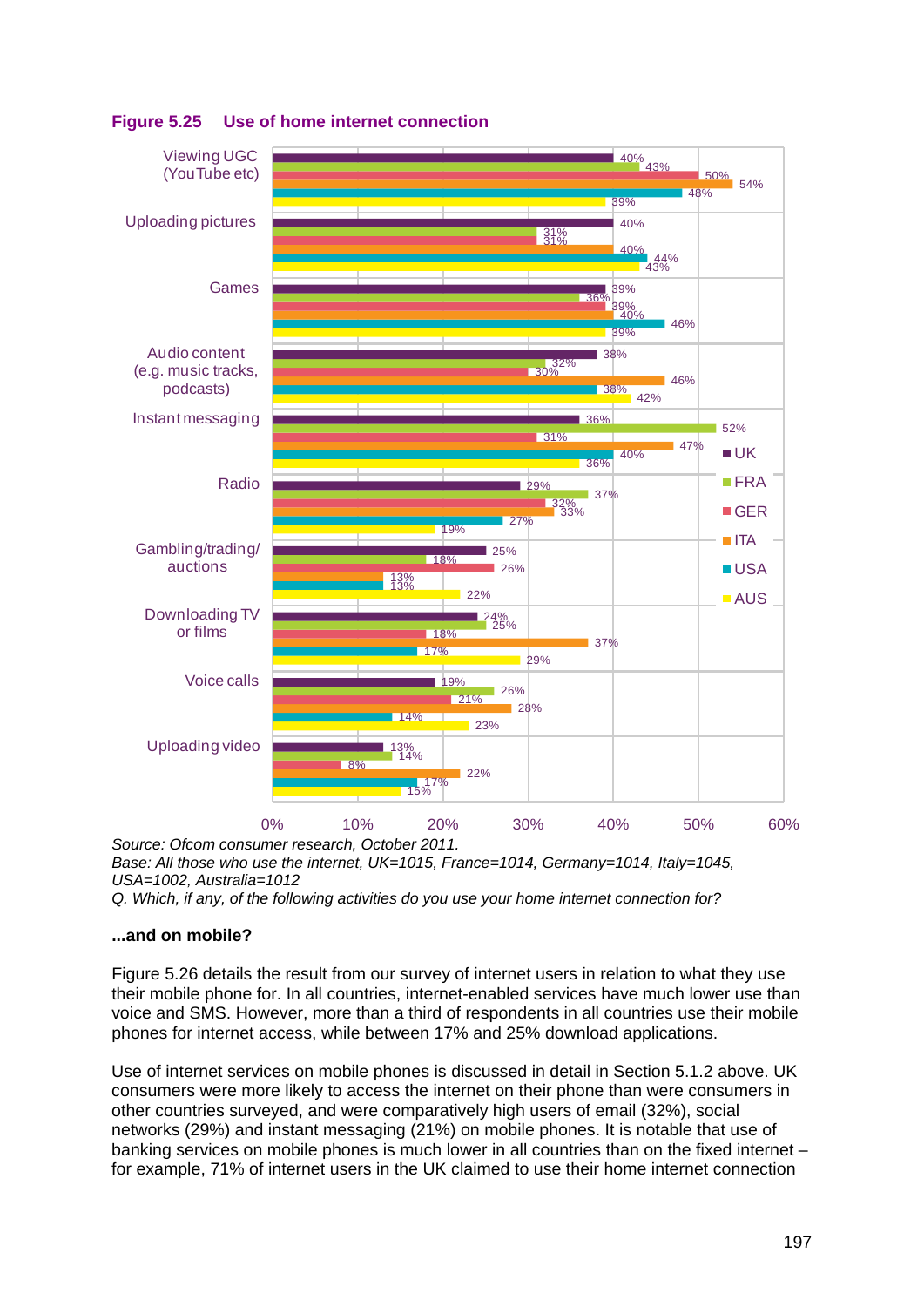**Figure 5.25 Use of home internet connection**

| | UK | FRA | GER | ITA | USA | AUS |
|---|---|---|---|---|---|---|
| Viewing UGC (YouTube etc) | 40% | 43% | 50% | 54% | 48% | 39% |
| Uploading pictures | 40% | 31% | 31% | 40% | 44% | 43% |
| Games | 39% | 36% | 39% | 40% | 46% | 39% |
| Audio content (e.g. music tracks, podcasts) | 38% | 32% | 30% | 46% | 38% | 42% |
| Instant messaging | 36% | 52% | 31% | 47% | 40% | 36% |
| Radio | 29% | 37% | 32% | 33% | 27% | 19% |
| Gambling/trading/ auctions | 25% | 18% | 26% | 13% | 13% | 22% |
| Downloading TV or films | 24% | 25% | 18% | 37% | 17% | 29% |
| Voice calls | 19% | 26% | 21% | 28% | 14% | 23% |
| Uploading video | 13% | 14% | 8% | 22% | 17% | 15% |

*Source: Ofcom consumer research, October 2011.*
*Base: All those who use the internet, UK=1015, France=1014, Germany=1014, Italy=1045, USA=1002, Australia=1012*
*Q. Which, if any, of the following activities do you use your home internet connection for?*

**...and on mobile?**

Figure 5.26 details the result from our survey of internet users in relation to what they use their mobile phone for. In all countries, internet-enabled services have much lower use than voice and SMS. However, more than a third of respondents in all countries use their mobile phones for internet access, while between 17% and 25% download applications.

Use of internet services on mobile phones is discussed in detail in Section 5.1.2 above. UK consumers were more likely to access the internet on their phone than were consumers in other countries surveyed, and were comparatively high users of email (32%), social networks (29%) and instant messaging (21%) on mobile phones. It is notable that use of banking services on mobile phones is much lower in all countries than on the fixed internet – for example, 71% of internet users in the UK claimed to use their home internet connection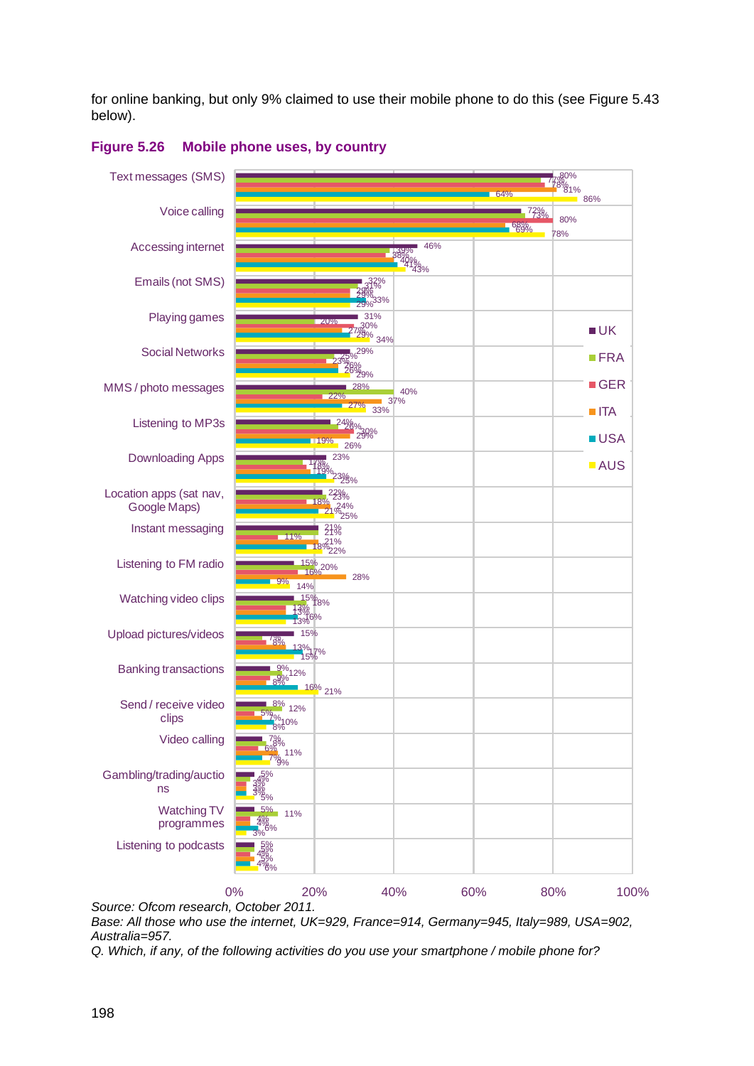for online banking, but only 9% claimed to use their mobile phone to do this (see Figure 5.43 below).

### Figure 5.26 Mobile phone uses, by country

| Activity | UK | FRA | GER | ITA | USA | AUS |
|---|---|---|---|---|---|---|
| Text messages (SMS) | 80% | 77% | 78% | 81% | 64% | 86% |
| Voice calling | 72% | 73% | 80% | 68% | 69% | 78% |
| Accessing internet | 46% | 39% | 38% | 40% | 41% | 43% |
| Emails (not SMS) | 32% | 31% | 29% | 29% | 33% | 29% |
| Playing games | 31% | 20% | 30% | 27% | 29% | 34% |
| Social Networks | 29% | 25% | 23% | 26% | 26% | 29% |
| MMS / photo messages | 28% | 40% | 22% | 37% | 27% | 33% |
| Listening to MP3s | 24% | 26% | 30% | 29% | 19% | 26% |
| Downloading Apps | 23% | 17% | 18% | 19% | 23% | 25% |
| Location apps (sat nav, Google Maps) | 22% | 23% | 18% | 24% | 21% | 25% |
| Instant messaging | 21% | 21% | 11% | 21% | 18% | 22% |
| Listening to FM radio | 15% | 20% | 16% | 28% | 9% | 14% |
| Watching video clips | 15% | 18% | 13% | 13% | 16% | 13% |
| Upload pictures/videos | 15% | 7% | 8% | 13% | 17% | 15% |
| Banking transactions | 9% | 12% | 9% | 8% | 16% | 21% |
| Send / receive video clips | 8% | 12% | 5% | 7% | 10% | 8% |
| Video calling | 7% | 8% | 6% | 11% | 7% | 9% |
| Gambling/trading/auctions | 5% | 4% | 3% | 3% | 3% | 5% |
| Watching TV programmes | 5% | 11% | 4% | 4% | 6% | 3% |
| Listening to podcasts | 5% | 5% | 4% | 5% | 4% | 6% |

*Source: Ofcom research, October 2011.*
*Base: All those who use the internet, UK=929, France=914, Germany=945, Italy=989, USA=902, Australia=957.*
*Q. Which, if any, of the following activities do you use your smartphone / mobile phone for?*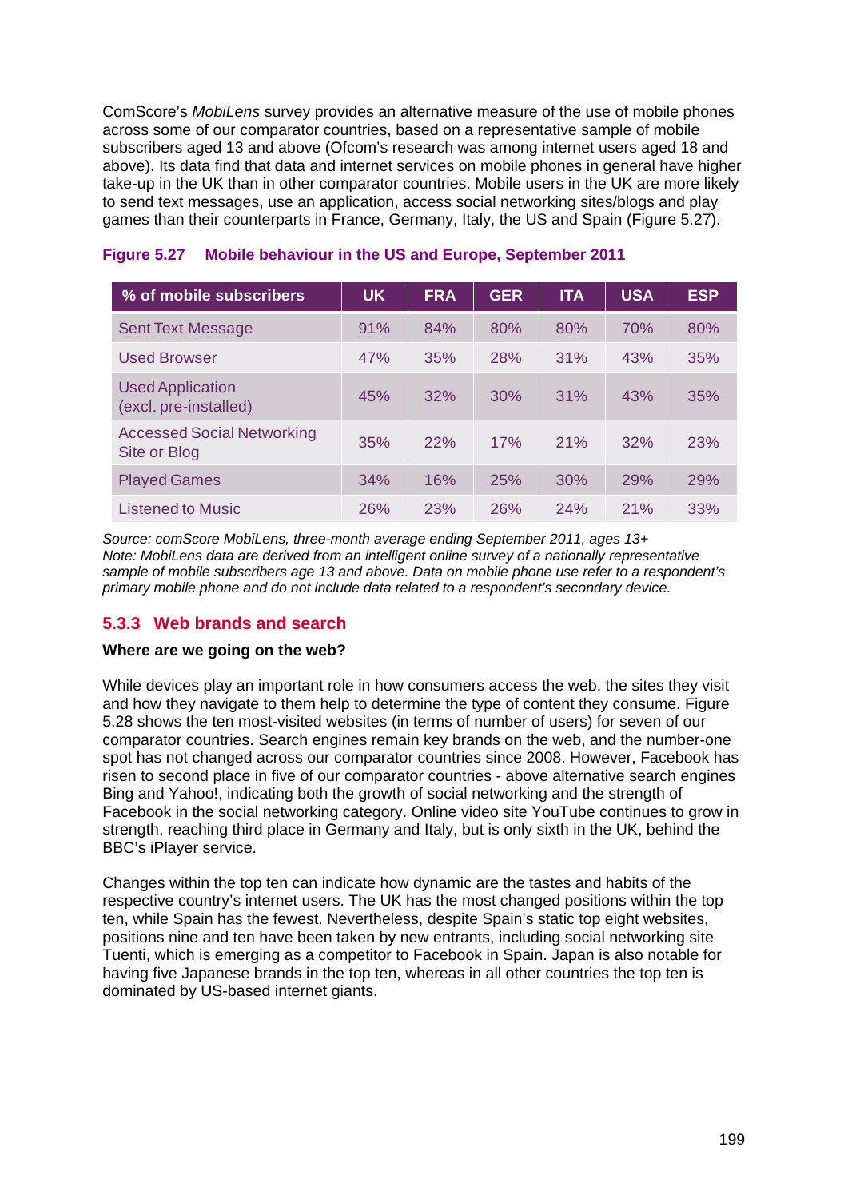ComScore's *MobiLens* survey provides an alternative measure of the use of mobile phones across some of our comparator countries, based on a representative sample of mobile subscribers aged 13 and above (Ofcom's research was among internet users aged 18 and above). Its data find that data and internet services on mobile phones in general have higher take-up in the UK than in other comparator countries. Mobile users in the UK are more likely to send text messages, use an application, access social networking sites/blogs and play games than their counterparts in France, Germany, Italy, the US and Spain (Figure 5.27).

**Figure 5.27 Mobile behaviour in the US and Europe, September 2011**

| % of mobile subscribers | UK | FRA | GER | ITA | USA | ESP |
|---|---|---|---|---|---|---|
| Sent Text Message | 91% | 84% | 80% | 80% | 70% | 80% |
| Used Browser | 47% | 35% | 28% | 31% | 43% | 35% |
| Used Application (excl. pre-installed) | 45% | 32% | 30% | 31% | 43% | 35% |
| Accessed Social Networking Site or Blog | 35% | 22% | 17% | 21% | 32% | 23% |
| Played Games | 34% | 16% | 25% | 30% | 29% | 29% |
| Listened to Music | 26% | 23% | 26% | 24% | 21% | 33% |

*Source: comScore MobiLens, three-month average ending September 2011, ages 13+*
*Note: MobiLens data are derived from an intelligent online survey of a nationally representative sample of mobile subscribers age 13 and above. Data on mobile phone use refer to a respondent's primary mobile phone and do not include data related to a respondent's secondary device.*

### 5.3.3 Web brands and search

**Where are we going on the web?**

While devices play an important role in how consumers access the web, the sites they visit and how they navigate to them help to determine the type of content they consume. Figure 5.28 shows the ten most-visited websites (in terms of number of users) for seven of our comparator countries. Search engines remain key brands on the web, and the number-one spot has not changed across our comparator countries since 2008. However, Facebook has risen to second place in five of our comparator countries - above alternative search engines Bing and Yahoo!, indicating both the growth of social networking and the strength of Facebook in the social networking category. Online video site YouTube continues to grow in strength, reaching third place in Germany and Italy, but is only sixth in the UK, behind the BBC's iPlayer service.

Changes within the top ten can indicate how dynamic are the tastes and habits of the respective country's internet users. The UK has the most changed positions within the top ten, while Spain has the fewest. Nevertheless, despite Spain's static top eight websites, positions nine and ten have been taken by new entrants, including social networking site Tuenti, which is emerging as a competitor to Facebook in Spain. Japan is also notable for having five Japanese brands in the top ten, whereas in all other countries the top ten is dominated by US-based internet giants.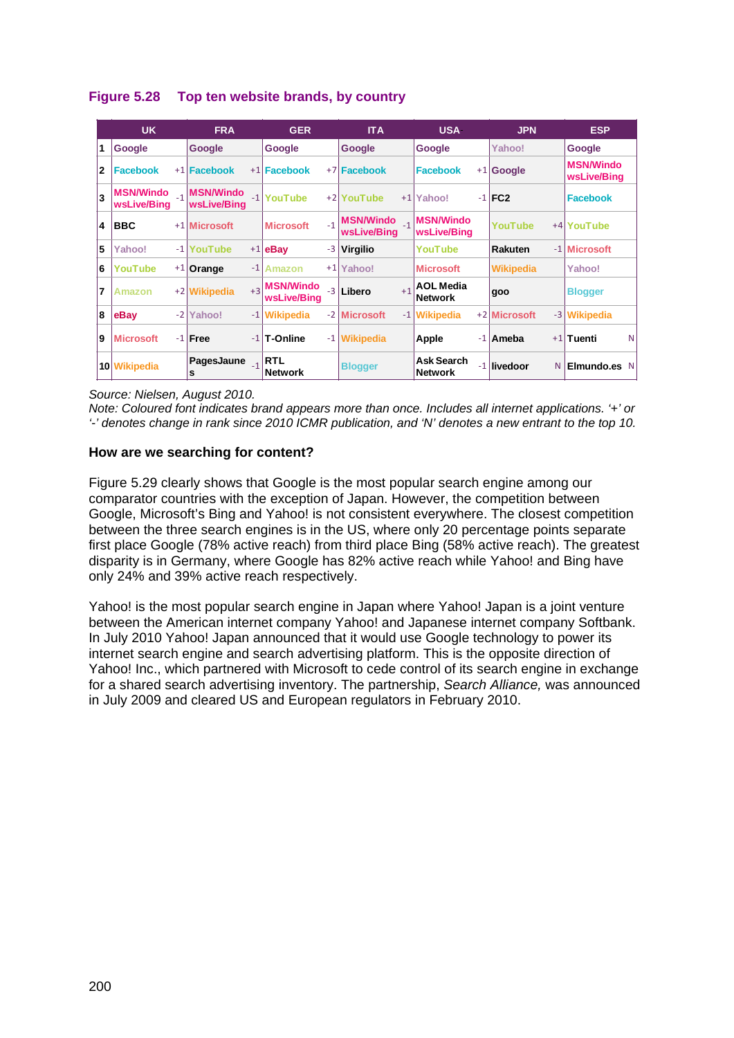**Figure 5.28 Top ten website brands, by country**

| | UK | FRA | GER | ITA | USA | JPN | ESP |
|---|---|---|---|---|---|---|---|
| 1 | Google | Google | Google | Google | Google | Yahoo! | Google |
| 2 | Facebook +1 | Facebook +1 | Facebook +7 | Facebook | Facebook +1 | Google | MSN/WindowsLive/Bing |
| 3 | MSN/WindowsLive/Bing -1 | MSN/WindowsLive/Bing -1 | YouTube +2 | YouTube +1 | Yahoo! -1 | FC2 | Facebook |
| 4 | BBC +1 | Microsoft | Microsoft -1 | MSN/WindowsLive/Bing -1 | MSN/WindowsLive/Bing | YouTube +4 | YouTube |
| 5 | Yahoo! -1 | YouTube +1 | eBay -3 | Virgilio | YouTube | Rakuten -1 | Microsoft |
| 6 | YouTube +1 | Orange -1 | Amazon +1 | Yahoo! | Microsoft | Wikipedia | Yahoo! |
| 7 | Amazon +2 | Wikipedia +3 | MSN/WindowsLive/Bing -3 | Libero +1 | AOL Media Network | goo | Blogger |
| 8 | eBay -2 | Yahoo! -1 | Wikipedia -2 | Microsoft -1 | Wikipedia +2 | Microsoft -3 | Wikipedia |
| 9 | Microsoft -1 | Free -1 | T-Online -1 | Wikipedia | Apple -1 | Ameba +1 | Tuenti N |
| 10 | Wikipedia | PagesJaunes -1 | RTL Network | Blogger | Ask Search Network -1 | livedoor N | Elmundo.es N |

*Source: Nielsen, August 2010.*
*Note: Coloured font indicates brand appears more than once. Includes all internet applications. '+' or '-' denotes change in rank since 2010 ICMR publication, and 'N' denotes a new entrant to the top 10.*

**How are we searching for content?**

Figure 5.29 clearly shows that Google is the most popular search engine among our comparator countries with the exception of Japan. However, the competition between Google, Microsoft's Bing and Yahoo! is not consistent everywhere. The closest competition between the three search engines is in the US, where only 20 percentage points separate first place Google (78% active reach) from third place Bing (58% active reach). The greatest disparity is in Germany, where Google has 82% active reach while Yahoo! and Bing have only 24% and 39% active reach respectively.

Yahoo! is the most popular search engine in Japan where Yahoo! Japan is a joint venture between the American internet company Yahoo! and Japanese internet company Softbank. In July 2010 Yahoo! Japan announced that it would use Google technology to power its internet search engine and search advertising platform. This is the opposite direction of Yahoo! Inc., which partnered with Microsoft to cede control of its search engine in exchange for a shared search advertising inventory. The partnership, *Search Alliance,* was announced in July 2009 and cleared US and European regulators in February 2010.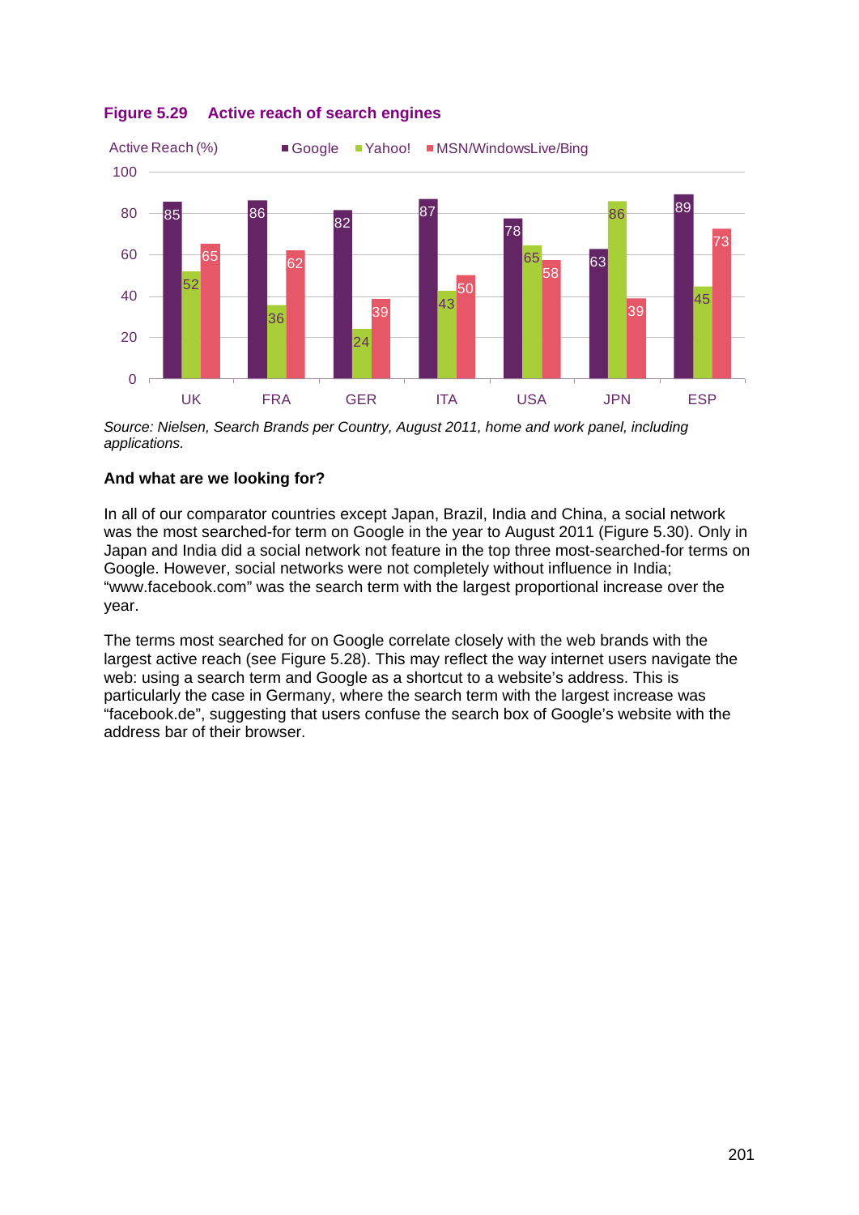**Figure 5.29 Active reach of search engines**

| Active Reach (%) | Google | Yahoo! | MSN/WindowsLive/Bing |
|---|---|---|---|
| UK | 85 | 52 | 65 |
| FRA | 86 | 36 | 62 |
| GER | 82 | 24 | 39 |
| ITA | 87 | 43 | 50 |
| USA | 78 | 65 | 58 |
| JPN | 63 | 86 | 39 |
| ESP | 89 | 45 | 73 |

*Source: Nielsen, Search Brands per Country, August 2011, home and work panel, including applications.*

**And what are we looking for?**

In all of our comparator countries except Japan, Brazil, India and China, a social network was the most searched-for term on Google in the year to August 2011 (Figure 5.30). Only in Japan and India did a social network not feature in the top three most-searched-for terms on Google. However, social networks were not completely without influence in India; "www.facebook.com" was the search term with the largest proportional increase over the year.

The terms most searched for on Google correlate closely with the web brands with the largest active reach (see Figure 5.28). This may reflect the way internet users navigate the web: using a search term and Google as a shortcut to a website's address. This is particularly the case in Germany, where the search term with the largest increase was "facebook.de", suggesting that users confuse the search box of Google's website with the address bar of their browser.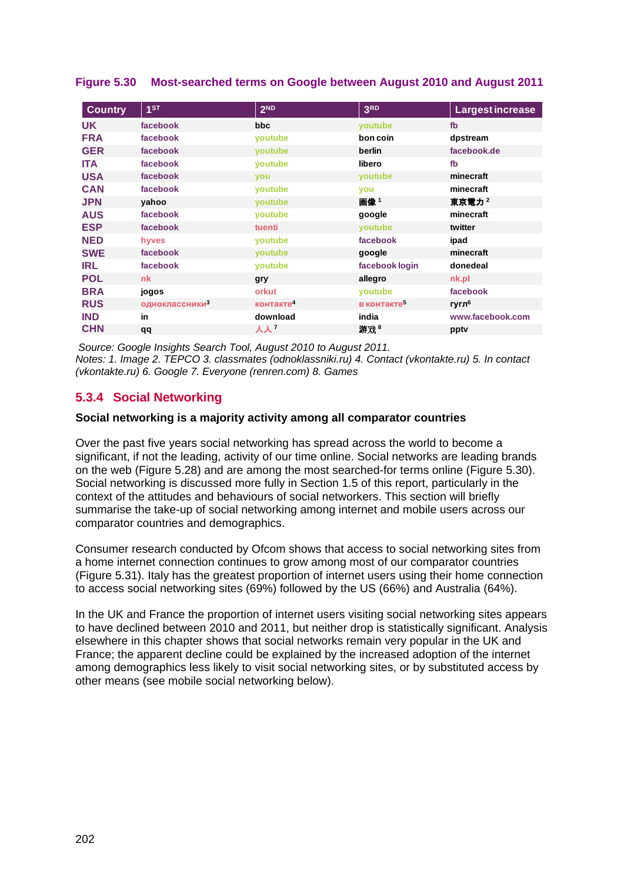**Figure 5.30 Most-searched terms on Google between August 2010 and August 2011**

| Country | 1ST | 2ND | 3RD | Largest increase |
|---|---|---|---|---|
| UK | facebook | bbc | youtube | fb |
| FRA | facebook | youtube | bon coin | dpstream |
| GER | facebook | youtube | berlin | facebook.de |
| ITA | facebook | youtube | libero | fb |
| USA | facebook | you | youtube | minecraft |
| CAN | facebook | youtube | you | minecraft |
| JPN | yahoo | youtube | 画像 [1] | 東京電力 [2] |
| AUS | facebook | youtube | google | minecraft |
| ESP | facebook | tuenti | youtube | twitter |
| NED | hyves | youtube | facebook | ipad |
| SWE | facebook | youtube | google | minecraft |
| IRL | facebook | youtube | facebook login | donedeal |
| POL | nk | gry | allegro | nk.pl |
| BRA | jogos | orkut | youtube | facebook |
| RUS | одноклассники [3] | контакте [4] | в контакте [5] | гугл [6] |
| IND | in | download | india | www.facebook.com |
| CHN | qq | 人人 [7] | 游戏 [8] | pptv |

*Source: Google Insights Search Tool, August 2010 to August 2011.*
*Notes: 1. Image 2. TEPCO 3. classmates (odnoklassniki.ru) 4. Contact (vkontakte.ru) 5. In contact (vkontakte.ru) 6. Google 7. Everyone (renren.com) 8. Games*

### 5.3.4 Social Networking

**Social networking is a majority activity among all comparator countries**

Over the past five years social networking has spread across the world to become a significant, if not the leading, activity of our time online. Social networks are leading brands on the web (Figure 5.28) and are among the most searched-for terms online (Figure 5.30). Social networking is discussed more fully in Section 1.5 of this report, particularly in the context of the attitudes and behaviours of social networkers. This section will briefly summarise the take-up of social networking among internet and mobile users across our comparator countries and demographics.

Consumer research conducted by Ofcom shows that access to social networking sites from a home internet connection continues to grow among most of our comparator countries (Figure 5.31). Italy has the greatest proportion of internet users using their home connection to access social networking sites (69%) followed by the US (66%) and Australia (64%).

In the UK and France the proportion of internet users visiting social networking sites appears to have declined between 2010 and 2011, but neither drop is statistically significant. Analysis elsewhere in this chapter shows that social networks remain very popular in the UK and France; the apparent decline could be explained by the increased adoption of the internet among demographics less likely to visit social networking sites, or by substituted access by other means (see mobile social networking below).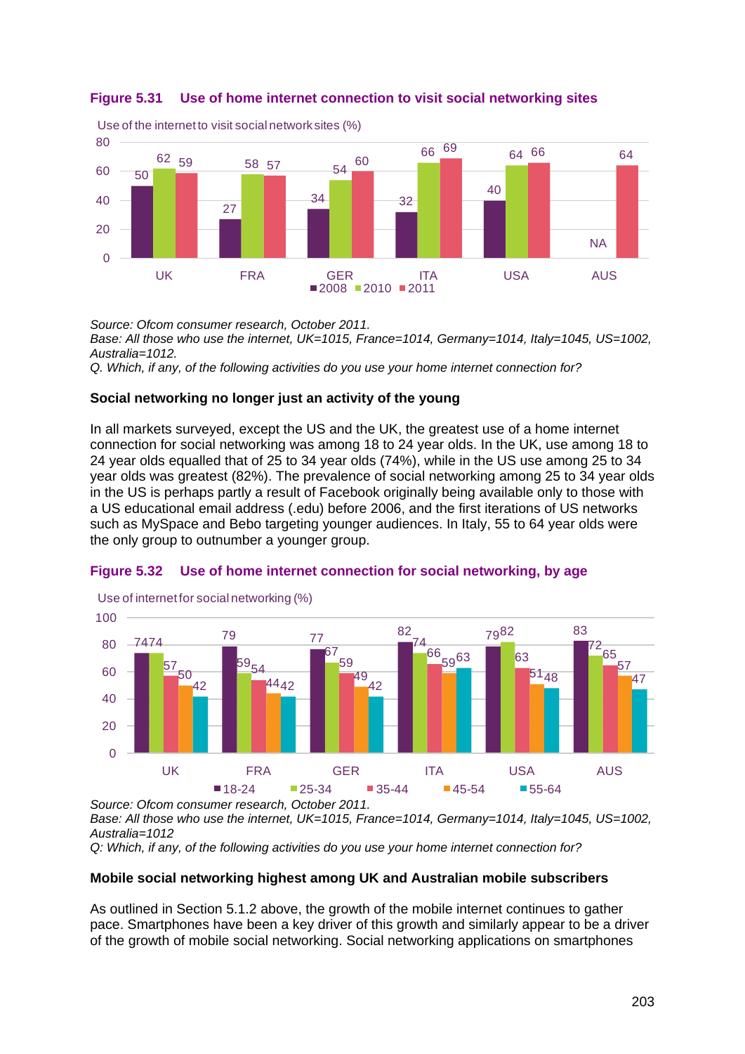**Figure 5.31 Use of home internet connection to visit social networking sites**

Use of the internet to visit social network sites (%)

| | 2008 | 2010 | 2011 |
|---|---|---|---|
| UK | 50 | 62 | 59 |
| FRA | 27 | 58 | 57 |
| GER | 34 | 54 | 60 |
| ITA | 32 | 66 | 69 |
| USA | 40 | 64 | 66 |
| AUS | NA | | 64 |

*Source: Ofcom consumer research, October 2011.*
*Base: All those who use the internet, UK=1015, France=1014, Germany=1014, Italy=1045, US=1002, Australia=1012.*
*Q. Which, if any, of the following activities do you use your home internet connection for?*

**Social networking no longer just an activity of the young**

In all markets surveyed, except the US and the UK, the greatest use of a home internet connection for social networking was among 18 to 24 year olds. In the UK, use among 18 to 24 year olds equalled that of 25 to 34 year olds (74%), while in the US use among 25 to 34 year olds was greatest (82%). The prevalence of social networking among 25 to 34 year olds in the US is perhaps partly a result of Facebook originally being available only to those with a US educational email address (.edu) before 2006, and the first iterations of US networks such as MySpace and Bebo targeting younger audiences. In Italy, 55 to 64 year olds were the only group to outnumber a younger group.

**Figure 5.32 Use of home internet connection for social networking, by age**

Use of internet for social networking (%)

| | 18-24 | 25-34 | 35-44 | 45-54 | 55-64 |
|---|---|---|---|---|---|
| UK | 74 | 74 | 57 | 50 | 42 |
| FRA | 79 | 59 | 54 | 44 | 42 |
| GER | 77 | 67 | 59 | 49 | 42 |
| ITA | 82 | 74 | 66 | 59 | 63 |
| USA | 79 | 82 | 63 | 51 | 48 |
| AUS | 83 | 72 | 65 | 57 | 47 |

*Source: Ofcom consumer research, October 2011.*
*Base: All those who use the internet, UK=1015, France=1014, Germany=1014, Italy=1045, US=1002, Australia=1012*
*Q: Which, if any, of the following activities do you use your home internet connection for?*

**Mobile social networking highest among UK and Australian mobile subscribers**

As outlined in Section 5.1.2 above, the growth of the mobile internet continues to gather pace. Smartphones have been a key driver of this growth and similarly appear to be a driver of the growth of mobile social networking. Social networking applications on smartphones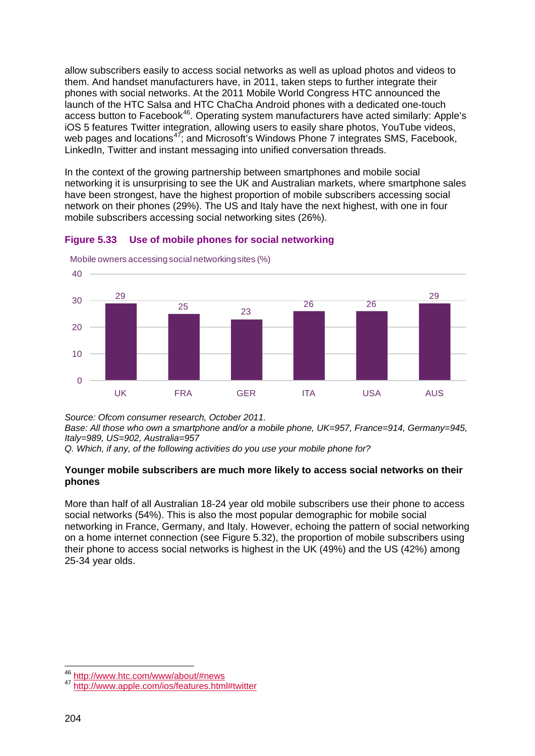allow subscribers easily to access social networks as well as upload photos and videos to them. And handset manufacturers have, in 2011, taken steps to further integrate their phones with social networks. At the 2011 Mobile World Congress HTC announced the launch of the HTC Salsa and HTC ChaCha Android phones with a dedicated one-touch access button to Facebook[46]. Operating system manufacturers have acted similarly: Apple's iOS 5 features Twitter integration, allowing users to easily share photos, YouTube videos, web pages and locations[47]; and Microsoft's Windows Phone 7 integrates SMS, Facebook, LinkedIn, Twitter and instant messaging into unified conversation threads.

In the context of the growing partnership between smartphones and mobile social networking it is unsurprising to see the UK and Australian markets, where smartphone sales have been strongest, have the highest proportion of mobile subscribers accessing social network on their phones (29%). The US and Italy have the next highest, with one in four mobile subscribers accessing social networking sites (26%).

### Figure 5.33 Use of mobile phones for social networking

Mobile owners accessing social networking sites (%)

| UK | FRA | GER | ITA | USA | AUS |
|---|---|---|---|---|---|
| 29 | 25 | 23 | 26 | 26 | 29 |

*Source: Ofcom consumer research, October 2011.*
*Base: All those who own a smartphone and/or a mobile phone, UK=957, France=914, Germany=945, Italy=989, US=902, Australia=957*
*Q. Which, if any, of the following activities do you use your mobile phone for?*

**Younger mobile subscribers are much more likely to access social networks on their phones**

More than half of all Australian 18-24 year old mobile subscribers use their phone to access social networks (54%). This is also the most popular demographic for mobile social networking in France, Germany, and Italy. However, echoing the pattern of social networking on a home internet connection (see Figure 5.32), the proportion of mobile subscribers using their phone to access social networks is highest in the UK (49%) and the US (42%) among 25-34 year olds.

---

[46] http://www.htc.com/www/about/#news
[47] http://www.apple.com/ios/features.html#twitter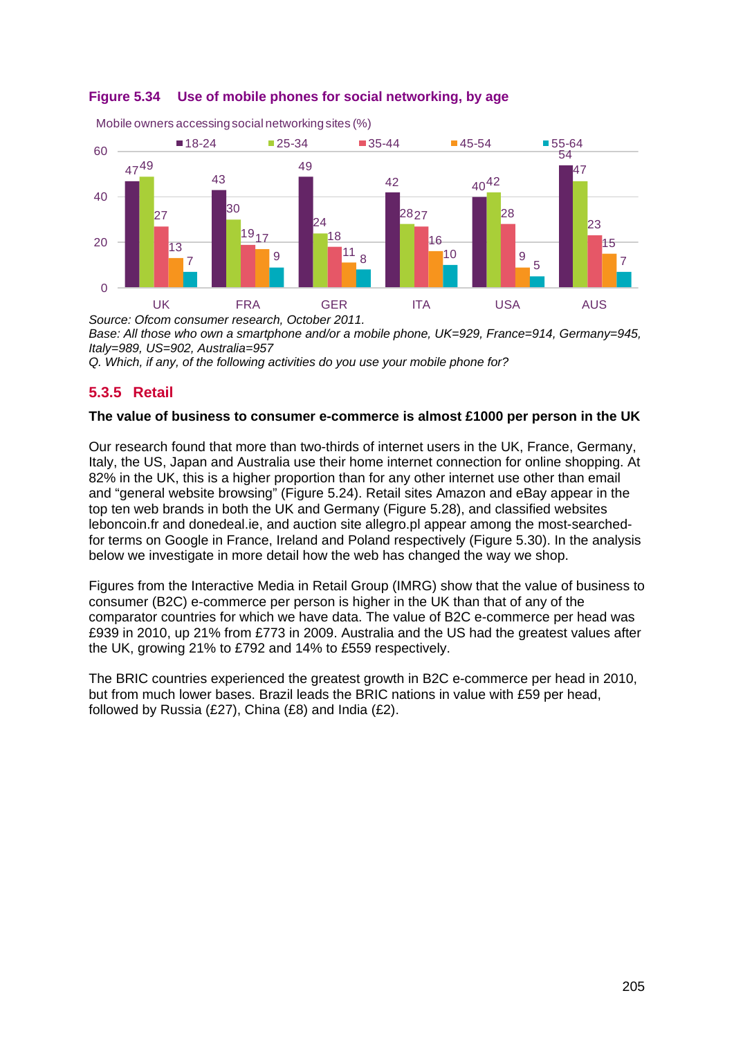**Figure 5.34 Use of mobile phones for social networking, by age**

Mobile owners accessing social networking sites (%)

| | 18-24 | 25-34 | 35-44 | 45-54 | 55-64 |
|---|---|---|---|---|---|
| UK | 47 | 49 | 27 | 13 | 7 |
| FRA | 43 | 30 | 19 | 17 | 9 |
| GER | 49 | 24 | 18 | 11 | 8 |
| ITA | 42 | 28 | 27 | 16 | 10 |
| USA | 40 | 42 | 28 | 9 | 5 |
| AUS | 54 | 47 | 23 | 15 | 7 |

*Source: Ofcom consumer research, October 2011.*
*Base: All those who own a smartphone and/or a mobile phone, UK=929, France=914, Germany=945, Italy=989, US=902, Australia=957*
*Q. Which, if any, of the following activities do you use your mobile phone for?*

### 5.3.5 Retail

**The value of business to consumer e-commerce is almost £1000 per person in the UK**

Our research found that more than two-thirds of internet users in the UK, France, Germany, Italy, the US, Japan and Australia use their home internet connection for online shopping. At 82% in the UK, this is a higher proportion than for any other internet use other than email and "general website browsing" (Figure 5.24). Retail sites Amazon and eBay appear in the top ten web brands in both the UK and Germany (Figure 5.28), and classified websites leboncoin.fr and donedeal.ie, and auction site allegro.pl appear among the most-searched-for terms on Google in France, Ireland and Poland respectively (Figure 5.30). In the analysis below we investigate in more detail how the web has changed the way we shop.

Figures from the Interactive Media in Retail Group (IMRG) show that the value of business to consumer (B2C) e-commerce per person is higher in the UK than that of any of the comparator countries for which we have data. The value of B2C e-commerce per head was £939 in 2010, up 21% from £773 in 2009. Australia and the US had the greatest values after the UK, growing 21% to £792 and 14% to £559 respectively.

The BRIC countries experienced the greatest growth in B2C e-commerce per head in 2010, but from much lower bases. Brazil leads the BRIC nations in value with £59 per head, followed by Russia (£27), China (£8) and India (£2).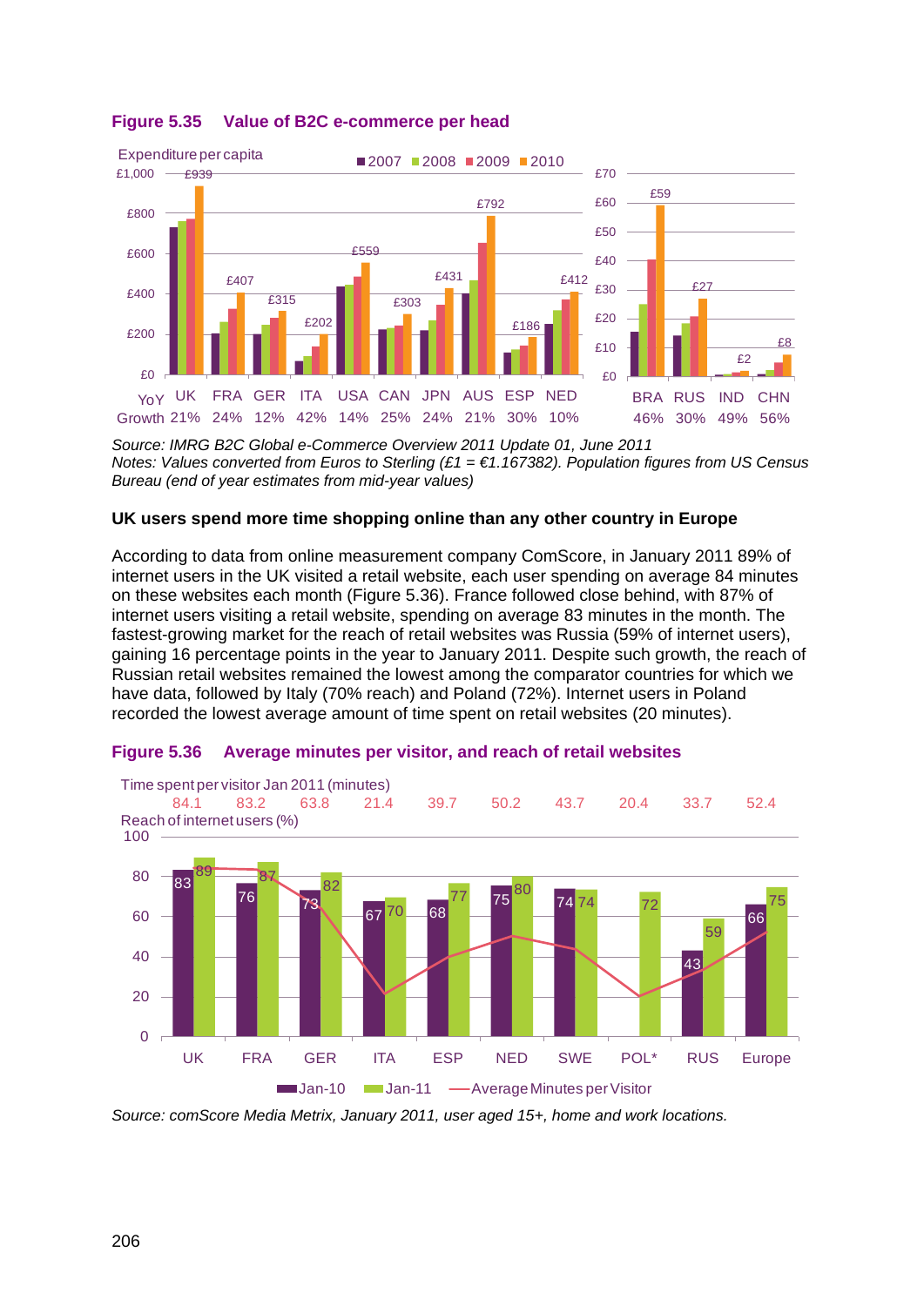**Figure 5.35 Value of B2C e-commerce per head**

Expenditure per capita

| | UK | FRA | GER | ITA | USA | CAN | JPN | AUS | ESP | NED | BRA | RUS | IND | CHN |
|---|---|---|---|---|---|---|---|---|---|---|---|---|---|---|
| 2010 | £939 | £407 | £315 | £202 | £559 | £303 | £431 | £792 | £186 | £412 | £59 | £27 | £2 | £8 |
| YoY Growth | 21% | 24% | 12% | 42% | 14% | 25% | 24% | 21% | 30% | 10% | 46% | 30% | 49% | 56% |

*Source: IMRG B2C Global e-Commerce Overview 2011 Update 01, June 2011*
*Notes: Values converted from Euros to Sterling (£1 = €1.167382). Population figures from US Census Bureau (end of year estimates from mid-year values)*

### UK users spend more time shopping online than any other country in Europe

According to data from online measurement company ComScore, in January 2011 89% of internet users in the UK visited a retail website, each user spending on average 84 minutes on these websites each month (Figure 5.36). France followed close behind, with 87% of internet users visiting a retail website, spending on average 83 minutes in the month. The fastest-growing market for the reach of retail websites was Russia (59% of internet users), gaining 16 percentage points in the year to January 2011. Despite such growth, the reach of Russian retail websites remained the lowest among the comparator countries for which we have data, followed by Italy (70% reach) and Poland (72%). Internet users in Poland recorded the lowest average amount of time spent on retail websites (20 minutes).

**Figure 5.36 Average minutes per visitor, and reach of retail websites**

| | UK | FRA | GER | ITA | ESP | NED | SWE | POL* | RUS | Europe |
|---|---|---|---|---|---|---|---|---|---|---|
| Time spent per visitor Jan 2011 (minutes) | 84.1 | 83.2 | 63.8 | 21.4 | 39.7 | 50.2 | 43.7 | 20.4 | 33.7 | 52.4 |
| Reach of internet users (%) Jan-10 | 83 | 76 | 73 | 67 | 68 | 75 | 74 | | 43 | 66 |
| Reach of internet users (%) Jan-11 | 89 | 87 | 82 | 70 | 77 | 80 | 74 | 72 | 59 | 75 |

*Source: comScore Media Metrix, January 2011, user aged 15+, home and work locations.*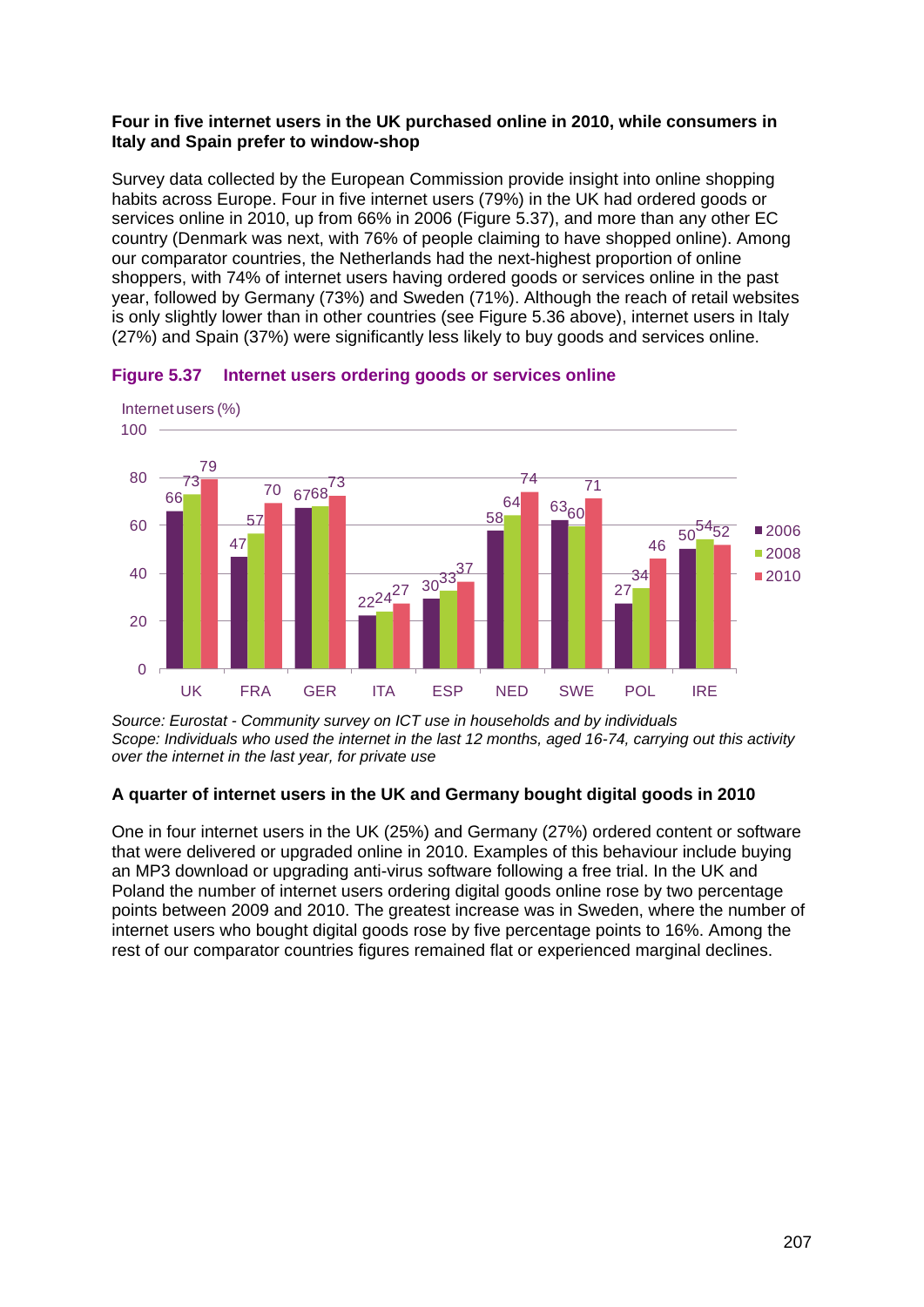**Four in five internet users in the UK purchased online in 2010, while consumers in Italy and Spain prefer to window-shop**

Survey data collected by the European Commission provide insight into online shopping habits across Europe. Four in five internet users (79%) in the UK had ordered goods or services online in 2010, up from 66% in 2006 (Figure 5.37), and more than any other EC country (Denmark was next, with 76% of people claiming to have shopped online). Among our comparator countries, the Netherlands had the next-highest proportion of online shoppers, with 74% of internet users having ordered goods or services online in the past year, followed by Germany (73%) and Sweden (71%). Although the reach of retail websites is only slightly lower than in other countries (see Figure 5.36 above), internet users in Italy (27%) and Spain (37%) were significantly less likely to buy goods and services online.

**Figure 5.37 Internet users ordering goods or services online**

Internet users (%)

| | UK | FRA | GER | ITA | ESP | NED | SWE | POL | IRE |
|---|---|---|---|---|---|---|---|---|---|
| 2006 | 66 | 47 | 67 | 22 | 30 | 58 | 63 | 27 | 50 |
| 2008 | 73 | 57 | 68 | 24 | 33 | 64 | 60 | 34 | 54 |
| 2010 | 79 | 70 | 73 | 27 | 37 | 74 | 71 | 46 | 52 |

*Source: Eurostat - Community survey on ICT use in households and by individuals*
*Scope: Individuals who used the internet in the last 12 months, aged 16-74, carrying out this activity over the internet in the last year, for private use*

**A quarter of internet users in the UK and Germany bought digital goods in 2010**

One in four internet users in the UK (25%) and Germany (27%) ordered content or software that were delivered or upgraded online in 2010. Examples of this behaviour include buying an MP3 download or upgrading anti-virus software following a free trial. In the UK and Poland the number of internet users ordering digital goods online rose by two percentage points between 2009 and 2010. The greatest increase was in Sweden, where the number of internet users who bought digital goods rose by five percentage points to 16%. Among the rest of our comparator countries figures remained flat or experienced marginal declines.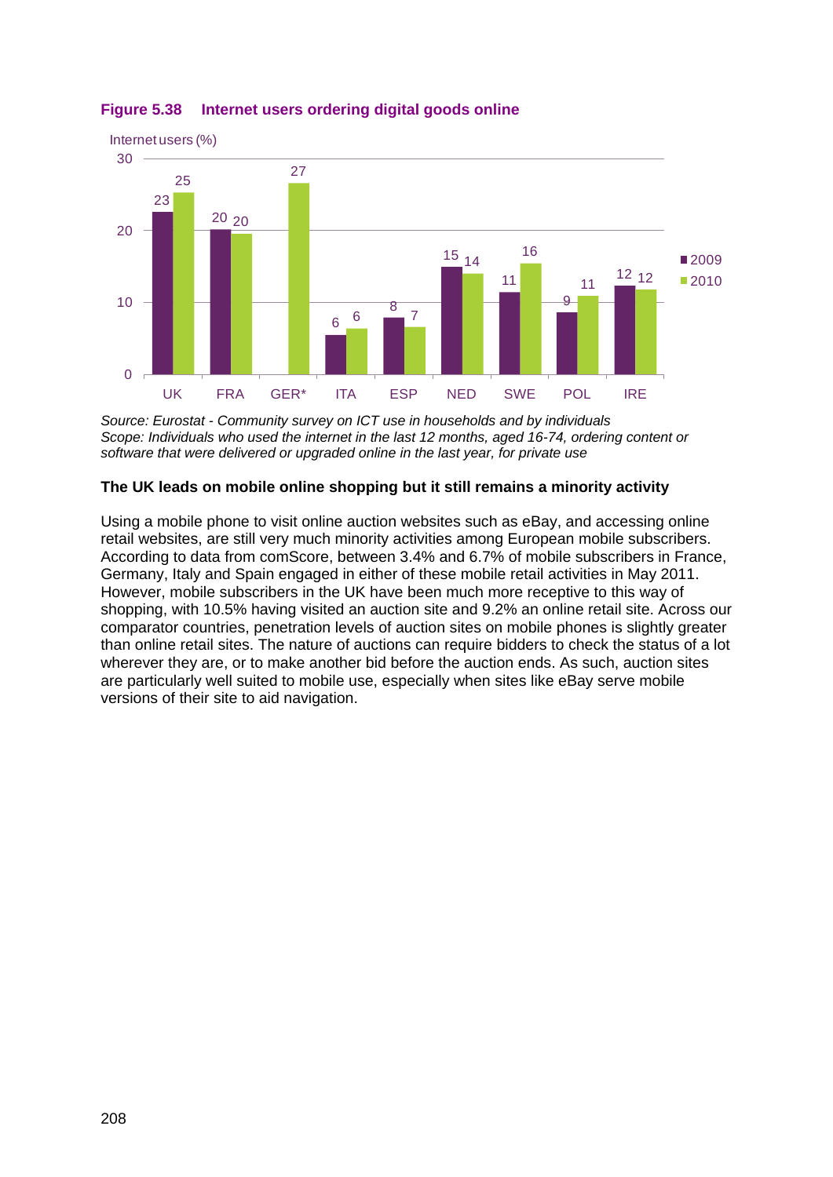**Figure 5.38 Internet users ordering digital goods online**

Internet users (%)

| | UK | FRA | GER* | ITA | ESP | NED | SWE | POL | IRE |
|---|---|---|---|---|---|---|---|---|---|
| 2009 | 23 | 20 | | 6 | 8 | 15 | 11 | 9 | 12 |
| 2010 | 25 | 20 | 27 | 6 | 7 | 14 | 16 | 11 | 12 |

*Source: Eurostat - Community survey on ICT use in households and by individuals*
*Scope: Individuals who used the internet in the last 12 months, aged 16-74, ordering content or software that were delivered or upgraded online in the last year, for private use*

**The UK leads on mobile online shopping but it still remains a minority activity**

Using a mobile phone to visit online auction websites such as eBay, and accessing online retail websites, are still very much minority activities among European mobile subscribers. According to data from comScore, between 3.4% and 6.7% of mobile subscribers in France, Germany, Italy and Spain engaged in either of these mobile retail activities in May 2011. However, mobile subscribers in the UK have been much more receptive to this way of shopping, with 10.5% having visited an auction site and 9.2% an online retail site. Across our comparator countries, penetration levels of auction sites on mobile phones is slightly greater than online retail sites. The nature of auctions can require bidders to check the status of a lot wherever they are, or to make another bid before the auction ends. As such, auction sites are particularly well suited to mobile use, especially when sites like eBay serve mobile versions of their site to aid navigation.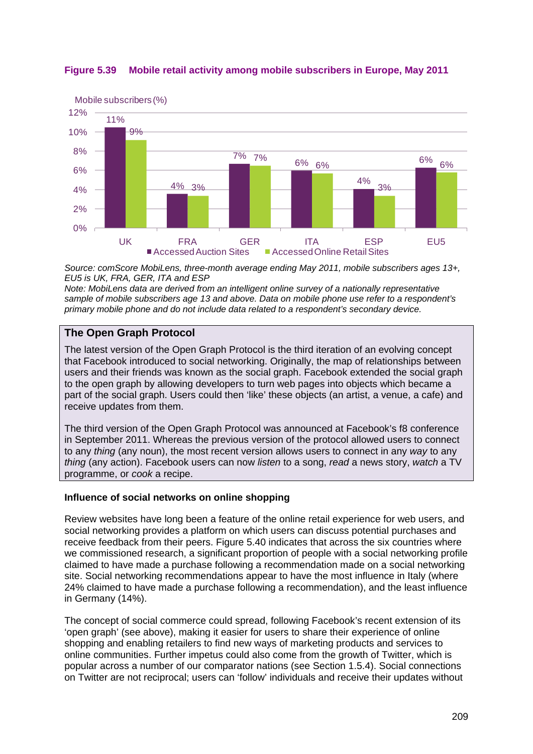**Figure 5.39 Mobile retail activity among mobile subscribers in Europe, May 2011**

Mobile subscribers (%)

| | UK | FRA | GER | ITA | ESP | EU5 |
|---|---|---|---|---|---|---|
| Accessed Auction Sites | 11% | 4% | 7% | 6% | 4% | 6% |
| Accessed Online Retail Sites | 9% | 3% | 7% | 6% | 3% | 6% |

*Source: comScore MobiLens, three-month average ending May 2011, mobile subscribers ages 13+, EU5 is UK, FRA, GER, ITA and ESP*
*Note: MobiLens data are derived from an intelligent online survey of a nationally representative sample of mobile subscribers age 13 and above. Data on mobile phone use refer to a respondent's primary mobile phone and do not include data related to a respondent's secondary device.*

**The Open Graph Protocol**

The latest version of the Open Graph Protocol is the third iteration of an evolving concept that Facebook introduced to social networking. Originally, the map of relationships between users and their friends was known as the social graph. Facebook extended the social graph to the open graph by allowing developers to turn web pages into objects which became a part of the social graph. Users could then 'like' these objects (an artist, a venue, a cafe) and receive updates from them.

The third version of the Open Graph Protocol was announced at Facebook's f8 conference in September 2011. Whereas the previous version of the protocol allowed users to connect to any *thing* (any noun), the most recent version allows users to connect in any *way* to any *thing* (any action). Facebook users can now *listen* to a song, *read* a news story, *watch* a TV programme, or *cook* a recipe.

**Influence of social networks on online shopping**

Review websites have long been a feature of the online retail experience for web users, and social networking provides a platform on which users can discuss potential purchases and receive feedback from their peers. Figure 5.40 indicates that across the six countries where we commissioned research, a significant proportion of people with a social networking profile claimed to have made a purchase following a recommendation made on a social networking site. Social networking recommendations appear to have the most influence in Italy (where 24% claimed to have made a purchase following a recommendation), and the least influence in Germany (14%).

The concept of social commerce could spread, following Facebook's recent extension of its 'open graph' (see above), making it easier for users to share their experience of online shopping and enabling retailers to find new ways of marketing products and services to online communities. Further impetus could also come from the growth of Twitter, which is popular across a number of our comparator nations (see Section 1.5.4). Social connections on Twitter are not reciprocal; users can 'follow' individuals and receive their updates without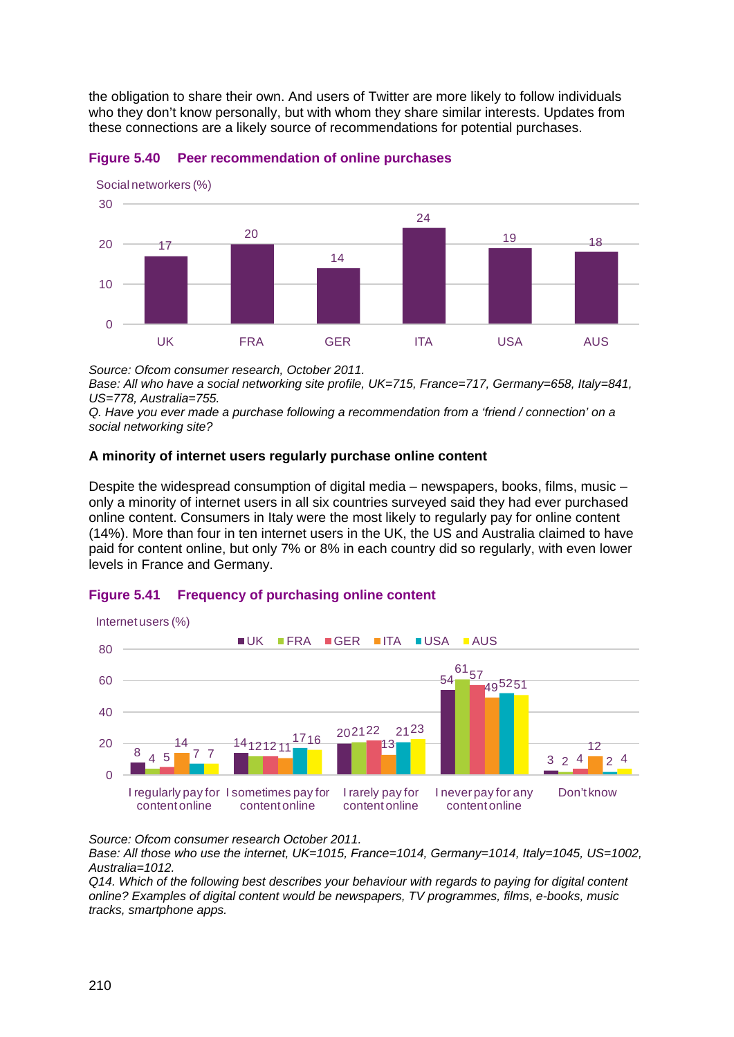the obligation to share their own. And users of Twitter are more likely to follow individuals who they don't know personally, but with whom they share similar interests. Updates from these connections are a likely source of recommendations for potential purchases.

**Figure 5.40 Peer recommendation of online purchases**

Social networkers (%)

| | UK | FRA | GER | ITA | USA | AUS |
|---|---|---|---|---|---|---|
| Social networkers (%) | 17 | 20 | 14 | 24 | 19 | 18 |

*Source: Ofcom consumer research, October 2011.*
*Base: All who have a social networking site profile, UK=715, France=717, Germany=658, Italy=841, US=778, Australia=755.*
*Q. Have you ever made a purchase following a recommendation from a 'friend / connection' on a social networking site?*

**A minority of internet users regularly purchase online content**

Despite the widespread consumption of digital media – newspapers, books, films, music – only a minority of internet users in all six countries surveyed said they had ever purchased online content. Consumers in Italy were the most likely to regularly pay for online content (14%). More than four in ten internet users in the UK, the US and Australia claimed to have paid for content online, but only 7% or 8% in each country did so regularly, with even lower levels in France and Germany.

**Figure 5.41 Frequency of purchasing online content**

Internet users (%)

| | UK | FRA | GER | ITA | USA | AUS |
|---|---|---|---|---|---|---|
| I regularly pay for content online | 8 | 4 | 5 | 14 | 7 | 7 |
| I sometimes pay for content online | 14 | 12 | 12 | 11 | 17 | 16 |
| I rarely pay for content online | 20 | 21 | 22 | 13 | 21 | 23 |
| I never pay for any content online | 54 | 61 | 57 | 49 | 52 | 51 |
| Don't know | 3 | 2 | 4 | 12 | 2 | 4 |

*Source: Ofcom consumer research October 2011.*
*Base: All those who use the internet, UK=1015, France=1014, Germany=1014, Italy=1045, US=1002, Australia=1012.*
*Q14. Which of the following best describes your behaviour with regards to paying for digital content online? Examples of digital content would be newspapers, TV programmes, films, e-books, music tracks, smartphone apps.*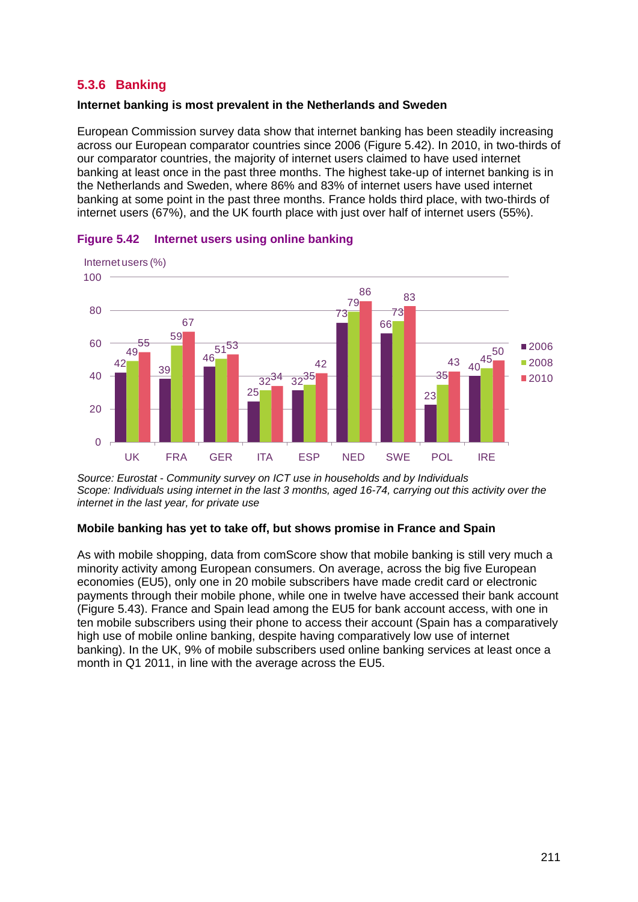### 5.3.6 Banking

**Internet banking is most prevalent in the Netherlands and Sweden**

European Commission survey data show that internet banking has been steadily increasing across our European comparator countries since 2006 (Figure 5.42). In 2010, in two-thirds of our comparator countries, the majority of internet users claimed to have used internet banking at least once in the past three months. The highest take-up of internet banking is in the Netherlands and Sweden, where 86% and 83% of internet users have used internet banking at some point in the past three months. France holds third place, with two-thirds of internet users (67%), and the UK fourth place with just over half of internet users (55%).

**Figure 5.42 Internet users using online banking**

Internet users (%)

| | UK | FRA | GER | ITA | ESP | NED | SWE | POL | IRE |
|---|---|---|---|---|---|---|---|---|---|
| 2006 | 42 | 39 | 46 | 25 | 32 | 73 | 66 | 23 | 40 |
| 2008 | 49 | 59 | 51 | 32 | 35 | 79 | 73 | 35 | 45 |
| 2010 | 55 | 67 | 53 | 34 | 42 | 86 | 83 | 43 | 50 |

*Source: Eurostat - Community survey on ICT use in households and by Individuals*
*Scope: Individuals using internet in the last 3 months, aged 16-74, carrying out this activity over the internet in the last year, for private use*

**Mobile banking has yet to take off, but shows promise in France and Spain**

As with mobile shopping, data from comScore show that mobile banking is still very much a minority activity among European consumers. On average, across the big five European economies (EU5), only one in 20 mobile subscribers have made credit card or electronic payments through their mobile phone, while one in twelve have accessed their bank account (Figure 5.43). France and Spain lead among the EU5 for bank account access, with one in ten mobile subscribers using their phone to access their account (Spain has a comparatively high use of mobile online banking, despite having comparatively low use of internet banking). In the UK, 9% of mobile subscribers used online banking services at least once a month in Q1 2011, in line with the average across the EU5.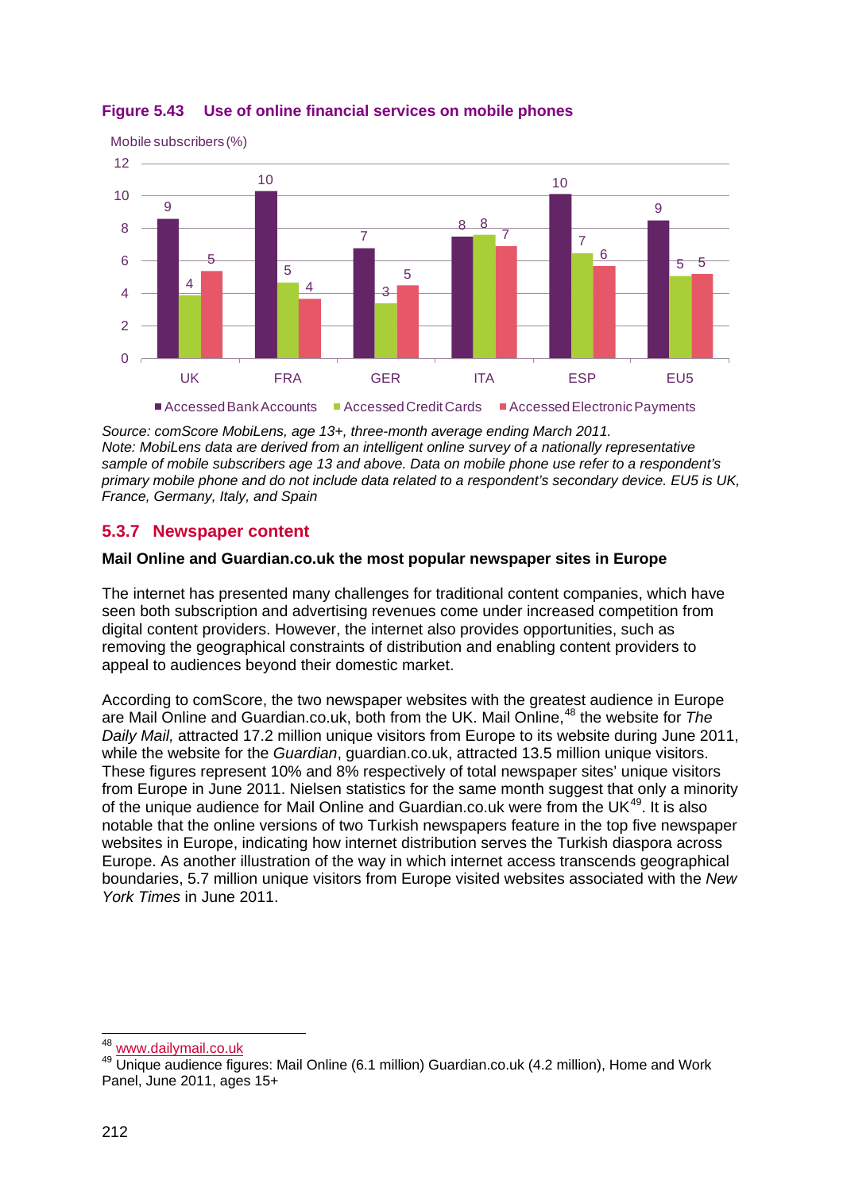**Figure 5.43 Use of online financial services on mobile phones**

| Mobile subscribers (%) | UK | FRA | GER | ITA | ESP | EU5 |
|---|---|---|---|---|---|---|
| Accessed Bank Accounts | 9 | 10 | 7 | 8 | 10 | 9 |
| Accessed Credit Cards | 4 | 5 | 3 | 8 | 7 | 5 |
| Accessed Electronic Payments | 5 | 4 | 5 | 7 | 6 | 5 |

*Source: comScore MobiLens, age 13+, three-month average ending March 2011.*
*Note: MobiLens data are derived from an intelligent online survey of a nationally representative sample of mobile subscribers age 13 and above. Data on mobile phone use refer to a respondent's primary mobile phone and do not include data related to a respondent's secondary device. EU5 is UK, France, Germany, Italy, and Spain*

### 5.3.7 Newspaper content

**Mail Online and Guardian.co.uk the most popular newspaper sites in Europe**

The internet has presented many challenges for traditional content companies, which have seen both subscription and advertising revenues come under increased competition from digital content providers. However, the internet also provides opportunities, such as removing the geographical constraints of distribution and enabling content providers to appeal to audiences beyond their domestic market.

According to comScore, the two newspaper websites with the greatest audience in Europe are Mail Online and Guardian.co.uk, both from the UK. Mail Online,[48] the website for *The Daily Mail,* attracted 17.2 million unique visitors from Europe to its website during June 2011, while the website for the *Guardian*, guardian.co.uk, attracted 13.5 million unique visitors. These figures represent 10% and 8% respectively of total newspaper sites' unique visitors from Europe in June 2011. Nielsen statistics for the same month suggest that only a minority of the unique audience for Mail Online and Guardian.co.uk were from the UK[49]. It is also notable that the online versions of two Turkish newspapers feature in the top five newspaper websites in Europe, indicating how internet distribution serves the Turkish diaspora across Europe. As another illustration of the way in which internet access transcends geographical boundaries, 5.7 million unique visitors from Europe visited websites associated with the *New York Times* in June 2011.

[48] www.dailymail.co.uk
[49] Unique audience figures: Mail Online (6.1 million) Guardian.co.uk (4.2 million), Home and Work Panel, June 2011, ages 15+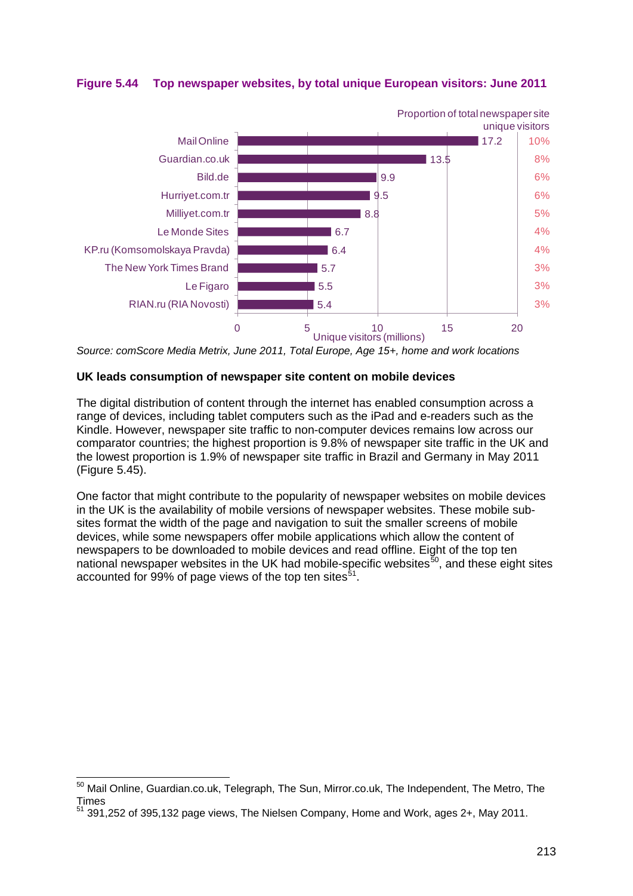**Figure 5.44 Top newspaper websites, by total unique European visitors: June 2011**

| Website | Unique visitors (millions) | Proportion of total newspaper site unique visitors |
| --- | --- | --- |
| Mail Online | 17.2 | 10% |
| Guardian.co.uk | 13.5 | 8% |
| Bild.de | 9.9 | 6% |
| Hurriyet.com.tr | 9.5 | 6% |
| Milliyet.com.tr | 8.8 | 5% |
| Le Monde Sites | 6.7 | 4% |
| KP.ru (Komsomolskaya Pravda) | 6.4 | 4% |
| The New York Times Brand | 5.7 | 3% |
| Le Figaro | 5.5 | 3% |
| RIAN.ru (RIA Novosti) | 5.4 | 3% |

*Source: comScore Media Metrix, June 2011, Total Europe, Age 15+, home and work locations*

### UK leads consumption of newspaper site content on mobile devices

The digital distribution of content through the internet has enabled consumption across a range of devices, including tablet computers such as the iPad and e-readers such as the Kindle. However, newspaper site traffic to non-computer devices remains low across our comparator countries; the highest proportion is 9.8% of newspaper site traffic in the UK and the lowest proportion is 1.9% of newspaper site traffic in Brazil and Germany in May 2011 (Figure 5.45).

One factor that might contribute to the popularity of newspaper websites on mobile devices in the UK is the availability of mobile versions of newspaper websites. These mobile sub-sites format the width of the page and navigation to suit the smaller screens of mobile devices, while some newspapers offer mobile applications which allow the content of newspapers to be downloaded to mobile devices and read offline. Eight of the top ten national newspaper websites in the UK had mobile-specific websites[50], and these eight sites accounted for 99% of page views of the top ten sites[51].

---

[50] Mail Online, Guardian.co.uk, Telegraph, The Sun, Mirror.co.uk, The Independent, The Metro, The Times

[51] 391,252 of 395,132 page views, The Nielsen Company, Home and Work, ages 2+, May 2011.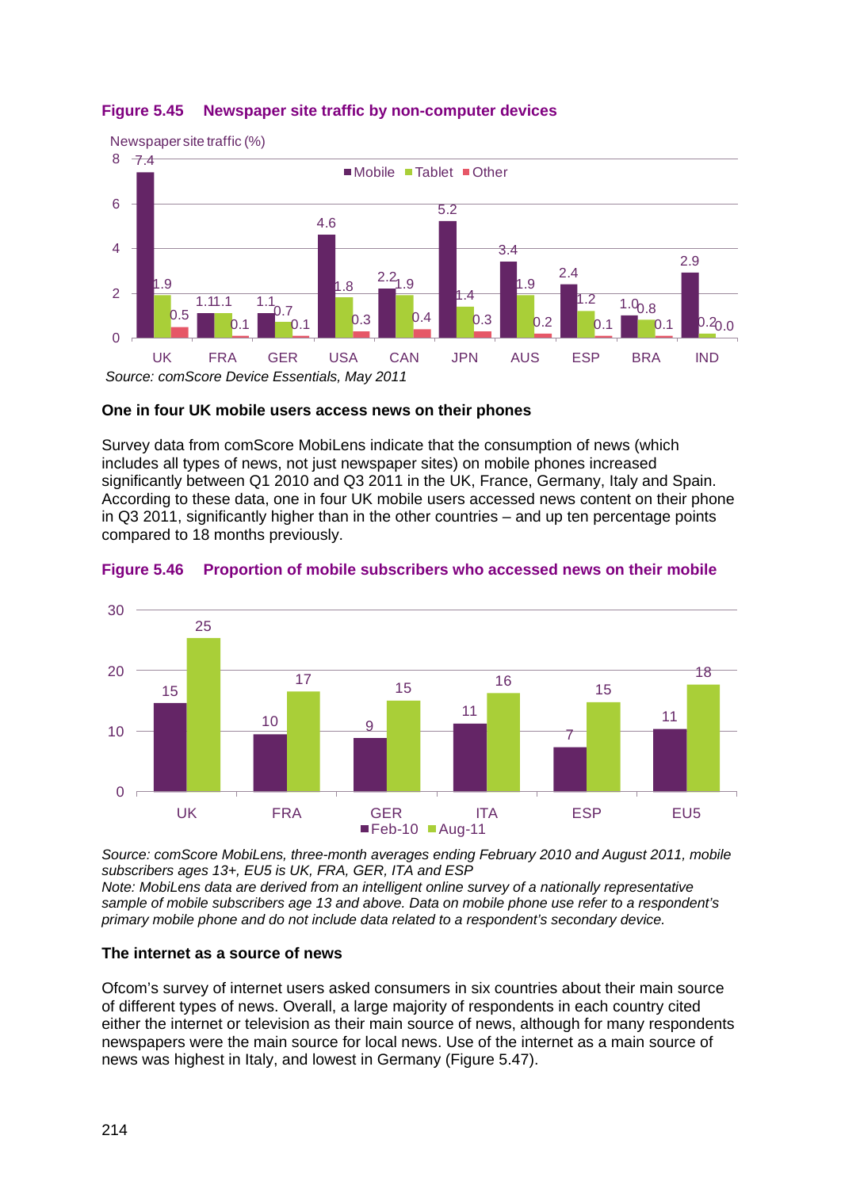**Figure 5.45 Newspaper site traffic by non-computer devices**

Newspaper site traffic (%)

| | Mobile | Tablet | Other |
|---|---|---|---|
| UK | 7.4 | 1.9 | 0.5 |
| FRA | 1.1 | 1.1 | 0.1 |
| GER | 1.1 | 0.7 | 0.1 |
| USA | 4.6 | 1.8 | 0.3 |
| CAN | 2.2 | 1.9 | 0.4 |
| JPN | 5.2 | 1.4 | 0.3 |
| AUS | 3.4 | 1.9 | 0.2 |
| ESP | 2.4 | 1.2 | 0.1 |
| BRA | 1.0 | 0.8 | 0.1 |
| IND | 2.9 | 0.2 | 0.0 |

*Source: comScore Device Essentials, May 2011*

**One in four UK mobile users access news on their phones**

Survey data from comScore MobiLens indicate that the consumption of news (which includes all types of news, not just newspaper sites) on mobile phones increased significantly between Q1 2010 and Q3 2011 in the UK, France, Germany, Italy and Spain. According to these data, one in four UK mobile users accessed news content on their phone in Q3 2011, significantly higher than in the other countries – and up ten percentage points compared to 18 months previously.

**Figure 5.46 Proportion of mobile subscribers who accessed news on their mobile**

| | Feb-10 | Aug-11 |
|---|---|---|
| UK | 15 | 25 |
| FRA | 10 | 17 |
| GER | 9 | 15 |
| ITA | 11 | 16 |
| ESP | 7 | 15 |
| EU5 | 11 | 18 |

*Source: comScore MobiLens, three-month averages ending February 2010 and August 2011, mobile subscribers ages 13+, EU5 is UK, FRA, GER, ITA and ESP*
*Note: MobiLens data are derived from an intelligent online survey of a nationally representative sample of mobile subscribers age 13 and above. Data on mobile phone use refer to a respondent's primary mobile phone and do not include data related to a respondent's secondary device.*

**The internet as a source of news**

Ofcom's survey of internet users asked consumers in six countries about their main source of different types of news. Overall, a large majority of respondents in each country cited either the internet or television as their main source of news, although for many respondents newspapers were the main source for local news. Use of the internet as a main source of news was highest in Italy, and lowest in Germany (Figure 5.47).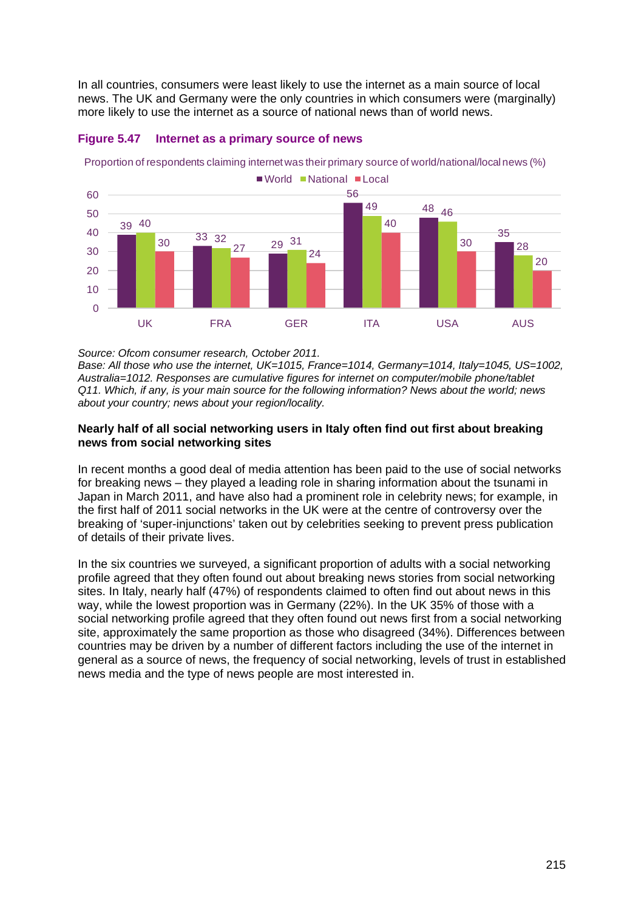In all countries, consumers were least likely to use the internet as a main source of local news. The UK and Germany were the only countries in which consumers were (marginally) more likely to use the internet as a source of national news than of world news.

**Figure 5.47 Internet as a primary source of news**

Proportion of respondents claiming internet was their primary source of world/national/local news (%)

| | World | National | Local |
|---|---|---|---|
| UK | 39 | 40 | 30 |
| FRA | 33 | 32 | 27 |
| GER | 29 | 31 | 24 |
| ITA | 56 | 49 | 40 |
| USA | 48 | 46 | 30 |
| AUS | 35 | 28 | 20 |

*Source: Ofcom consumer research, October 2011.*
*Base: All those who use the internet, UK=1015, France=1014, Germany=1014, Italy=1045, US=1002, Australia=1012. Responses are cumulative figures for internet on computer/mobile phone/tablet Q11. Which, if any, is your main source for the following information? News about the world; news about your country; news about your region/locality.*

**Nearly half of all social networking users in Italy often find out first about breaking news from social networking sites**

In recent months a good deal of media attention has been paid to the use of social networks for breaking news – they played a leading role in sharing information about the tsunami in Japan in March 2011, and have also had a prominent role in celebrity news; for example, in the first half of 2011 social networks in the UK were at the centre of controversy over the breaking of 'super-injunctions' taken out by celebrities seeking to prevent press publication of details of their private lives.

In the six countries we surveyed, a significant proportion of adults with a social networking profile agreed that they often found out about breaking news stories from social networking sites. In Italy, nearly half (47%) of respondents claimed to often find out about news in this way, while the lowest proportion was in Germany (22%). In the UK 35% of those with a social networking profile agreed that they often found out news first from a social networking site, approximately the same proportion as those who disagreed (34%). Differences between countries may be driven by a number of different factors including the use of the internet in general as a source of news, the frequency of social networking, levels of trust in established news media and the type of news people are most interested in.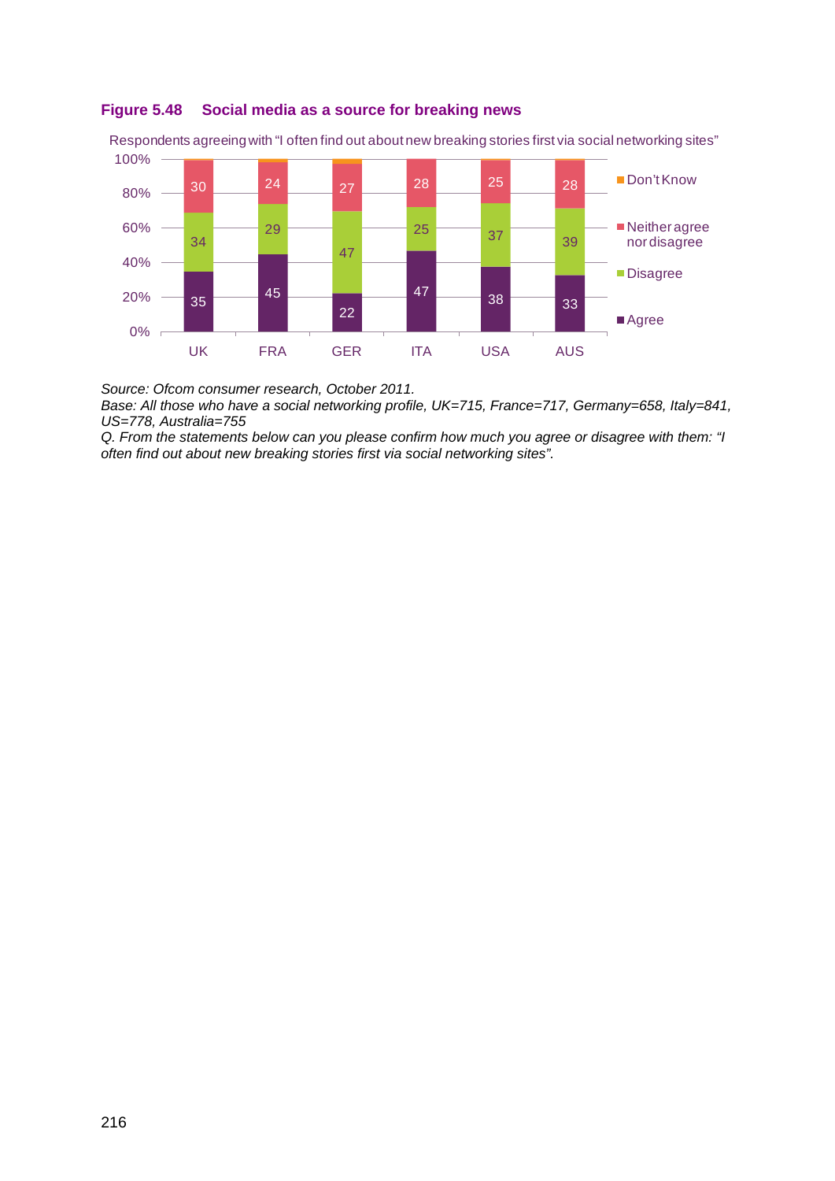**Figure 5.48 Social media as a source for breaking news**

Respondents agreeing with "I often find out about new breaking stories first via social networking sites"

100%
80%
60%
40%
20%
0%

UK: 35, 34, 30
FRA: 45, 29, 24
GER: 22, 47, 27
ITA: 47, 25, 28
USA: 38, 37, 25
AUS: 33, 39, 28

Don't Know
Neither agree nor disagree
Disagree
Agree

*Source: Ofcom consumer research, October 2011.*
*Base: All those who have a social networking profile, UK=715, France=717, Germany=658, Italy=841, US=778, Australia=755*
*Q. From the statements below can you please confirm how much you agree or disagree with them: "I often find out about new breaking stories first via social networking sites".*